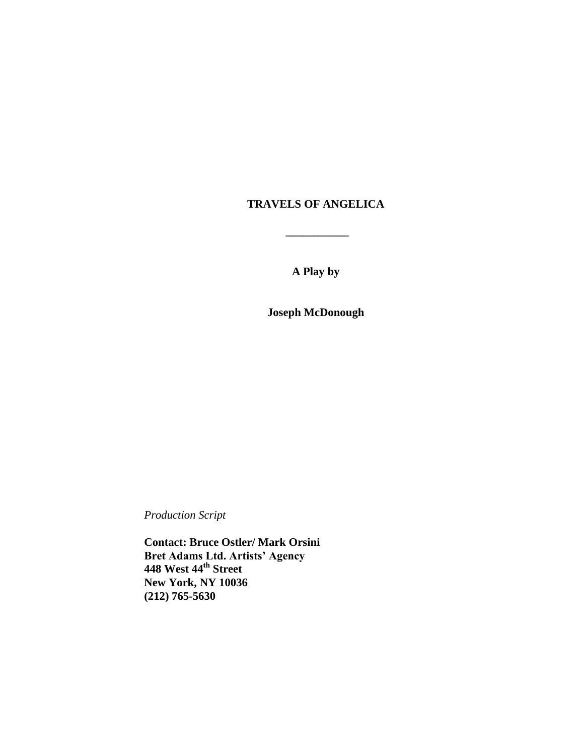# TRAVELS OF ANGELICA

___________

**A Play by**

**Joseph McDonough**

*Production Script*

**Contact: Bruce Ostler/ Mark Orsini**
**Bret Adams Ltd. Artists' Agency**
**448 West 44th Street**
**New York, NY 10036**
**(212) 765-5630**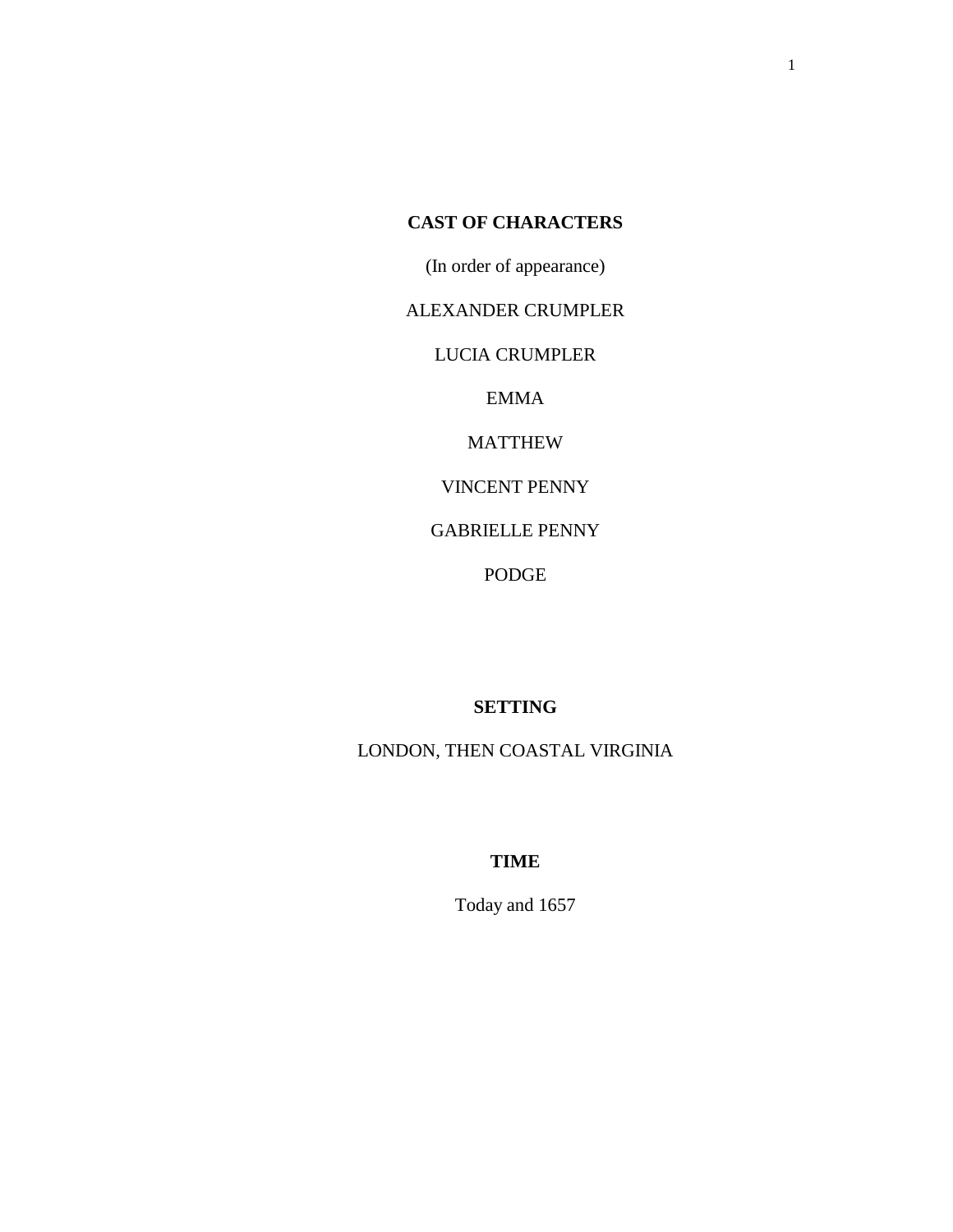**CAST OF CHARACTERS**

(In order of appearance)

ALEXANDER CRUMPLER

LUCIA CRUMPLER

EMMA

MATTHEW

VINCENT PENNY

GABRIELLE PENNY

PODGE

**SETTING**

LONDON, THEN COASTAL VIRGINIA

**TIME**

Today and 1657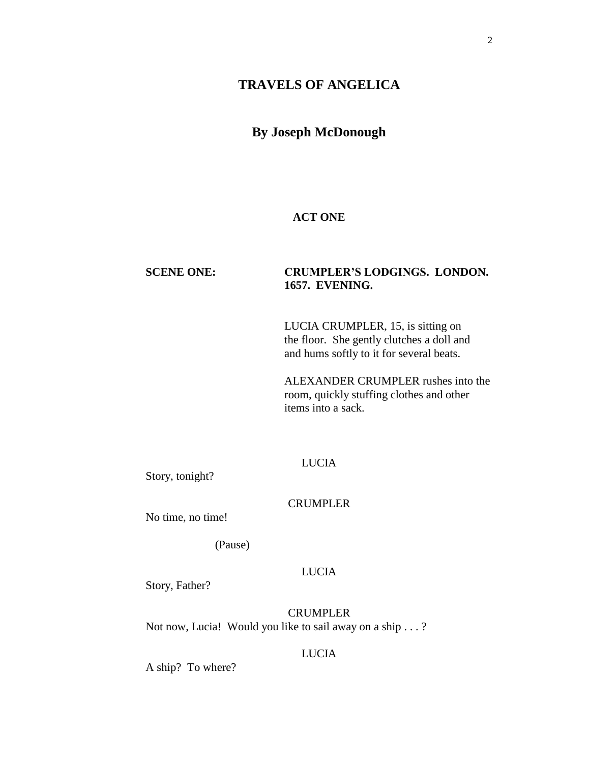# TRAVELS OF ANGELICA

## By Joseph McDonough

### ACT ONE

**SCENE ONE: CRUMPLER'S LODGINGS. LONDON. 1657. EVENING.**

LUCIA CRUMPLER, 15, is sitting on the floor. She gently clutches a doll and and hums softly to it for several beats.

ALEXANDER CRUMPLER rushes into the room, quickly stuffing clothes and other items into a sack.

LUCIA

Story, tonight?

CRUMPLER

No time, no time!

(Pause)

LUCIA

Story, Father?

CRUMPLER

Not now, Lucia! Would you like to sail away on a ship . . . ?

LUCIA

A ship? To where?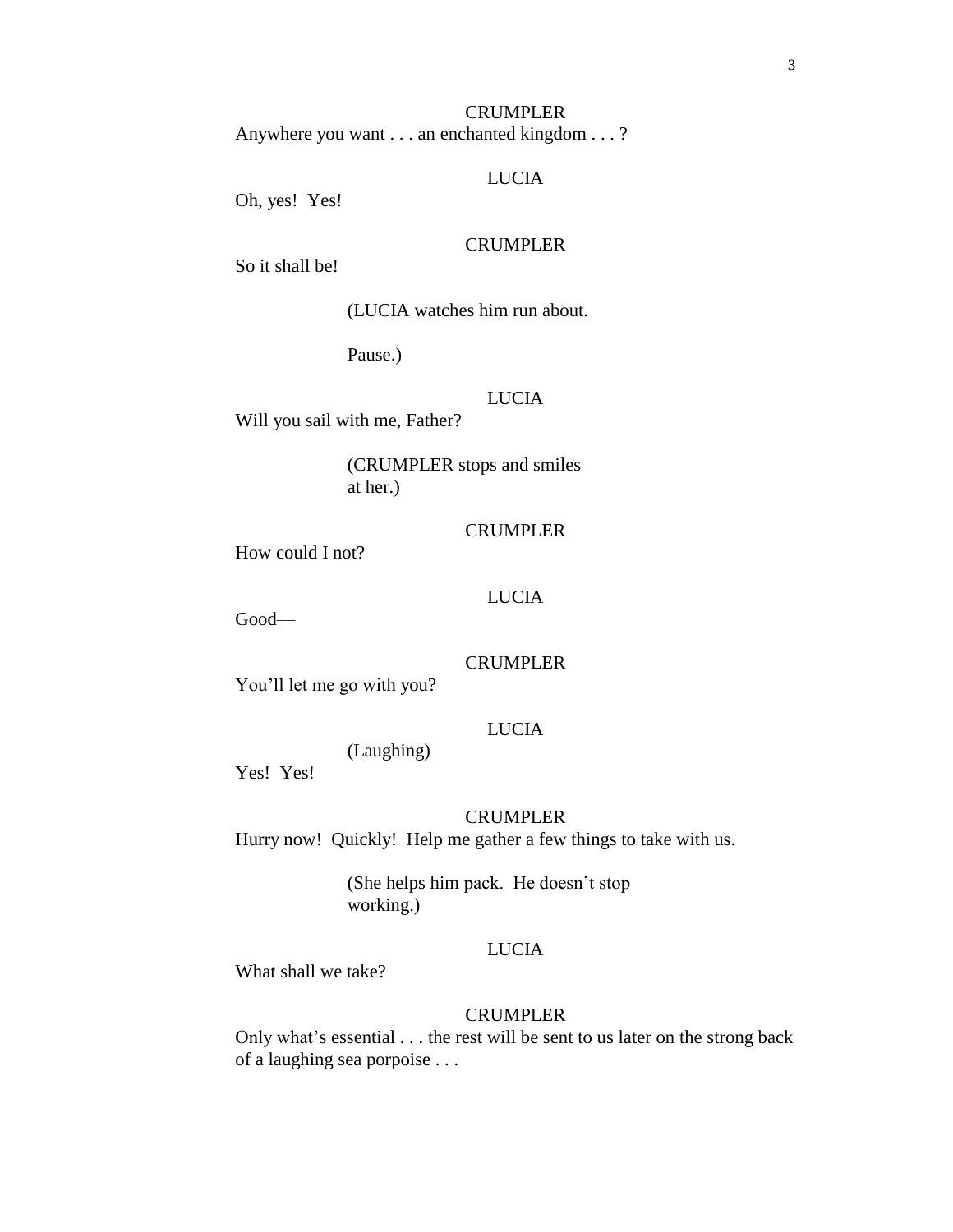CRUMPLER

Anywhere you want . . . an enchanted kingdom . . . ?

LUCIA

Oh, yes!  Yes!

CRUMPLER

So it shall be!

(LUCIA watches him run about.

Pause.)

LUCIA

Will you sail with me, Father?

(CRUMPLER stops and smiles at her.)

CRUMPLER

How could I not?

LUCIA

Good—

CRUMPLER

You'll let me go with you?

LUCIA

(Laughing)

Yes!  Yes!

CRUMPLER

Hurry now!  Quickly!  Help me gather a few things to take with us.

(She helps him pack.  He doesn't stop working.)

LUCIA

What shall we take?

CRUMPLER

Only what's essential . . . the rest will be sent to us later on the strong back of a laughing sea porpoise . . .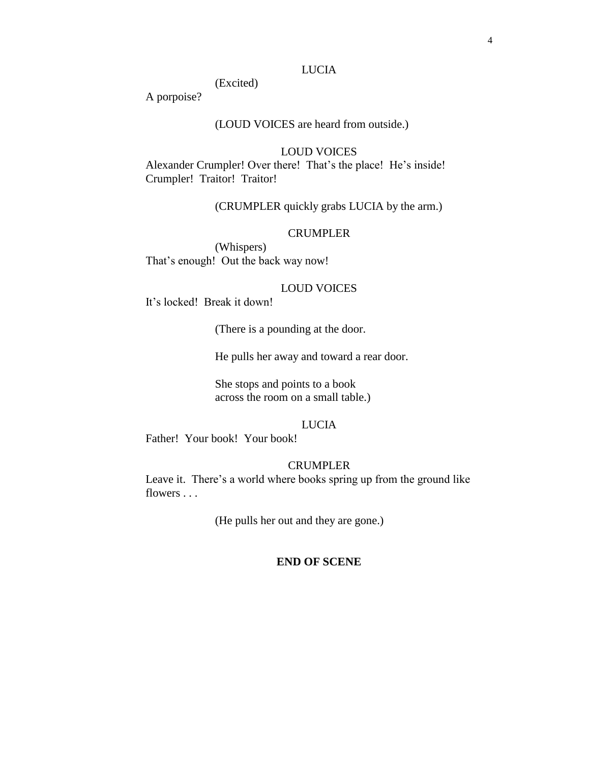LUCIA

(Excited)

A porpoise?

(LOUD VOICES are heard from outside.)

LOUD VOICES

Alexander Crumpler! Over there! That's the place! He's inside! Crumpler! Traitor! Traitor!

(CRUMPLER quickly grabs LUCIA by the arm.)

CRUMPLER

(Whispers)

That's enough! Out the back way now!

LOUD VOICES

It's locked! Break it down!

(There is a pounding at the door.

He pulls her away and toward a rear door.

She stops and points to a book across the room on a small table.)

LUCIA

Father! Your book! Your book!

CRUMPLER

Leave it. There's a world where books spring up from the ground like flowers . . .

(He pulls her out and they are gone.)

**END OF SCENE**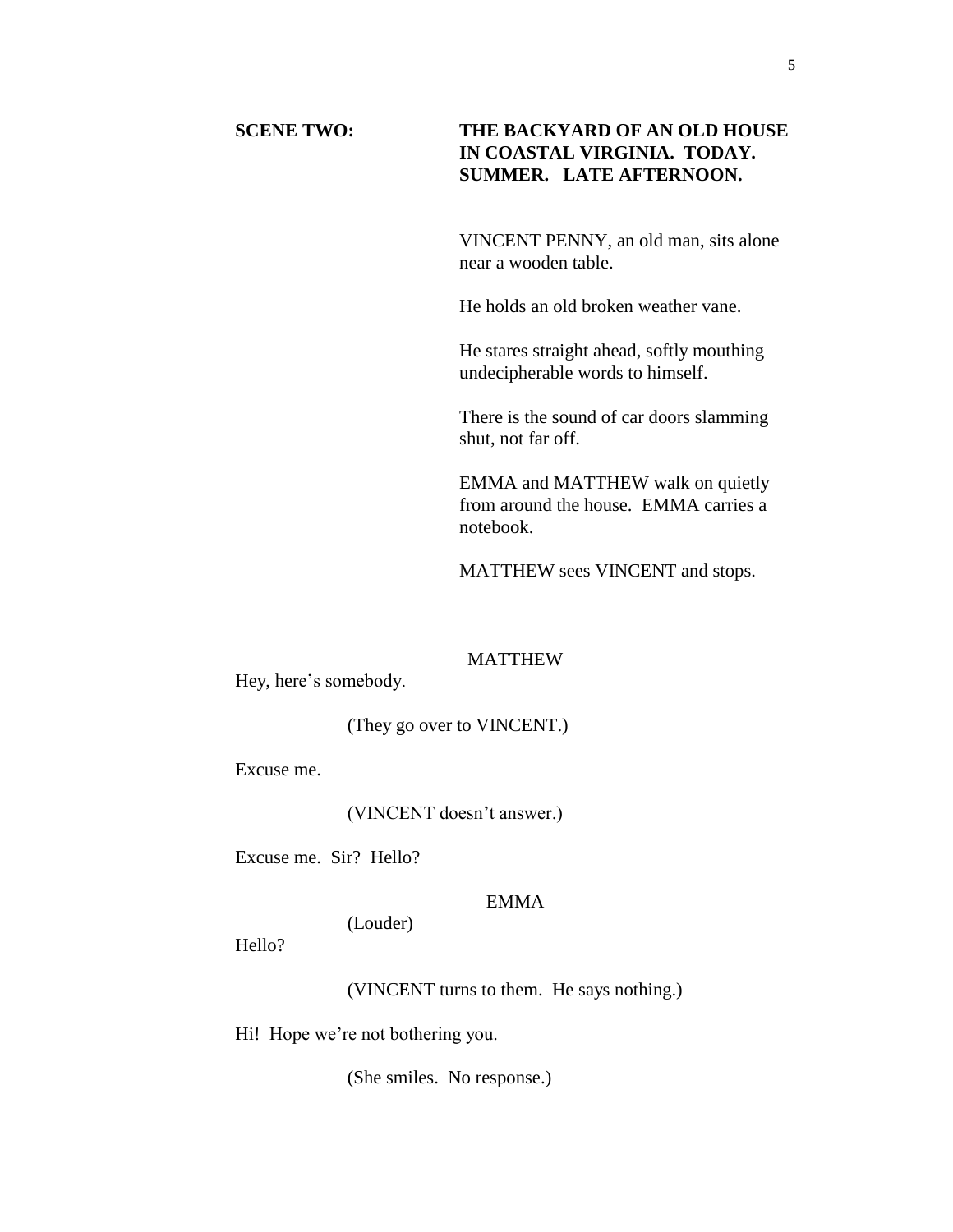**SCENE TWO:** **THE BACKYARD OF AN OLD HOUSE IN COASTAL VIRGINIA. TODAY. SUMMER. LATE AFTERNOON.**

VINCENT PENNY, an old man, sits alone near a wooden table.

He holds an old broken weather vane.

He stares straight ahead, softly mouthing undecipherable words to himself.

There is the sound of car doors slamming shut, not far off.

EMMA and MATTHEW walk on quietly from around the house. EMMA carries a notebook.

MATTHEW sees VINCENT and stops.

MATTHEW

Hey, here's somebody.

(They go over to VINCENT.)

Excuse me.

(VINCENT doesn't answer.)

Excuse me. Sir? Hello?

EMMA

(Louder)

Hello?

(VINCENT turns to them. He says nothing.)

Hi! Hope we're not bothering you.

(She smiles. No response.)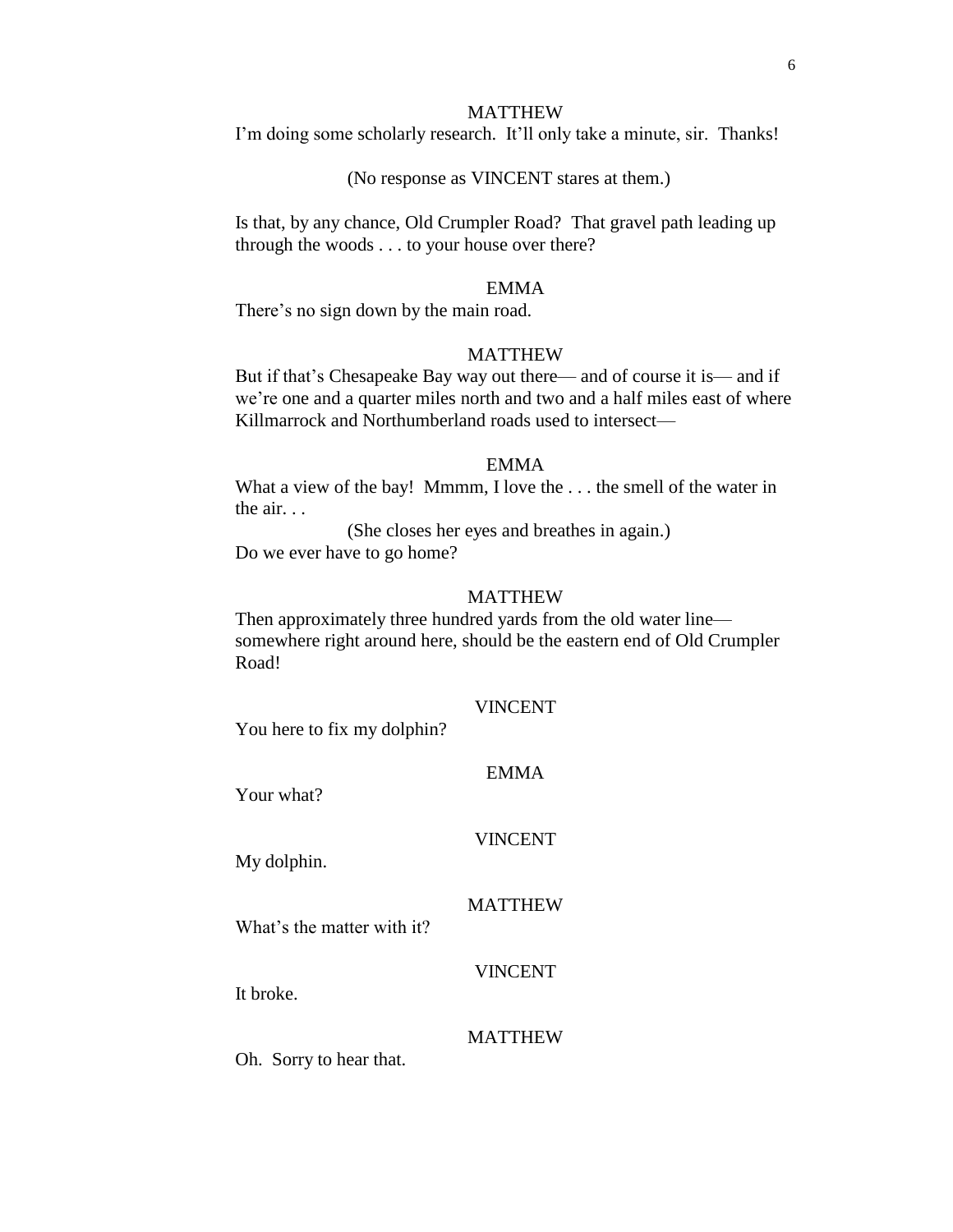MATTHEW

I'm doing some scholarly research. It'll only take a minute, sir. Thanks!

(No response as VINCENT stares at them.)

Is that, by any chance, Old Crumpler Road? That gravel path leading up through the woods . . . to your house over there?

EMMA

There's no sign down by the main road.

MATTHEW

But if that's Chesapeake Bay way out there— and of course it is— and if we're one and a quarter miles north and two and a half miles east of where Killmarrock and Northumberland roads used to intersect—

EMMA

What a view of the bay! Mmmm, I love the . . . the smell of the water in the air. . .

(She closes her eyes and breathes in again.)

Do we ever have to go home?

MATTHEW

Then approximately three hundred yards from the old water line— somewhere right around here, should be the eastern end of Old Crumpler Road!

VINCENT

You here to fix my dolphin?

EMMA

Your what?

VINCENT

My dolphin.

MATTHEW

What's the matter with it?

VINCENT

It broke.

MATTHEW

Oh. Sorry to hear that.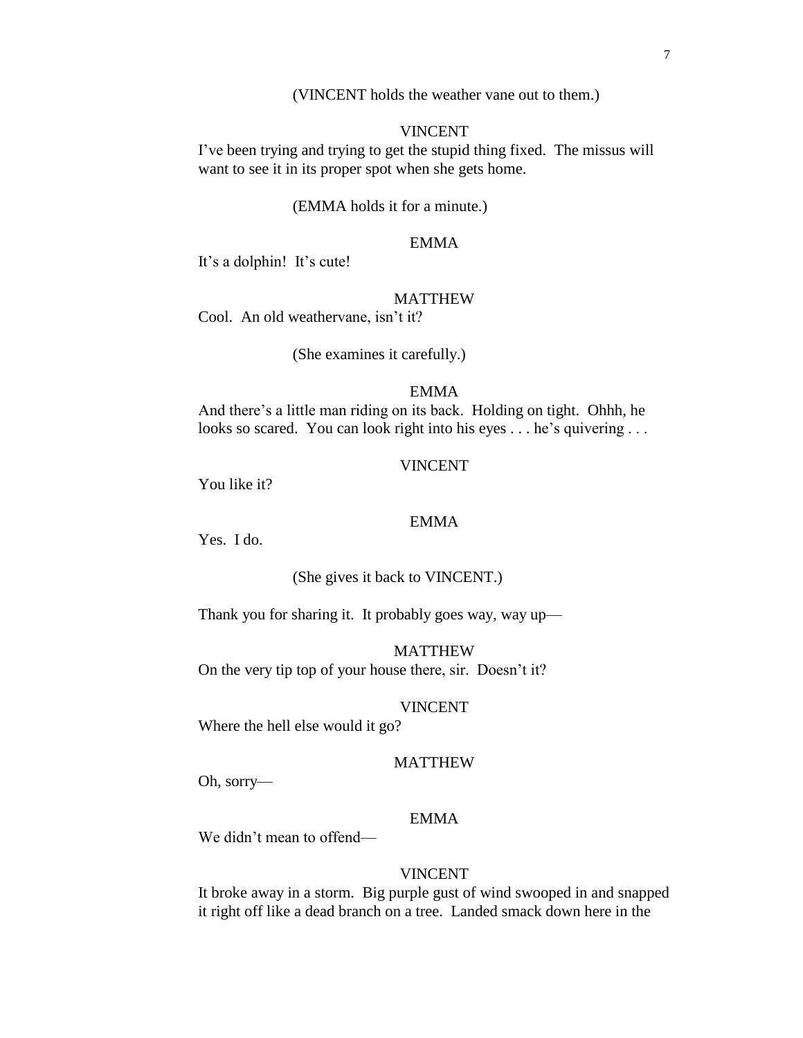(VINCENT holds the weather vane out to them.)

VINCENT

I've been trying and trying to get the stupid thing fixed. The missus will want to see it in its proper spot when she gets home.

(EMMA holds it for a minute.)

EMMA

It's a dolphin! It's cute!

MATTHEW

Cool. An old weathervane, isn't it?

(She examines it carefully.)

EMMA

And there's a little man riding on its back. Holding on tight. Ohhh, he looks so scared. You can look right into his eyes . . . he's quivering . . .

VINCENT

You like it?

EMMA

Yes. I do.

(She gives it back to VINCENT.)

Thank you for sharing it. It probably goes way, way up—

MATTHEW

On the very tip top of your house there, sir. Doesn't it?

VINCENT

Where the hell else would it go?

MATTHEW

Oh, sorry—

EMMA

We didn't mean to offend—

VINCENT

It broke away in a storm. Big purple gust of wind swooped in and snapped it right off like a dead branch on a tree. Landed smack down here in the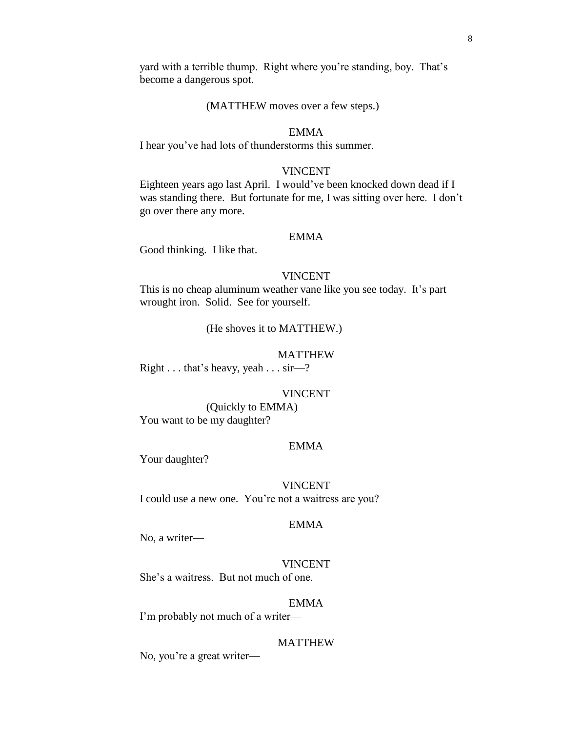yard with a terrible thump. Right where you're standing, boy. That's become a dangerous spot.

(MATTHEW moves over a few steps.)

EMMA

I hear you've had lots of thunderstorms this summer.

VINCENT

Eighteen years ago last April. I would've been knocked down dead if I was standing there. But fortunate for me, I was sitting over here. I don't go over there any more.

EMMA

Good thinking. I like that.

VINCENT

This is no cheap aluminum weather vane like you see today. It's part wrought iron. Solid. See for yourself.

(He shoves it to MATTHEW.)

MATTHEW

Right . . . that's heavy, yeah . . . sir—?

VINCENT

(Quickly to EMMA)

You want to be my daughter?

EMMA

Your daughter?

VINCENT

I could use a new one. You're not a waitress are you?

EMMA

No, a writer—

VINCENT

She's a waitress. But not much of one.

EMMA

I'm probably not much of a writer—

MATTHEW

No, you're a great writer—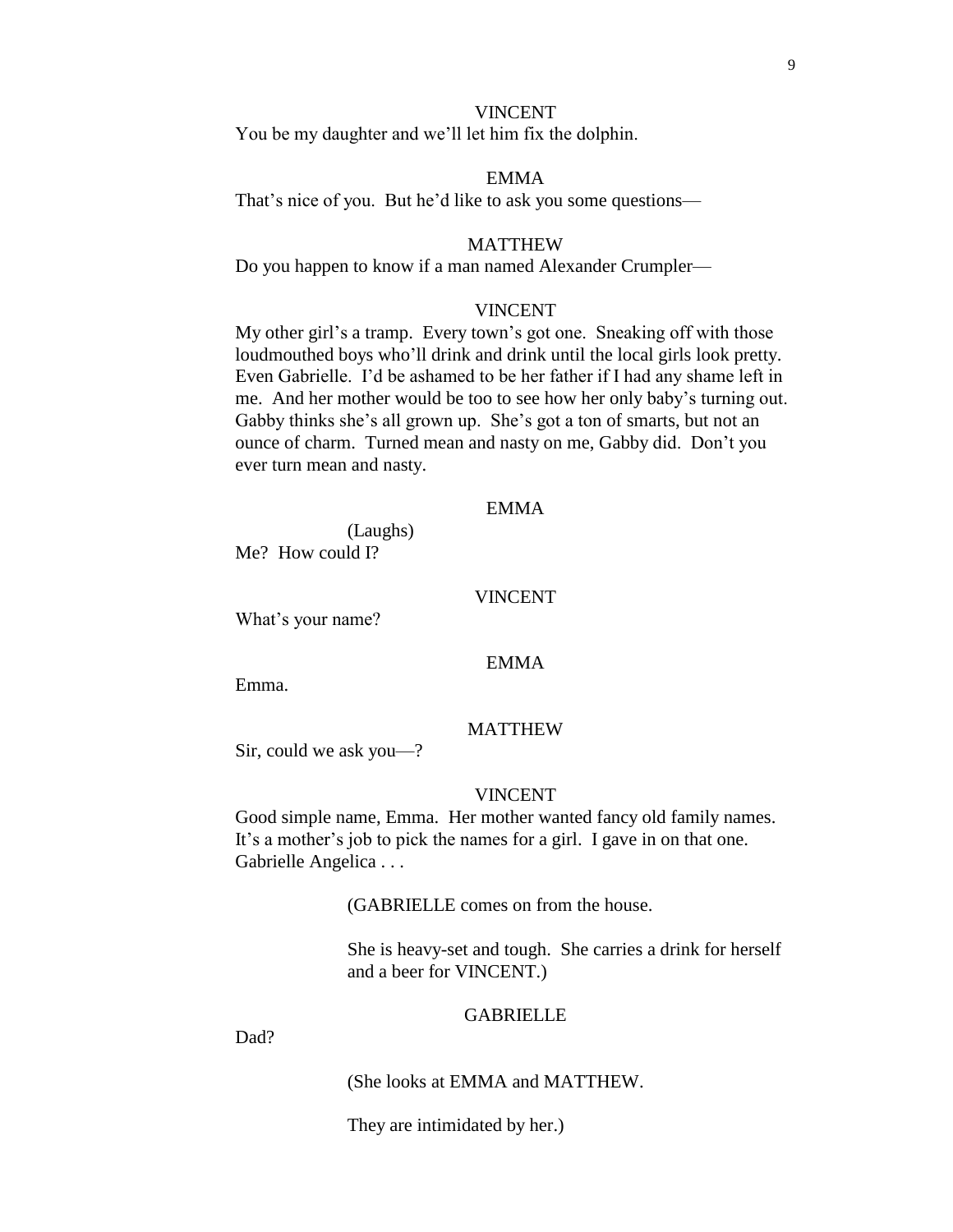VINCENT

You be my daughter and we'll let him fix the dolphin.

EMMA

That's nice of you. But he'd like to ask you some questions—

MATTHEW

Do you happen to know if a man named Alexander Crumpler—

VINCENT

My other girl's a tramp. Every town's got one. Sneaking off with those loudmouthed boys who'll drink and drink until the local girls look pretty. Even Gabrielle. I'd be ashamed to be her father if I had any shame left in me. And her mother would be too to see how her only baby's turning out. Gabby thinks she's all grown up. She's got a ton of smarts, but not an ounce of charm. Turned mean and nasty on me, Gabby did. Don't you ever turn mean and nasty.

EMMA

(Laughs)

Me? How could I?

VINCENT

What's your name?

EMMA

Emma.

MATTHEW

Sir, could we ask you—?

VINCENT

Good simple name, Emma. Her mother wanted fancy old family names. It's a mother's job to pick the names for a girl. I gave in on that one. Gabrielle Angelica . . .

(GABRIELLE comes on from the house.

She is heavy-set and tough. She carries a drink for herself and a beer for VINCENT.)

GABRIELLE

Dad?

(She looks at EMMA and MATTHEW.

They are intimidated by her.)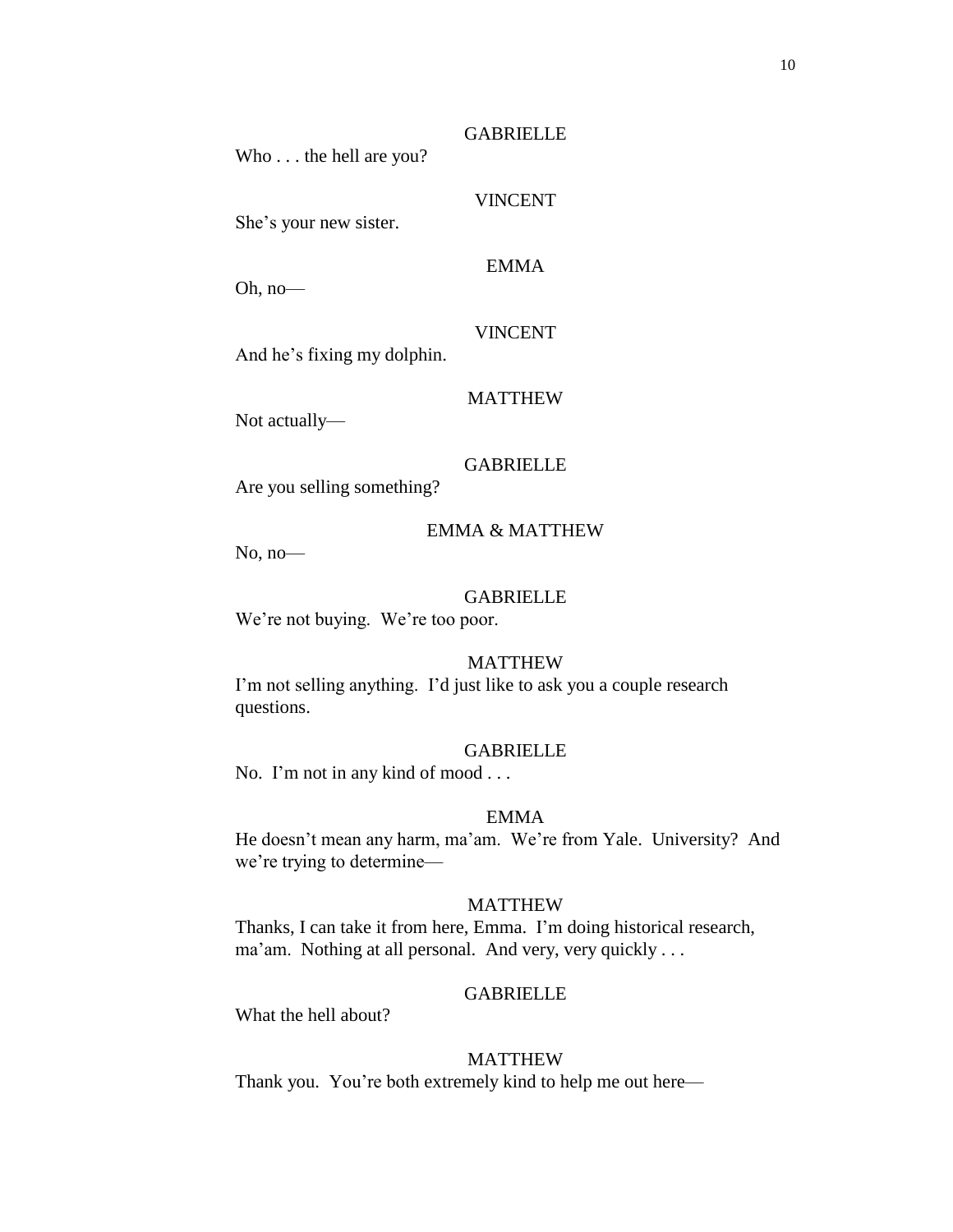GABRIELLE

Who . . . the hell are you?

VINCENT

She's your new sister.

EMMA

Oh, no—

VINCENT

And he's fixing my dolphin.

MATTHEW

Not actually—

GABRIELLE

Are you selling something?

EMMA & MATTHEW

No, no—

GABRIELLE

We're not buying. We're too poor.

MATTHEW

I'm not selling anything. I'd just like to ask you a couple research questions.

GABRIELLE

No. I'm not in any kind of mood . . .

EMMA

He doesn't mean any harm, ma'am. We're from Yale. University? And we're trying to determine—

MATTHEW

Thanks, I can take it from here, Emma. I'm doing historical research, ma'am. Nothing at all personal. And very, very quickly . . .

GABRIELLE

What the hell about?

MATTHEW

Thank you. You're both extremely kind to help me out here—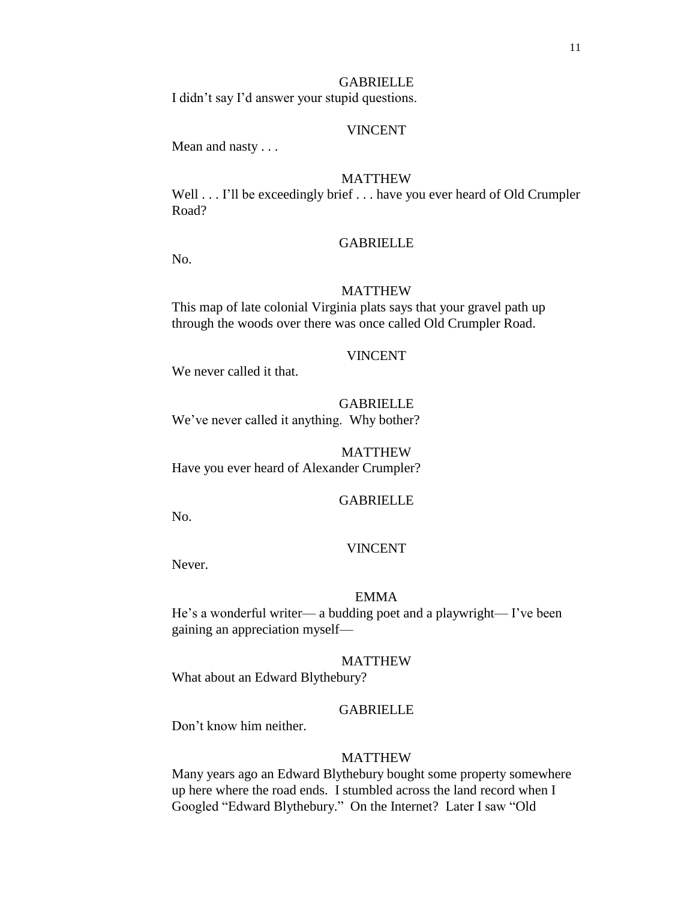GABRIELLE

I didn't say I'd answer your stupid questions.

VINCENT

Mean and nasty . . .

MATTHEW

Well . . . I'll be exceedingly brief . . . have you ever heard of Old Crumpler Road?

GABRIELLE

No.

MATTHEW

This map of late colonial Virginia plats says that your gravel path up through the woods over there was once called Old Crumpler Road.

VINCENT

We never called it that.

GABRIELLE

We've never called it anything. Why bother?

MATTHEW

Have you ever heard of Alexander Crumpler?

GABRIELLE

No.

VINCENT

Never.

EMMA

He's a wonderful writer— a budding poet and a playwright— I've been gaining an appreciation myself—

MATTHEW

What about an Edward Blythebury?

GABRIELLE

Don't know him neither.

MATTHEW

Many years ago an Edward Blythebury bought some property somewhere up here where the road ends. I stumbled across the land record when I Googled "Edward Blythebury." On the Internet? Later I saw "Old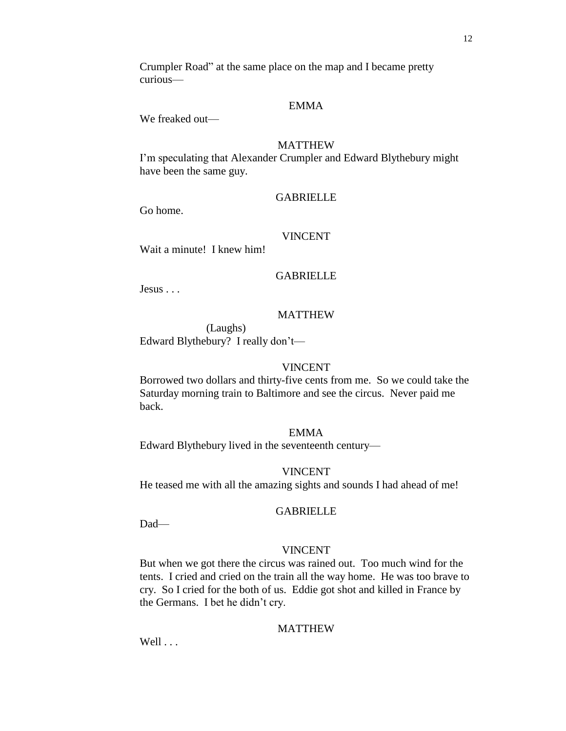Crumpler Road" at the same place on the map and I became pretty curious—

EMMA

We freaked out—

MATTHEW

I'm speculating that Alexander Crumpler and Edward Blythebury might have been the same guy.

GABRIELLE

Go home.

VINCENT

Wait a minute! I knew him!

GABRIELLE

Jesus . . .

MATTHEW

(Laughs)

Edward Blythebury? I really don't—

VINCENT

Borrowed two dollars and thirty-five cents from me. So we could take the Saturday morning train to Baltimore and see the circus. Never paid me back.

EMMA

Edward Blythebury lived in the seventeenth century—

VINCENT

He teased me with all the amazing sights and sounds I had ahead of me!

GABRIELLE

Dad—

VINCENT

But when we got there the circus was rained out. Too much wind for the tents. I cried and cried on the train all the way home. He was too brave to cry. So I cried for the both of us. Eddie got shot and killed in France by the Germans. I bet he didn't cry.

MATTHEW

Well . . .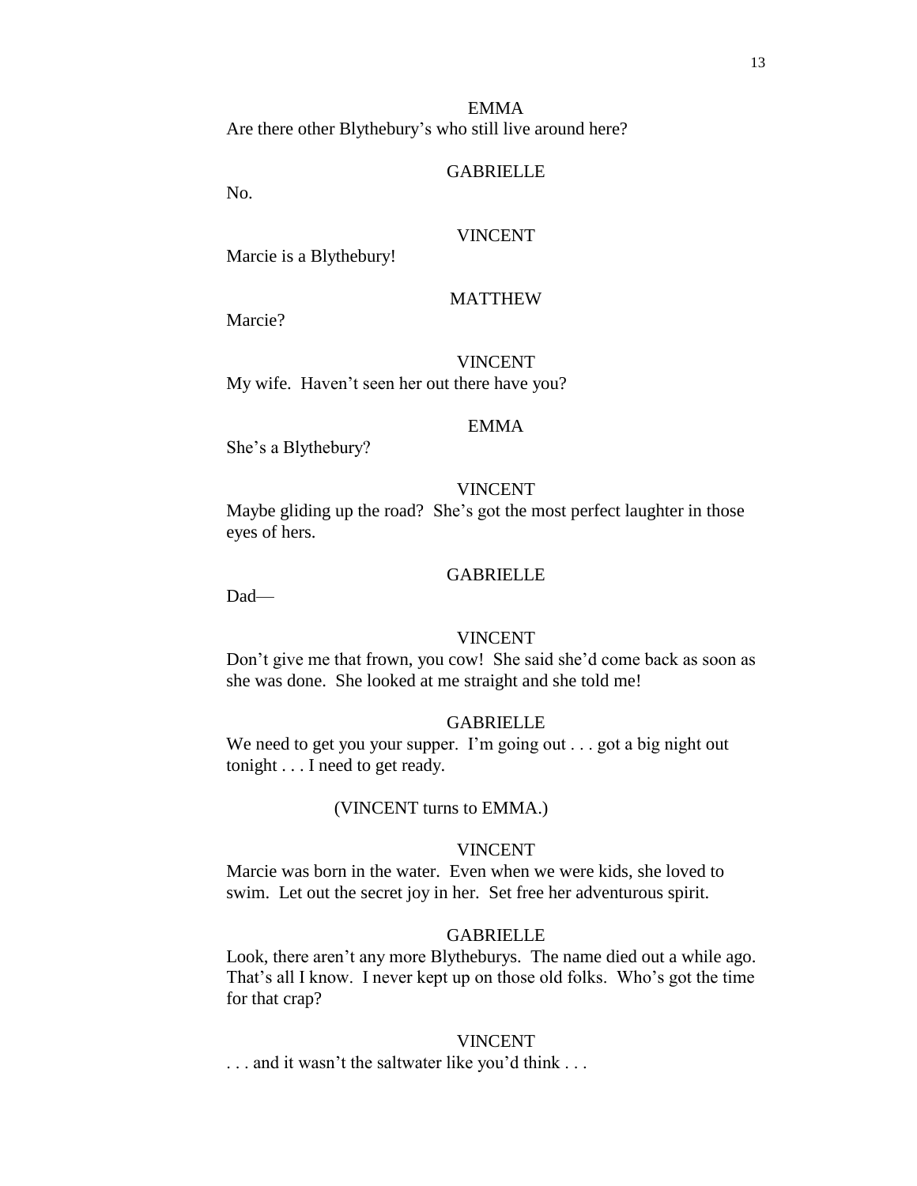EMMA

Are there other Blythebury's who still live around here?

GABRIELLE

No.

VINCENT

Marcie is a Blythebury!

MATTHEW

Marcie?

VINCENT

My wife. Haven't seen her out there have you?

EMMA

She's a Blythebury?

VINCENT

Maybe gliding up the road? She's got the most perfect laughter in those eyes of hers.

GABRIELLE

Dad—

VINCENT

Don't give me that frown, you cow! She said she'd come back as soon as she was done. She looked at me straight and she told me!

GABRIELLE

We need to get you your supper. I'm going out . . . got a big night out tonight . . . I need to get ready.

(VINCENT turns to EMMA.)

VINCENT

Marcie was born in the water. Even when we were kids, she loved to swim. Let out the secret joy in her. Set free her adventurous spirit.

GABRIELLE

Look, there aren't any more Blytheburys. The name died out a while ago. That's all I know. I never kept up on those old folks. Who's got the time for that crap?

VINCENT

. . . and it wasn't the saltwater like you'd think . . .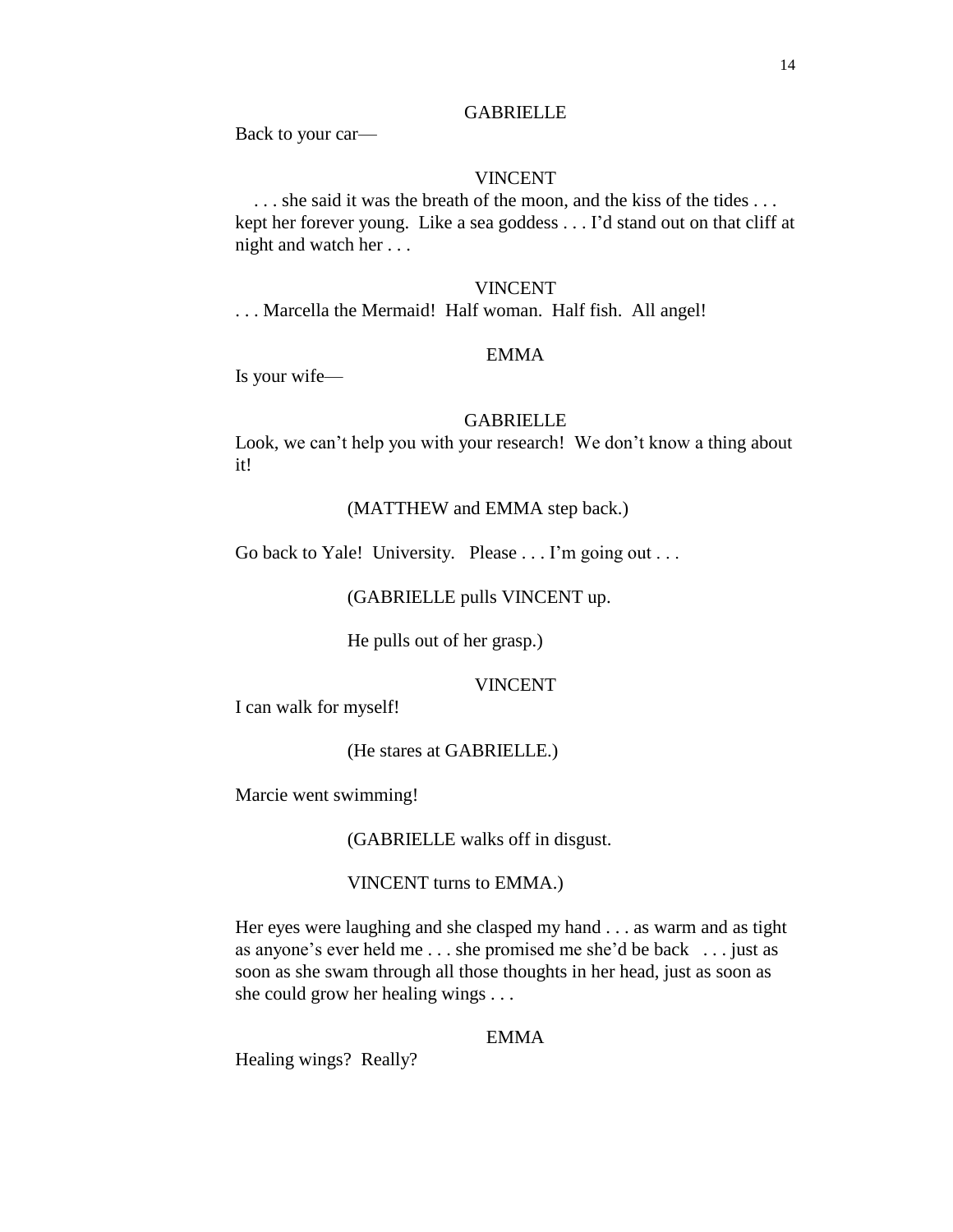GABRIELLE

Back to your car—

VINCENT

. . . she said it was the breath of the moon, and the kiss of the tides . . . kept her forever young. Like a sea goddess . . . I'd stand out on that cliff at night and watch her . . .

VINCENT

. . . Marcella the Mermaid! Half woman. Half fish. All angel!

EMMA

Is your wife—

GABRIELLE

Look, we can't help you with your research! We don't know a thing about it!

(MATTHEW and EMMA step back.)

Go back to Yale! University. Please . . . I'm going out . . .

(GABRIELLE pulls VINCENT up.

He pulls out of her grasp.)

VINCENT

I can walk for myself!

(He stares at GABRIELLE.)

Marcie went swimming!

(GABRIELLE walks off in disgust.

VINCENT turns to EMMA.)

Her eyes were laughing and she clasped my hand . . . as warm and as tight as anyone's ever held me . . . she promised me she'd be back . . . just as soon as she swam through all those thoughts in her head, just as soon as she could grow her healing wings . . .

EMMA

Healing wings? Really?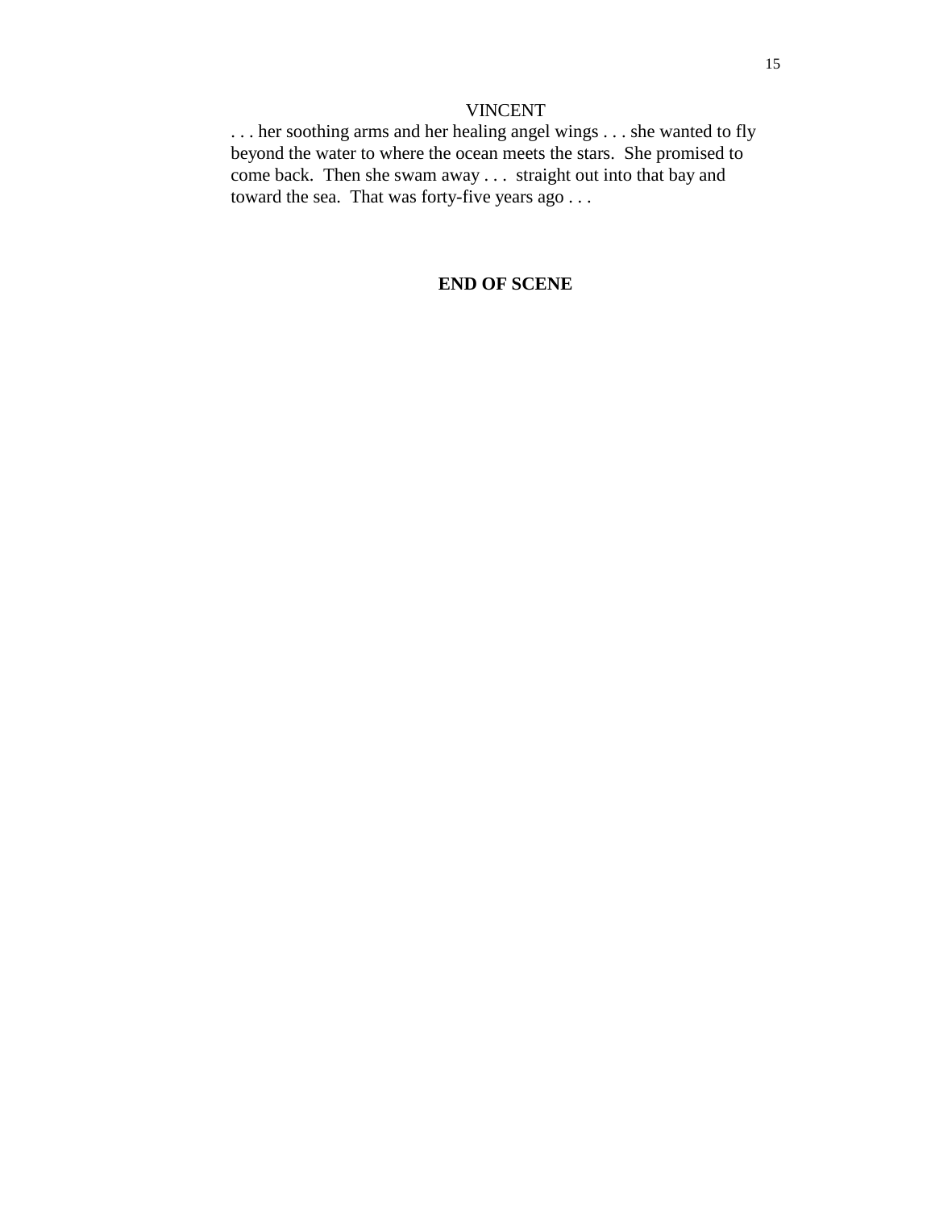VINCENT

. . . her soothing arms and her healing angel wings . . . she wanted to fly beyond the water to where the ocean meets the stars. She promised to come back. Then she swam away . . . straight out into that bay and toward the sea. That was forty-five years ago . . .

**END OF SCENE**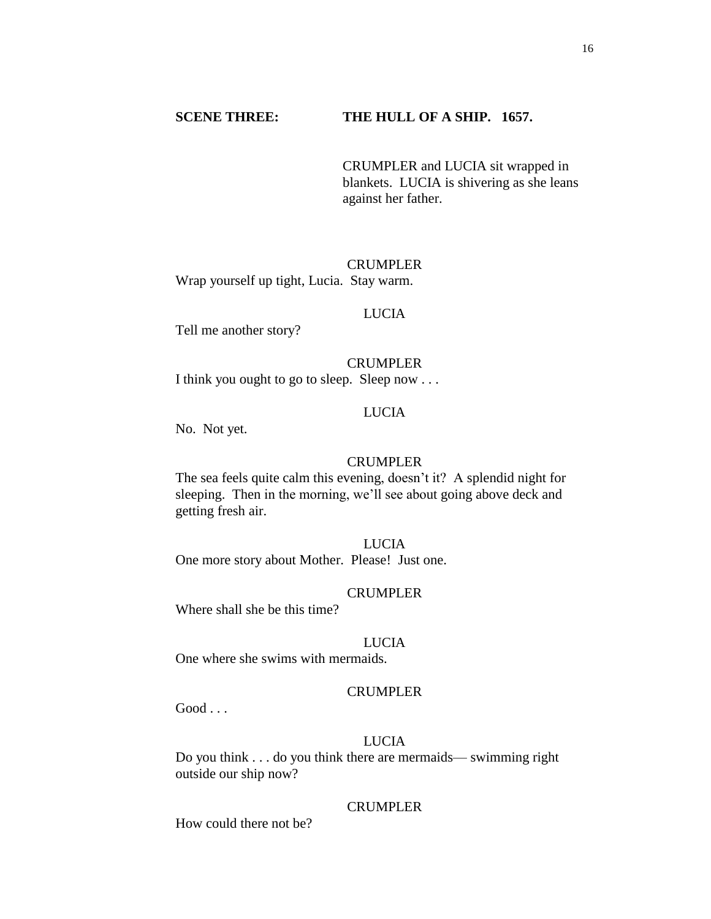**SCENE THREE: THE HULL OF A SHIP. 1657.**

CRUMPLER and LUCIA sit wrapped in blankets. LUCIA is shivering as she leans against her father.

CRUMPLER
Wrap yourself up tight, Lucia. Stay warm.

LUCIA
Tell me another story?

CRUMPLER
I think you ought to go to sleep. Sleep now . . .

LUCIA
No. Not yet.

CRUMPLER
The sea feels quite calm this evening, doesn't it? A splendid night for sleeping. Then in the morning, we'll see about going above deck and getting fresh air.

LUCIA
One more story about Mother. Please! Just one.

CRUMPLER
Where shall she be this time?

LUCIA
One where she swims with mermaids.

CRUMPLER
Good . . .

LUCIA
Do you think . . . do you think there are mermaids— swimming right outside our ship now?

CRUMPLER
How could there not be?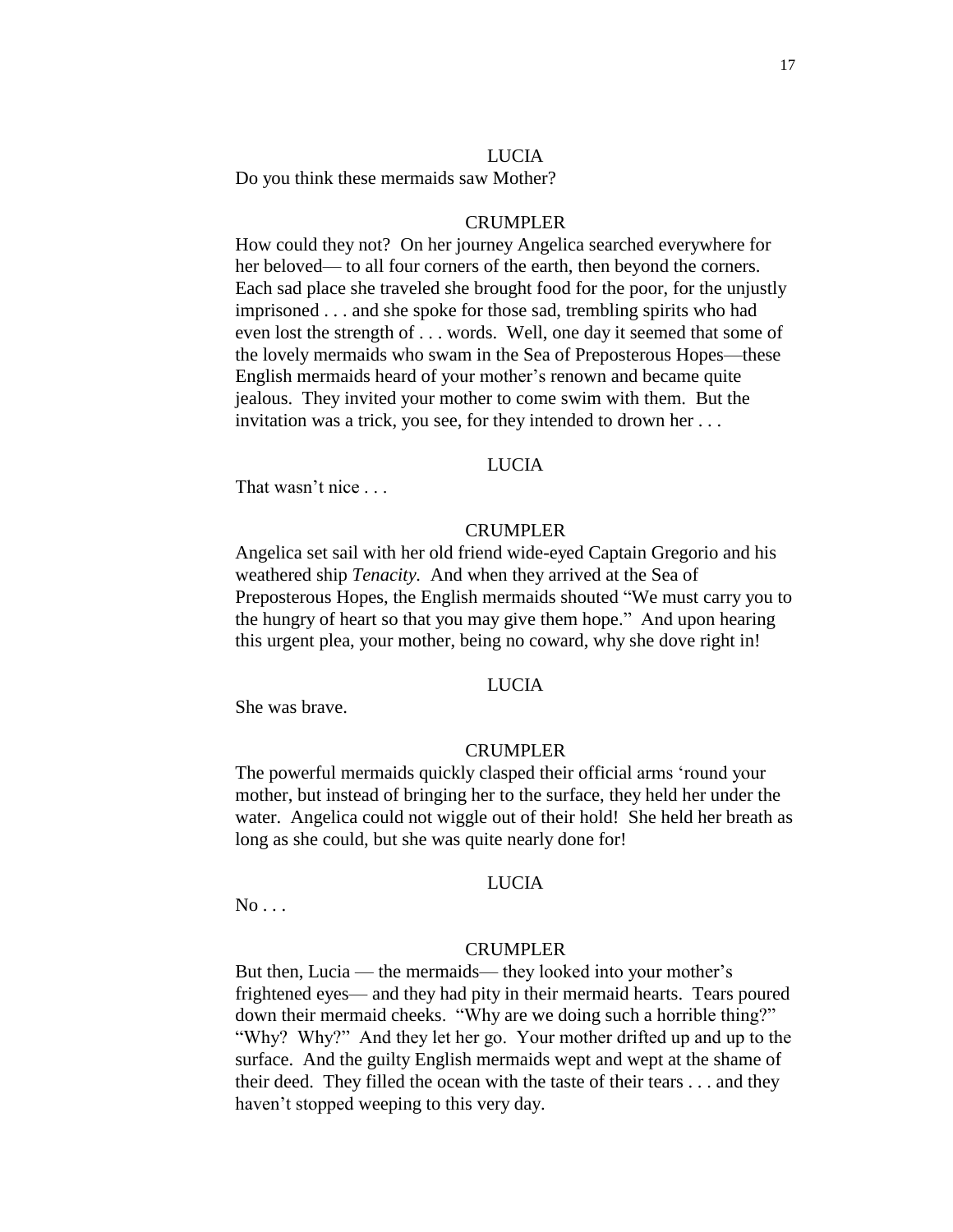LUCIA

Do you think these mermaids saw Mother?

CRUMPLER

How could they not? On her journey Angelica searched everywhere for her beloved— to all four corners of the earth, then beyond the corners. Each sad place she traveled she brought food for the poor, for the unjustly imprisoned . . . and she spoke for those sad, trembling spirits who had even lost the strength of . . . words. Well, one day it seemed that some of the lovely mermaids who swam in the Sea of Preposterous Hopes—these English mermaids heard of your mother's renown and became quite jealous. They invited your mother to come swim with them. But the invitation was a trick, you see, for they intended to drown her . . .

LUCIA

That wasn't nice . . .

CRUMPLER

Angelica set sail with her old friend wide-eyed Captain Gregorio and his weathered ship *Tenacity.* And when they arrived at the Sea of Preposterous Hopes, the English mermaids shouted "We must carry you to the hungry of heart so that you may give them hope." And upon hearing this urgent plea, your mother, being no coward, why she dove right in!

LUCIA

She was brave.

CRUMPLER

The powerful mermaids quickly clasped their official arms 'round your mother, but instead of bringing her to the surface, they held her under the water. Angelica could not wiggle out of their hold! She held her breath as long as she could, but she was quite nearly done for!

LUCIA

No . . .

CRUMPLER

But then, Lucia — the mermaids— they looked into your mother's frightened eyes— and they had pity in their mermaid hearts. Tears poured down their mermaid cheeks. "Why are we doing such a horrible thing?" "Why? Why?" And they let her go. Your mother drifted up and up to the surface. And the guilty English mermaids wept and wept at the shame of their deed. They filled the ocean with the taste of their tears . . . and they haven't stopped weeping to this very day.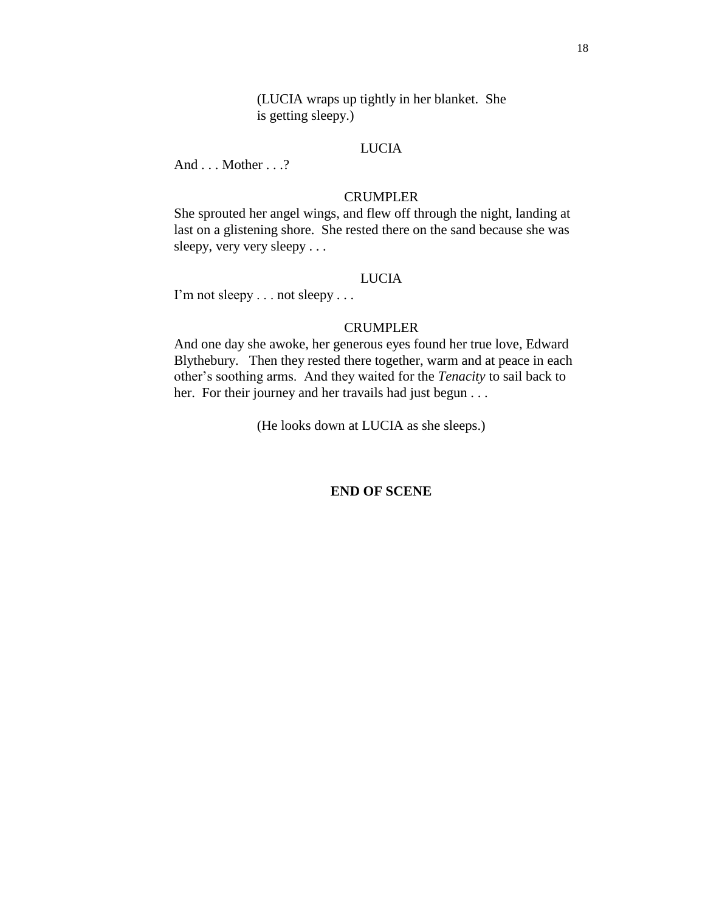(LUCIA wraps up tightly in her blanket. She is getting sleepy.)

LUCIA

And . . . Mother . . .?

CRUMPLER

She sprouted her angel wings, and flew off through the night, landing at last on a glistening shore. She rested there on the sand because she was sleepy, very very sleepy . . .

LUCIA

I'm not sleepy . . . not sleepy . . .

CRUMPLER

And one day she awoke, her generous eyes found her true love, Edward Blythebury. Then they rested there together, warm and at peace in each other's soothing arms. And they waited for the *Tenacity* to sail back to her. For their journey and her travails had just begun . . .

(He looks down at LUCIA as she sleeps.)

**END OF SCENE**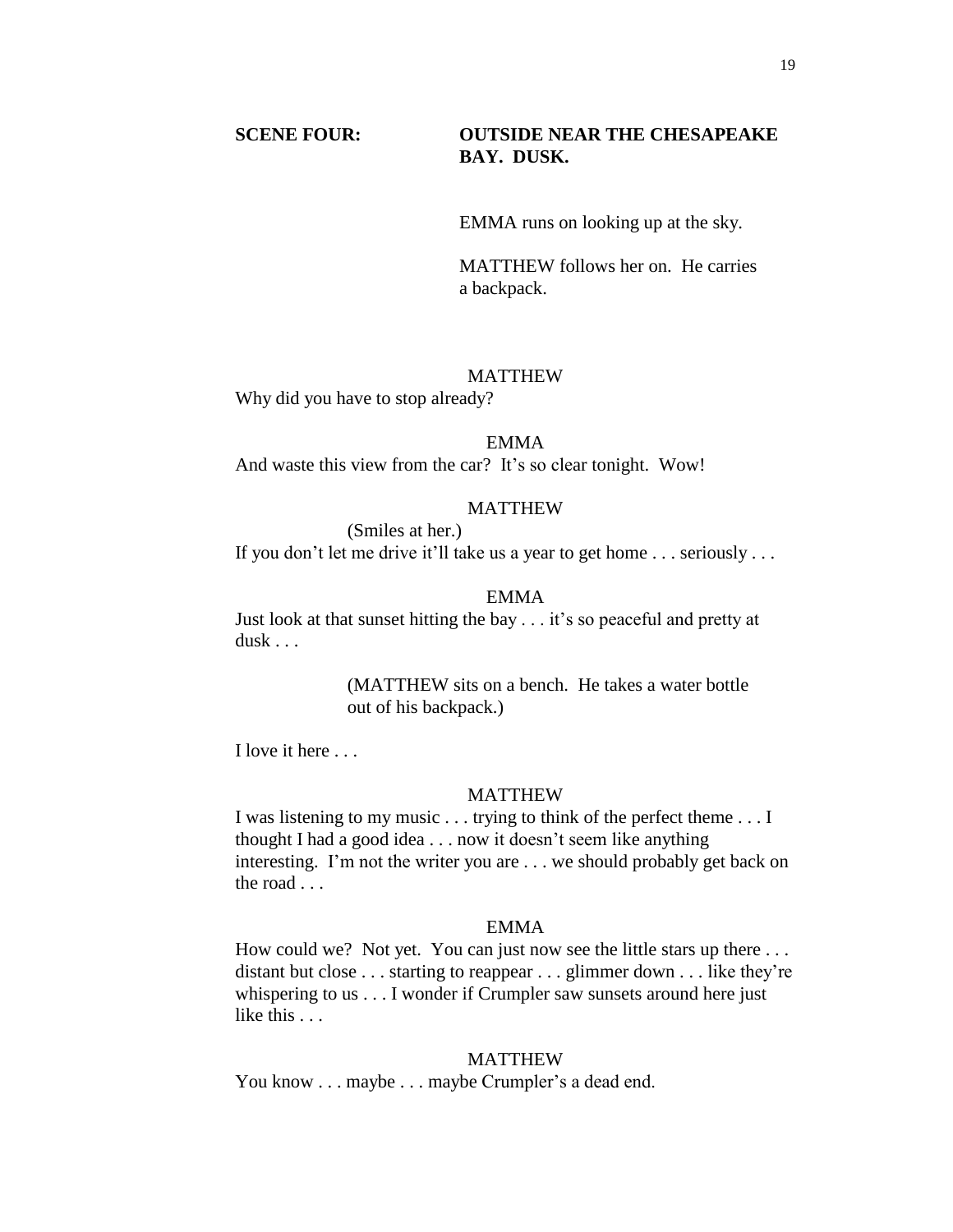**SCENE FOUR: OUTSIDE NEAR THE CHESAPEAKE BAY. DUSK.**

EMMA runs on looking up at the sky.

MATTHEW follows her on. He carries a backpack.

MATTHEW

Why did you have to stop already?

EMMA

And waste this view from the car? It's so clear tonight. Wow!

MATTHEW

(Smiles at her.)

If you don't let me drive it'll take us a year to get home . . . seriously . . .

EMMA

Just look at that sunset hitting the bay . . . it's so peaceful and pretty at dusk . . .

(MATTHEW sits on a bench. He takes a water bottle out of his backpack.)

I love it here . . .

MATTHEW

I was listening to my music . . . trying to think of the perfect theme . . . I thought I had a good idea . . . now it doesn't seem like anything interesting. I'm not the writer you are . . . we should probably get back on the road . . .

EMMA

How could we? Not yet. You can just now see the little stars up there . . . distant but close . . . starting to reappear . . . glimmer down . . . like they're whispering to us . . . I wonder if Crumpler saw sunsets around here just like this . . .

MATTHEW

You know . . . maybe . . . maybe Crumpler's a dead end.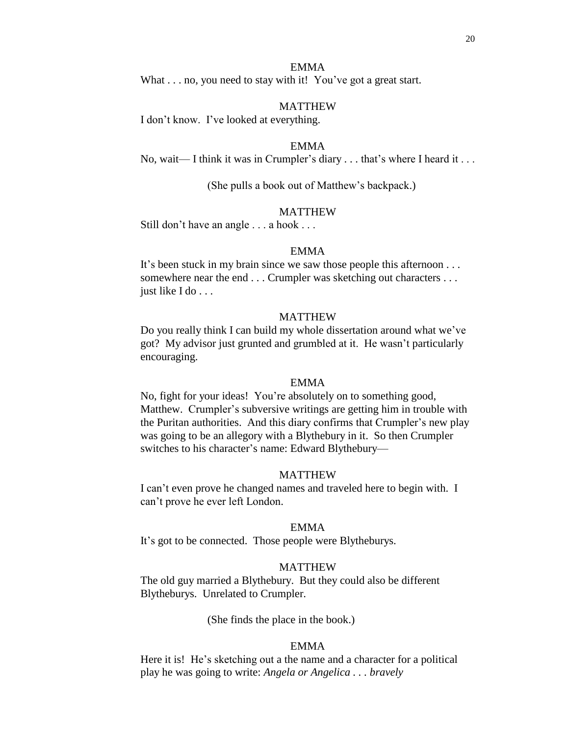EMMA

What . . . no, you need to stay with it!  You've got a great start.

MATTHEW

I don't know.  I've looked at everything.

EMMA

No, wait— I think it was in Crumpler's diary . . . that's where I heard it . . .

(She pulls a book out of Matthew's backpack.)

MATTHEW

Still don't have an angle . . . a hook . . .

EMMA

It's been stuck in my brain since we saw those people this afternoon . . . somewhere near the end . . . Crumpler was sketching out characters . . . just like I do . . .

MATTHEW

Do you really think I can build my whole dissertation around what we've got?  My advisor just grunted and grumbled at it.  He wasn't particularly encouraging.

EMMA

No, fight for your ideas!  You're absolutely on to something good, Matthew.  Crumpler's subversive writings are getting him in trouble with the Puritan authorities.  And this diary confirms that Crumpler's new play was going to be an allegory with a Blythebury in it.  So then Crumpler switches to his character's name: Edward Blythebury—

MATTHEW

I can't even prove he changed names and traveled here to begin with.  I can't prove he ever left London.

EMMA

It's got to be connected.  Those people were Blytheburys.

MATTHEW

The old guy married a Blythebury.  But they could also be different Blytheburys.  Unrelated to Crumpler.

(She finds the place in the book.)

EMMA

Here it is!  He's sketching out a the name and a character for a political play he was going to write: *Angela or Angelica . . . bravely*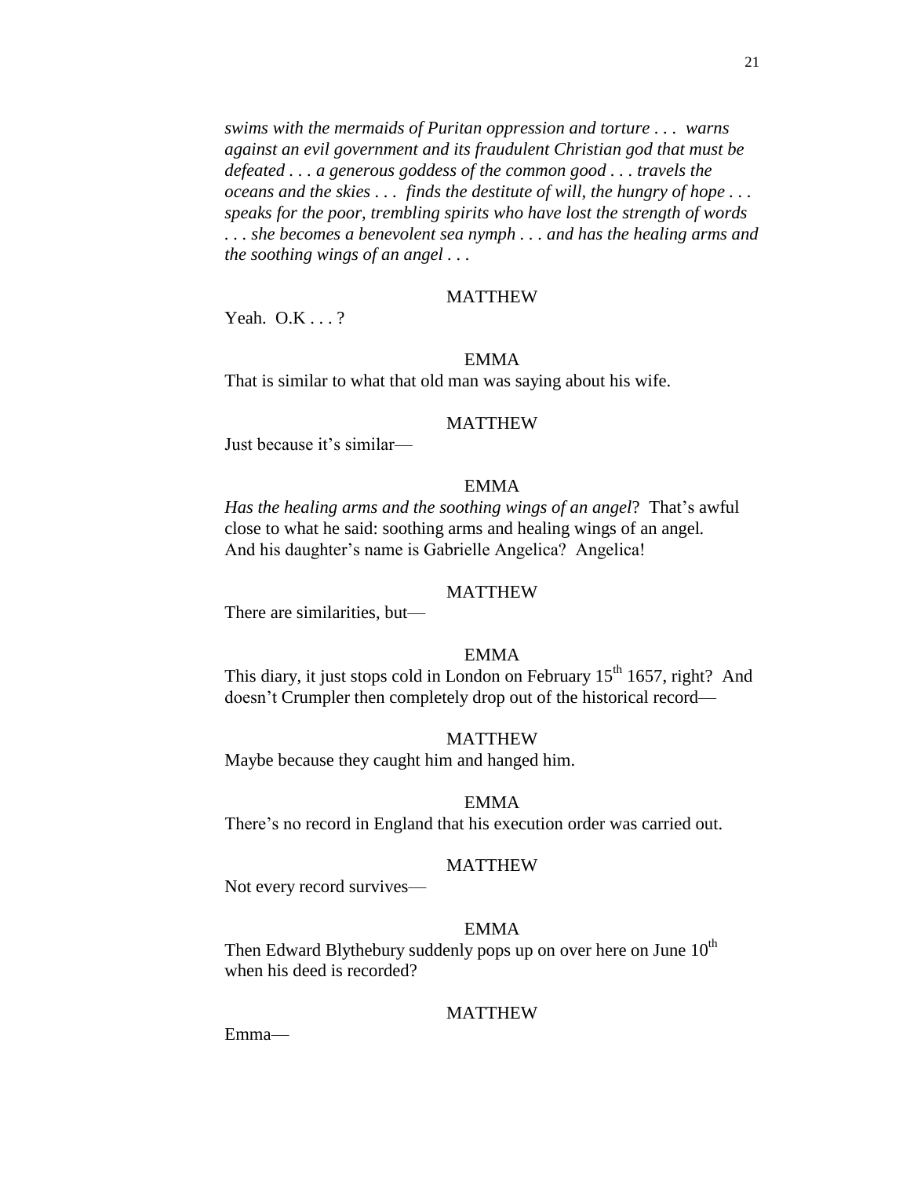*swims with the mermaids of Puritan oppression and torture . . . warns against an evil government and its fraudulent Christian god that must be defeated . . . a generous goddess of the common good . . . travels the oceans and the skies . . . finds the destitute of will, the hungry of hope . . . speaks for the poor, trembling spirits who have lost the strength of words . . . she becomes a benevolent sea nymph . . . and has the healing arms and the soothing wings of an angel . . .*

MATTHEW

Yeah. O.K . . . ?

EMMA

That is similar to what that old man was saying about his wife.

MATTHEW

Just because it's similar—

EMMA

*Has the healing arms and the soothing wings of an angel*? That's awful close to what he said: soothing arms and healing wings of an angel. And his daughter's name is Gabrielle Angelica? Angelica!

MATTHEW

There are similarities, but—

EMMA

This diary, it just stops cold in London on February 15th 1657, right? And doesn't Crumpler then completely drop out of the historical record—

MATTHEW

Maybe because they caught him and hanged him.

EMMA

There's no record in England that his execution order was carried out.

MATTHEW

Not every record survives—

EMMA

Then Edward Blythebury suddenly pops up on over here on June 10th when his deed is recorded?

MATTHEW

Emma—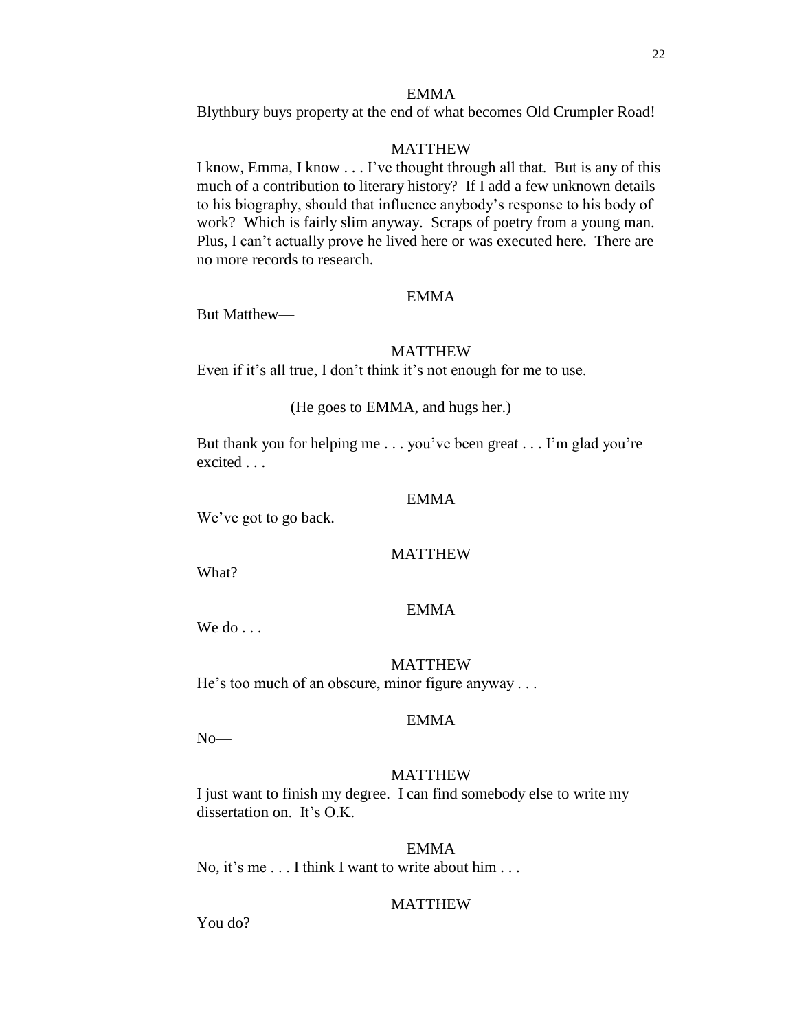EMMA

Blythbury buys property at the end of what becomes Old Crumpler Road!

MATTHEW

I know, Emma, I know . . . I've thought through all that. But is any of this much of a contribution to literary history? If I add a few unknown details to his biography, should that influence anybody's response to his body of work? Which is fairly slim anyway. Scraps of poetry from a young man. Plus, I can't actually prove he lived here or was executed here. There are no more records to research.

EMMA

But Matthew—

MATTHEW

Even if it's all true, I don't think it's not enough for me to use.

(He goes to EMMA, and hugs her.)

But thank you for helping me . . . you've been great . . . I'm glad you're excited . . .

EMMA

We've got to go back.

MATTHEW

What?

EMMA

We do . . .

MATTHEW

He's too much of an obscure, minor figure anyway . . .

EMMA

No—

MATTHEW

I just want to finish my degree. I can find somebody else to write my dissertation on. It's O.K.

EMMA

No, it's me . . . I think I want to write about him . . .

MATTHEW

You do?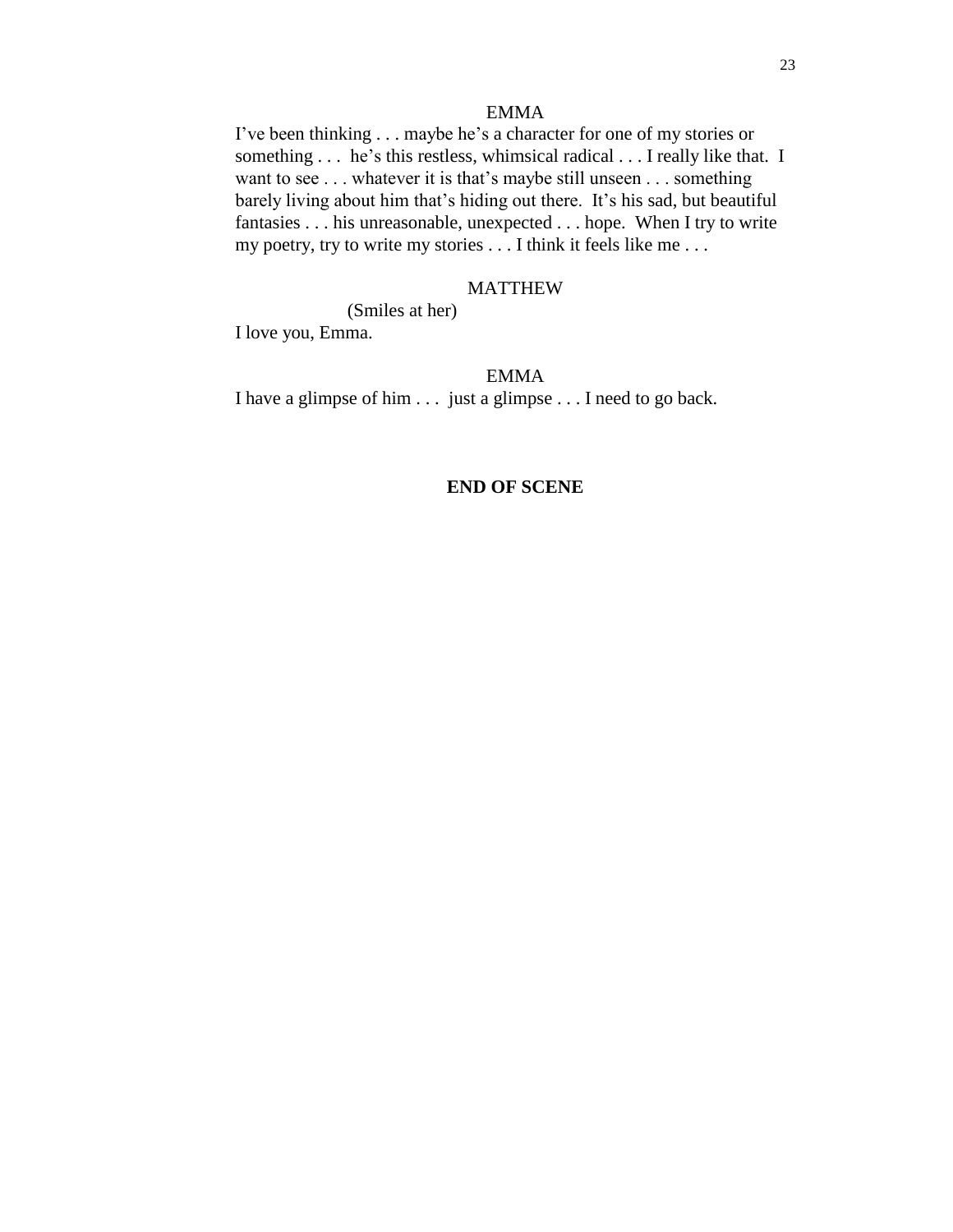EMMA

I've been thinking . . . maybe he's a character for one of my stories or something . . . he's this restless, whimsical radical . . . I really like that. I want to see . . . whatever it is that's maybe still unseen . . . something barely living about him that's hiding out there. It's his sad, but beautiful fantasies . . . his unreasonable, unexpected . . . hope. When I try to write my poetry, try to write my stories . . . I think it feels like me . . .

MATTHEW

(Smiles at her)

I love you, Emma.

EMMA

I have a glimpse of him . . . just a glimpse . . . I need to go back.

**END OF SCENE**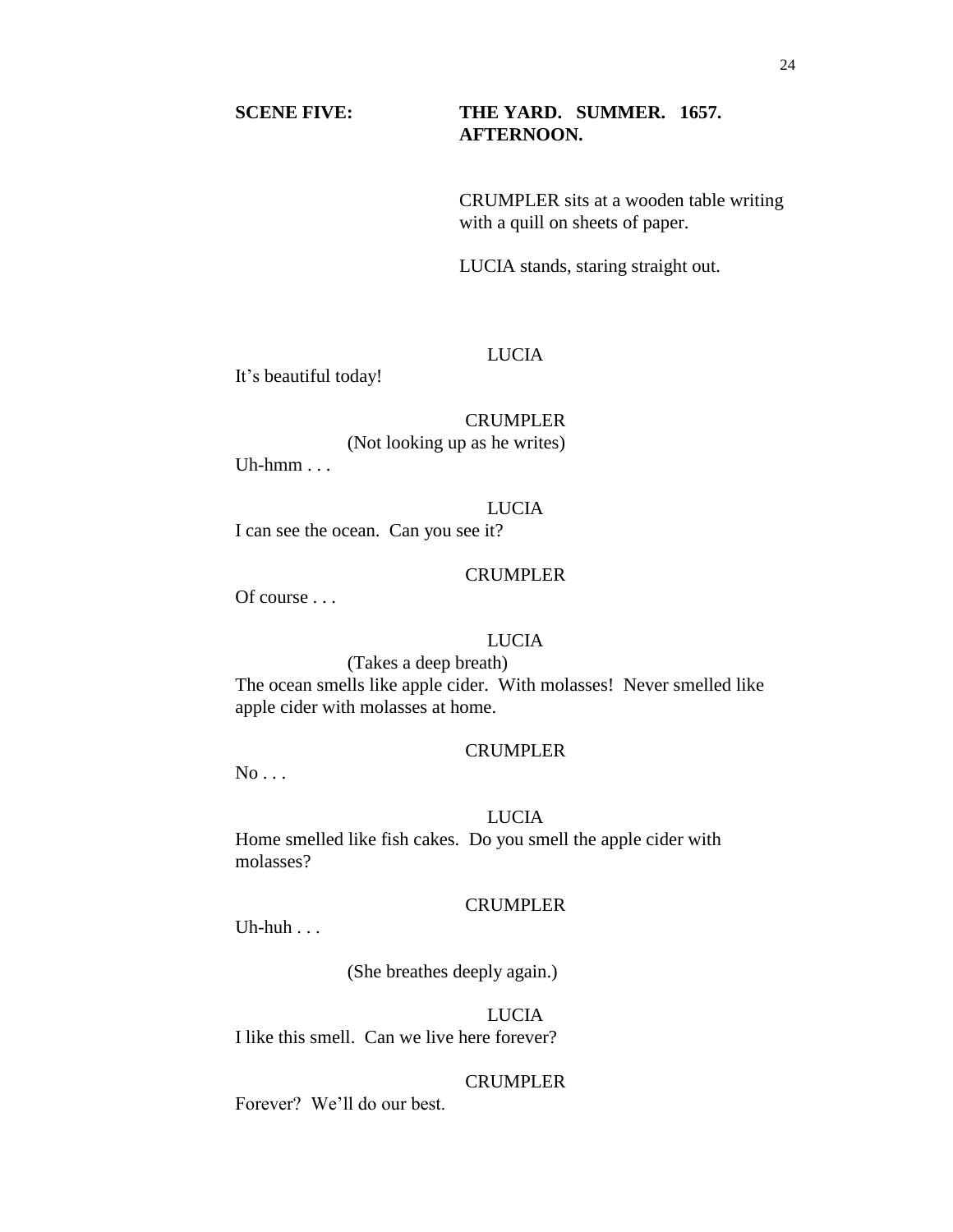**SCENE FIVE: THE YARD. SUMMER. 1657. AFTERNOON.**

CRUMPLER sits at a wooden table writing with a quill on sheets of paper.

LUCIA stands, staring straight out.

LUCIA

It's beautiful today!

CRUMPLER

(Not looking up as he writes)

Uh-hmm . . .

LUCIA

I can see the ocean. Can you see it?

CRUMPLER

Of course . . .

LUCIA

(Takes a deep breath)

The ocean smells like apple cider. With molasses! Never smelled like apple cider with molasses at home.

CRUMPLER

No . . .

LUCIA

Home smelled like fish cakes. Do you smell the apple cider with molasses?

CRUMPLER

Uh-huh . . .

(She breathes deeply again.)

LUCIA

I like this smell. Can we live here forever?

CRUMPLER

Forever? We'll do our best.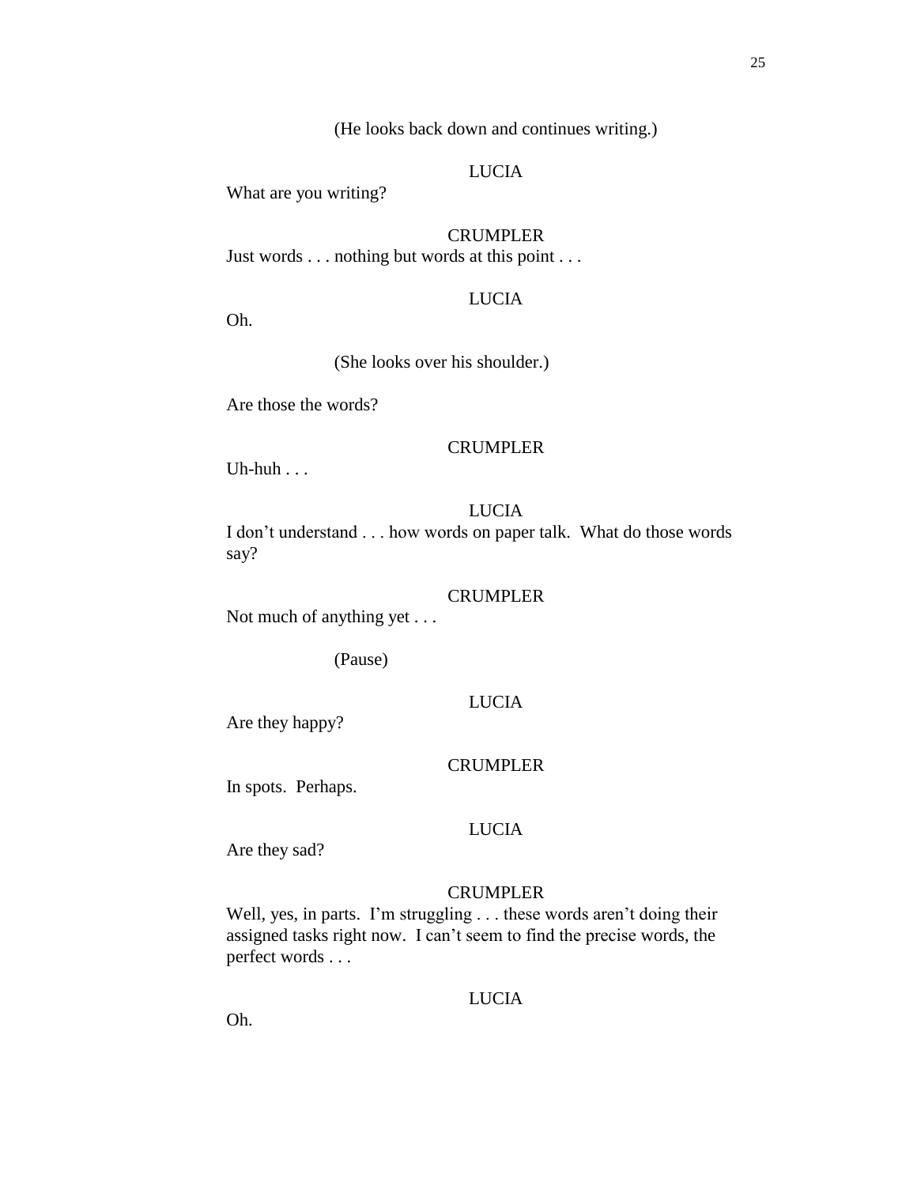(He looks back down and continues writing.)

LUCIA

What are you writing?

CRUMPLER

Just words . . . nothing but words at this point . . .

LUCIA

Oh.

(She looks over his shoulder.)

Are those the words?

CRUMPLER

Uh-huh . . .

LUCIA

I don't understand . . . how words on paper talk. What do those words say?

CRUMPLER

Not much of anything yet . . .

(Pause)

LUCIA

Are they happy?

CRUMPLER

In spots. Perhaps.

LUCIA

Are they sad?

CRUMPLER

Well, yes, in parts. I'm struggling . . . these words aren't doing their assigned tasks right now. I can't seem to find the precise words, the perfect words . . .

LUCIA

Oh.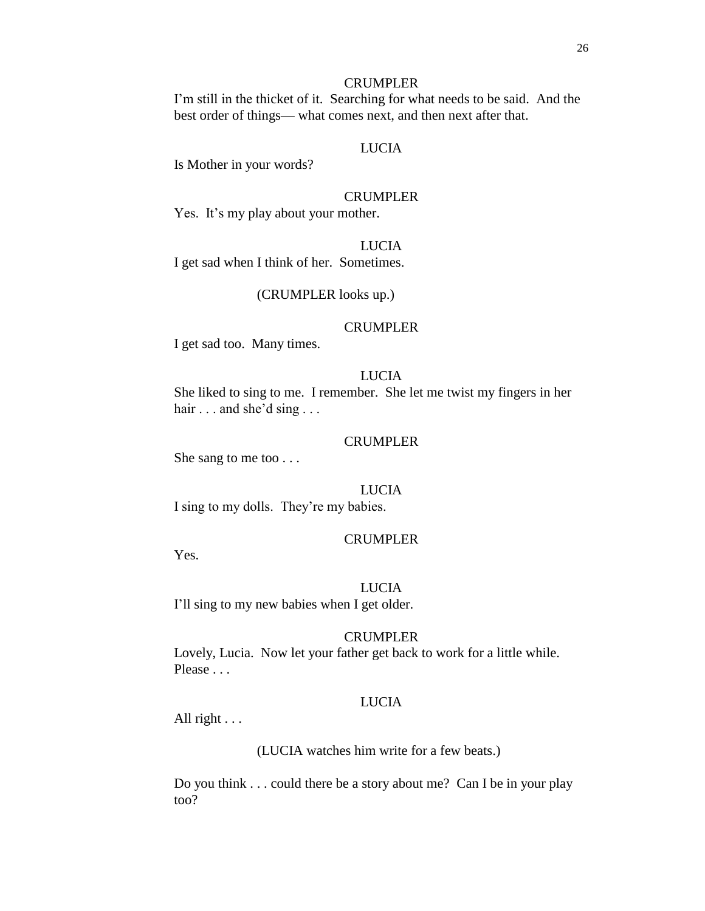CRUMPLER

I'm still in the thicket of it. Searching for what needs to be said. And the best order of things— what comes next, and then next after that.

LUCIA

Is Mother in your words?

CRUMPLER

Yes. It's my play about your mother.

LUCIA

I get sad when I think of her. Sometimes.

(CRUMPLER looks up.)

CRUMPLER

I get sad too. Many times.

LUCIA

She liked to sing to me. I remember. She let me twist my fingers in her hair . . . and she'd sing . . .

CRUMPLER

She sang to me too . . .

LUCIA

I sing to my dolls. They're my babies.

CRUMPLER

Yes.

LUCIA

I'll sing to my new babies when I get older.

CRUMPLER

Lovely, Lucia. Now let your father get back to work for a little while. Please . . .

LUCIA

All right . . .

(LUCIA watches him write for a few beats.)

Do you think . . . could there be a story about me? Can I be in your play too?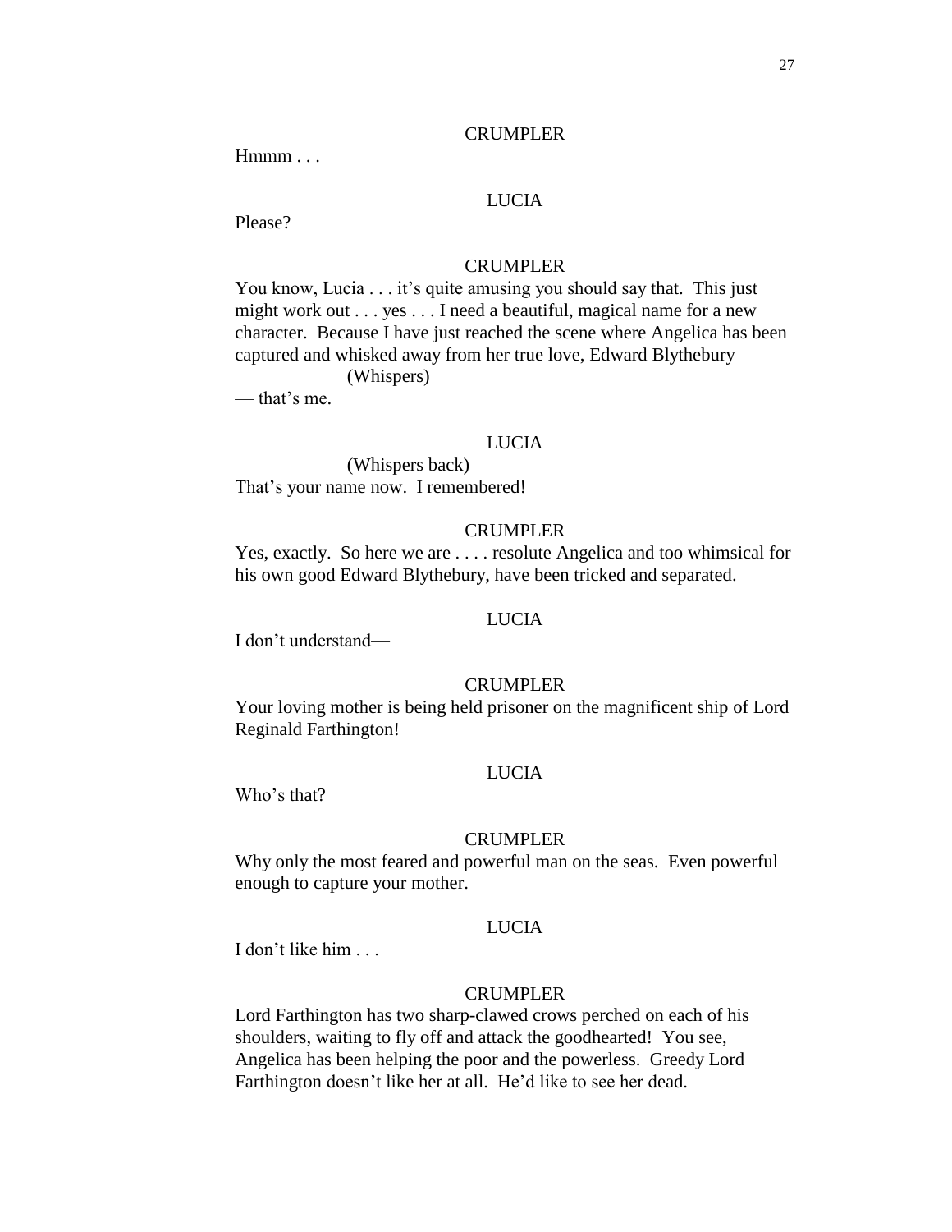CRUMPLER

Hmmm . . .

LUCIA

Please?

CRUMPLER

You know, Lucia . . . it's quite amusing you should say that. This just might work out . . . yes . . . I need a beautiful, magical name for a new character. Because I have just reached the scene where Angelica has been captured and whisked away from her true love, Edward Blythebury—

(Whispers)

— that's me.

LUCIA

(Whispers back)

That's your name now. I remembered!

CRUMPLER

Yes, exactly. So here we are . . . . resolute Angelica and too whimsical for his own good Edward Blythebury, have been tricked and separated.

LUCIA

I don't understand—

CRUMPLER

Your loving mother is being held prisoner on the magnificent ship of Lord Reginald Farthington!

LUCIA

Who's that?

CRUMPLER

Why only the most feared and powerful man on the seas. Even powerful enough to capture your mother.

LUCIA

I don't like him . . .

CRUMPLER

Lord Farthington has two sharp-clawed crows perched on each of his shoulders, waiting to fly off and attack the goodhearted! You see, Angelica has been helping the poor and the powerless. Greedy Lord Farthington doesn't like her at all. He'd like to see her dead.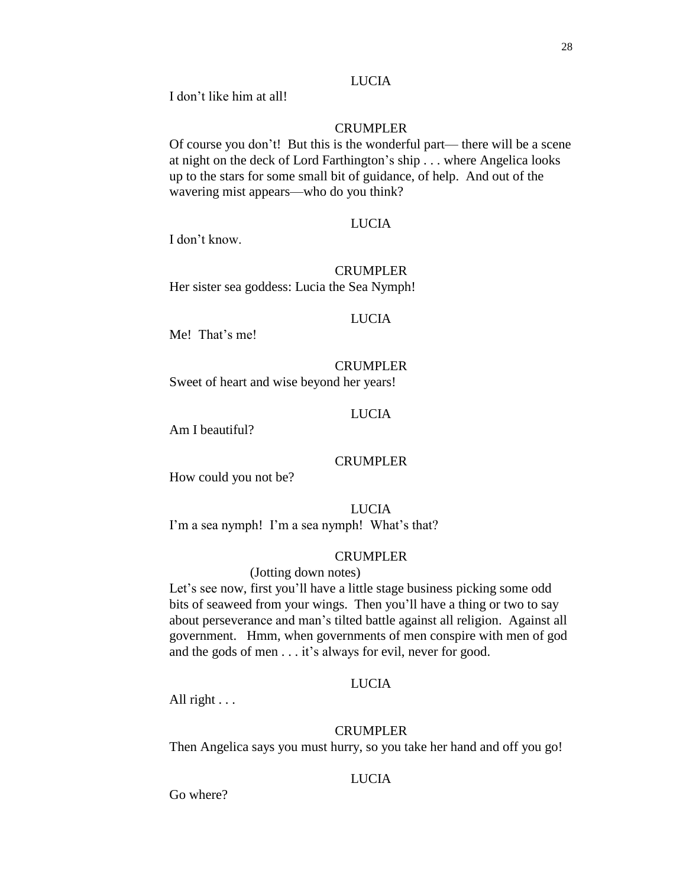LUCIA

I don't like him at all!

CRUMPLER

Of course you don't! But this is the wonderful part— there will be a scene at night on the deck of Lord Farthington's ship . . . where Angelica looks up to the stars for some small bit of guidance, of help. And out of the wavering mist appears—who do you think?

LUCIA

I don't know.

CRUMPLER

Her sister sea goddess: Lucia the Sea Nymph!

LUCIA

Me! That's me!

CRUMPLER

Sweet of heart and wise beyond her years!

LUCIA

Am I beautiful?

CRUMPLER

How could you not be?

LUCIA

I'm a sea nymph! I'm a sea nymph! What's that?

CRUMPLER

(Jotting down notes)

Let's see now, first you'll have a little stage business picking some odd bits of seaweed from your wings. Then you'll have a thing or two to say about perseverance and man's tilted battle against all religion. Against all government. Hmm, when governments of men conspire with men of god and the gods of men . . . it's always for evil, never for good.

LUCIA

All right . . .

CRUMPLER

Then Angelica says you must hurry, so you take her hand and off you go!

LUCIA

Go where?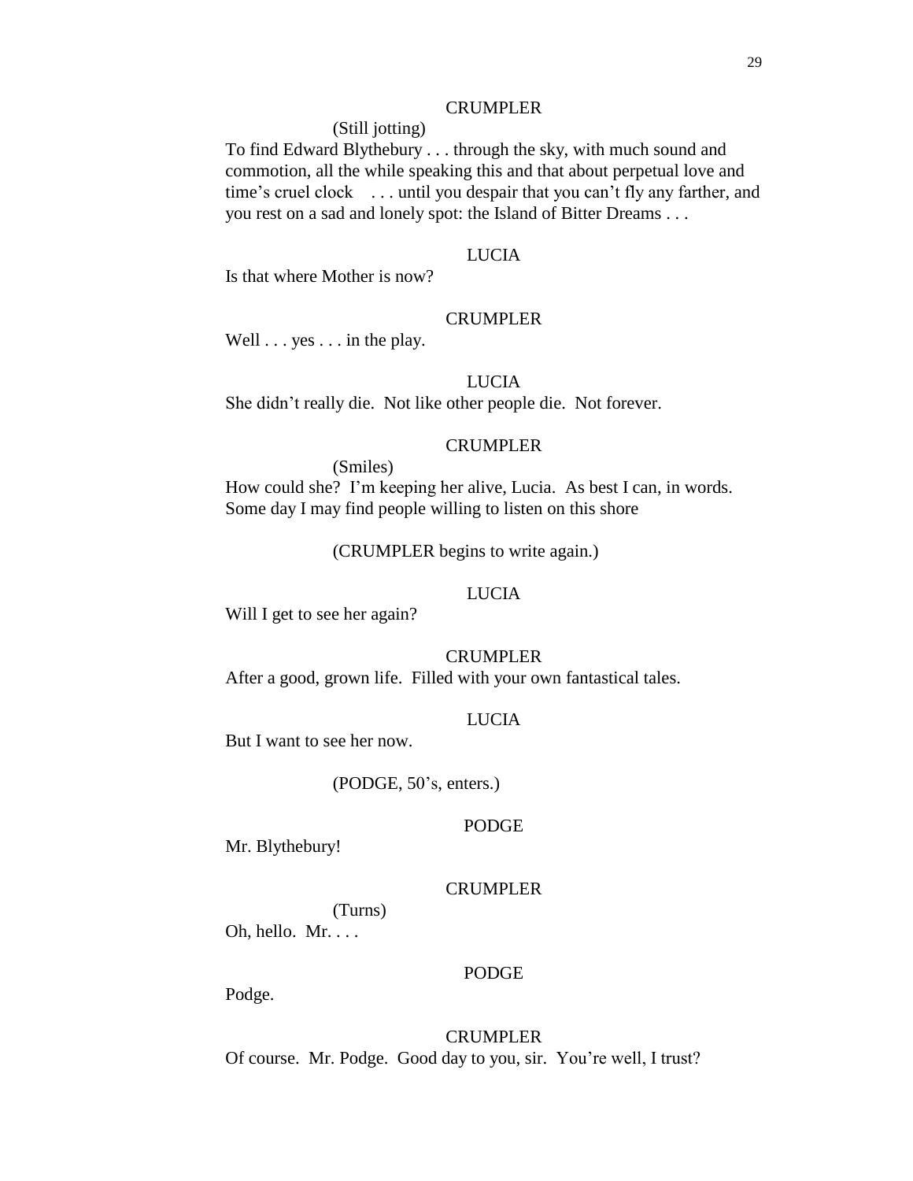CRUMPLER

(Still jotting)

To find Edward Blythebury . . . through the sky, with much sound and commotion, all the while speaking this and that about perpetual love and time's cruel clock . . . until you despair that you can't fly any farther, and you rest on a sad and lonely spot: the Island of Bitter Dreams . . .

LUCIA

Is that where Mother is now?

CRUMPLER

Well . . . yes . . . in the play.

LUCIA

She didn't really die. Not like other people die. Not forever.

CRUMPLER

(Smiles)

How could she? I'm keeping her alive, Lucia. As best I can, in words. Some day I may find people willing to listen on this shore

(CRUMPLER begins to write again.)

LUCIA

Will I get to see her again?

CRUMPLER

After a good, grown life. Filled with your own fantastical tales.

LUCIA

But I want to see her now.

(PODGE, 50's, enters.)

PODGE

Mr. Blythebury!

CRUMPLER

(Turns)

Oh, hello. Mr. . . .

PODGE

Podge.

CRUMPLER

Of course. Mr. Podge. Good day to you, sir. You're well, I trust?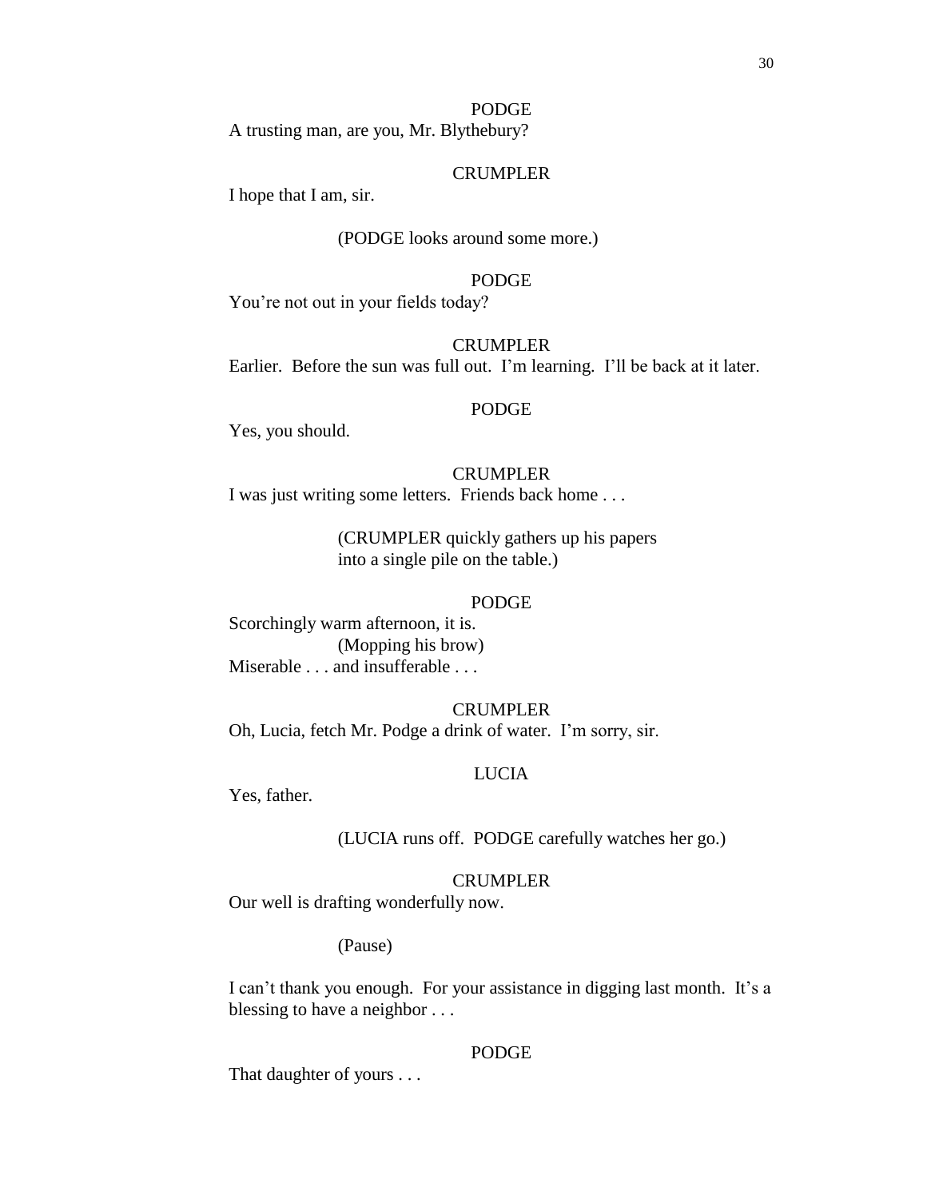PODGE

A trusting man, are you, Mr. Blythebury?

CRUMPLER

I hope that I am, sir.

(PODGE looks around some more.)

PODGE

You're not out in your fields today?

CRUMPLER

Earlier. Before the sun was full out. I'm learning. I'll be back at it later.

PODGE

Yes, you should.

CRUMPLER

I was just writing some letters. Friends back home . . .

(CRUMPLER quickly gathers up his papers into a single pile on the table.)

PODGE

Scorchingly warm afternoon, it is.

(Mopping his brow)

Miserable . . . and insufferable . . .

CRUMPLER

Oh, Lucia, fetch Mr. Podge a drink of water. I'm sorry, sir.

LUCIA

Yes, father.

(LUCIA runs off. PODGE carefully watches her go.)

CRUMPLER

Our well is drafting wonderfully now.

(Pause)

I can't thank you enough. For your assistance in digging last month. It's a blessing to have a neighbor . . .

PODGE

That daughter of yours . . .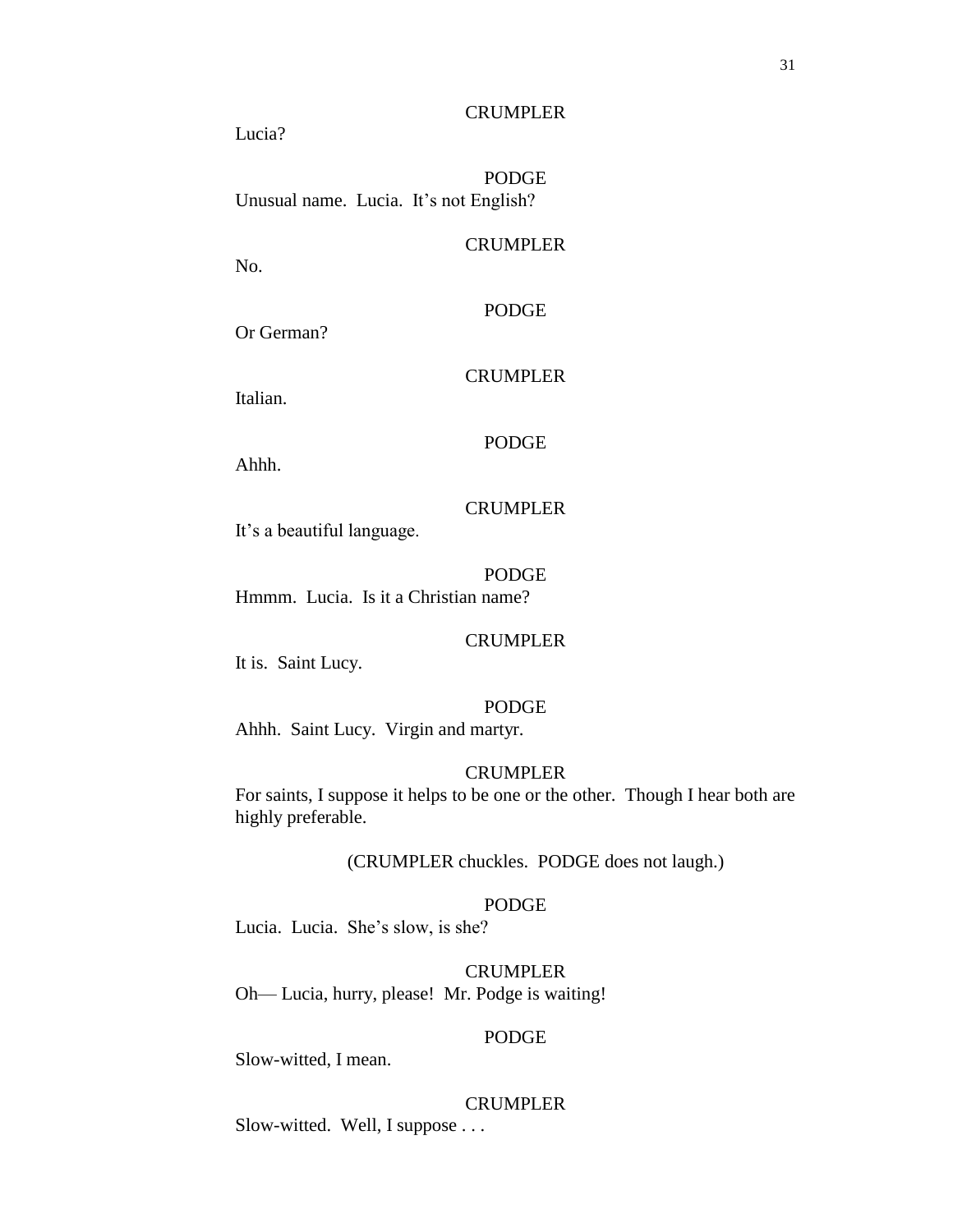CRUMPLER

Lucia?

PODGE

Unusual name. Lucia. It's not English?

CRUMPLER

No.

PODGE

Or German?

CRUMPLER

Italian.

PODGE

Ahhh.

CRUMPLER

It's a beautiful language.

PODGE

Hmmm. Lucia. Is it a Christian name?

CRUMPLER

It is. Saint Lucy.

PODGE

Ahhh. Saint Lucy. Virgin and martyr.

CRUMPLER

For saints, I suppose it helps to be one or the other. Though I hear both are highly preferable.

(CRUMPLER chuckles. PODGE does not laugh.)

PODGE

Lucia. Lucia. She's slow, is she?

CRUMPLER

Oh— Lucia, hurry, please! Mr. Podge is waiting!

PODGE

Slow-witted, I mean.

CRUMPLER

Slow-witted. Well, I suppose . . .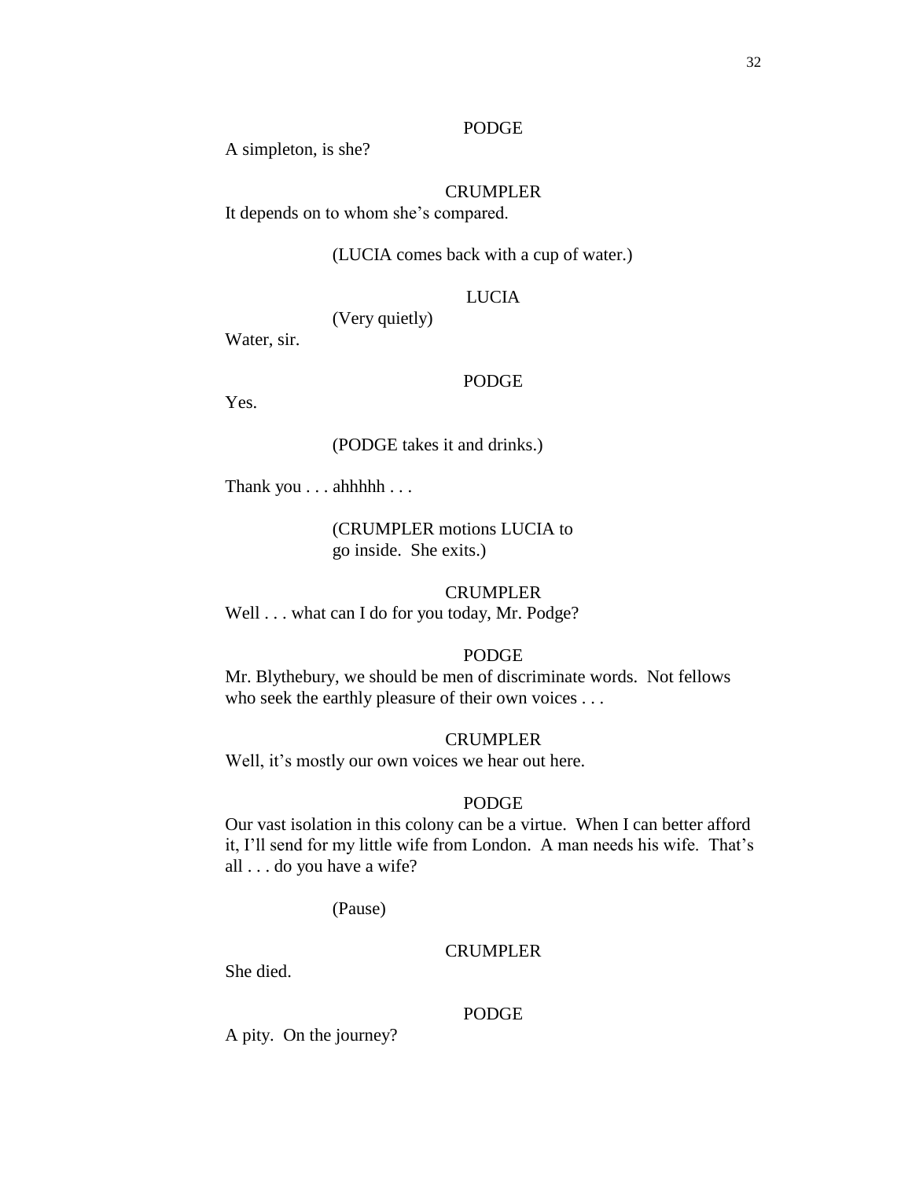PODGE

A simpleton, is she?

CRUMPLER

It depends on to whom she's compared.

(LUCIA comes back with a cup of water.)

LUCIA

(Very quietly)

Water, sir.

PODGE

Yes.

(PODGE takes it and drinks.)

Thank you . . . ahhhhh . . .

(CRUMPLER motions LUCIA to go inside. She exits.)

CRUMPLER

Well . . . what can I do for you today, Mr. Podge?

PODGE

Mr. Blythebury, we should be men of discriminate words. Not fellows who seek the earthly pleasure of their own voices . . .

CRUMPLER

Well, it's mostly our own voices we hear out here.

PODGE

Our vast isolation in this colony can be a virtue. When I can better afford it, I'll send for my little wife from London. A man needs his wife. That's all . . . do you have a wife?

(Pause)

CRUMPLER

She died.

PODGE

A pity. On the journey?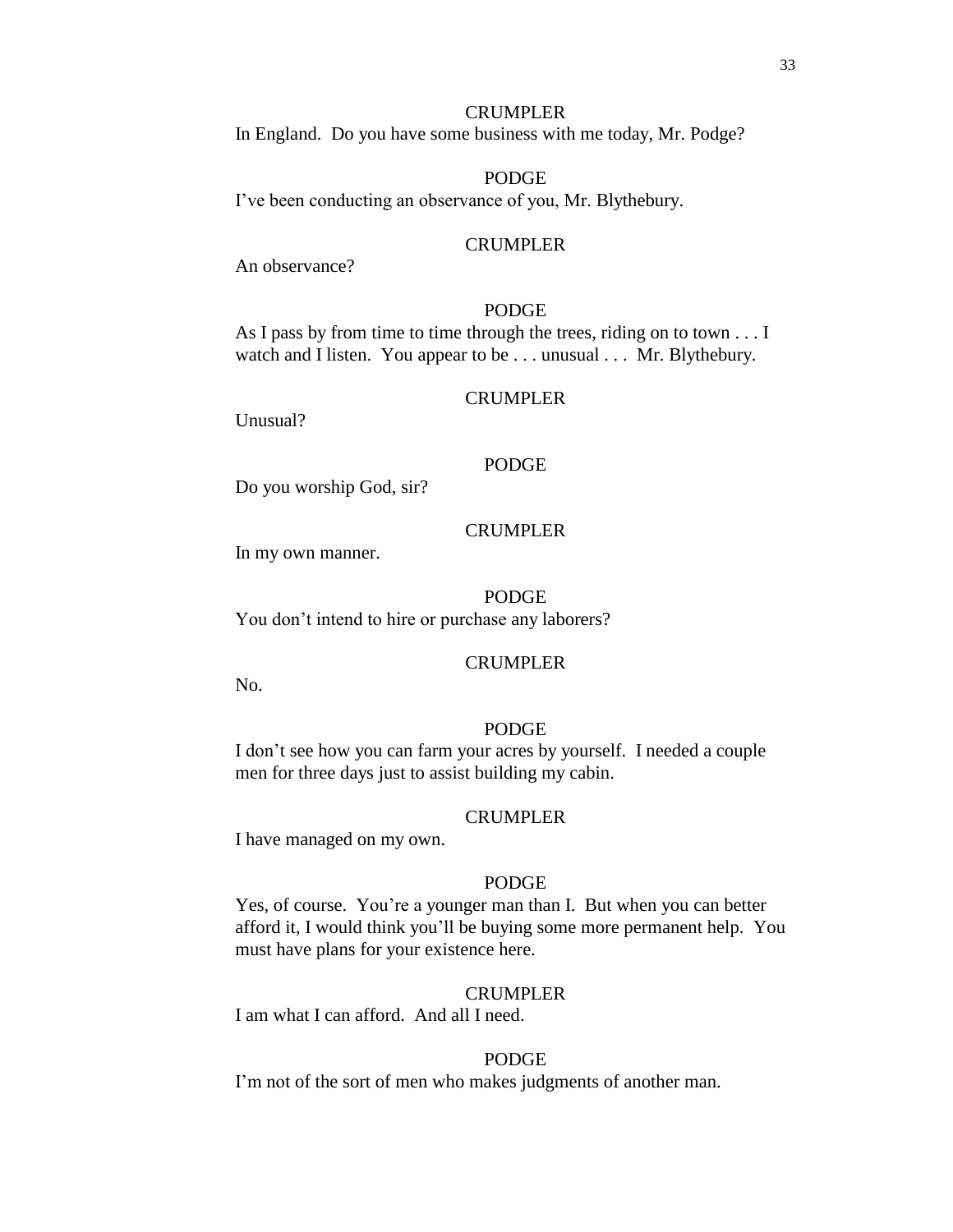CRUMPLER

In England. Do you have some business with me today, Mr. Podge?

PODGE

I've been conducting an observance of you, Mr. Blythebury.

CRUMPLER

An observance?

PODGE

As I pass by from time to time through the trees, riding on to town . . . I watch and I listen. You appear to be . . . unusual . . . Mr. Blythebury.

CRUMPLER

Unusual?

PODGE

Do you worship God, sir?

CRUMPLER

In my own manner.

PODGE

You don't intend to hire or purchase any laborers?

CRUMPLER

No.

PODGE

I don't see how you can farm your acres by yourself. I needed a couple men for three days just to assist building my cabin.

CRUMPLER

I have managed on my own.

PODGE

Yes, of course. You're a younger man than I. But when you can better afford it, I would think you'll be buying some more permanent help. You must have plans for your existence here.

CRUMPLER

I am what I can afford. And all I need.

PODGE

I'm not of the sort of men who makes judgments of another man.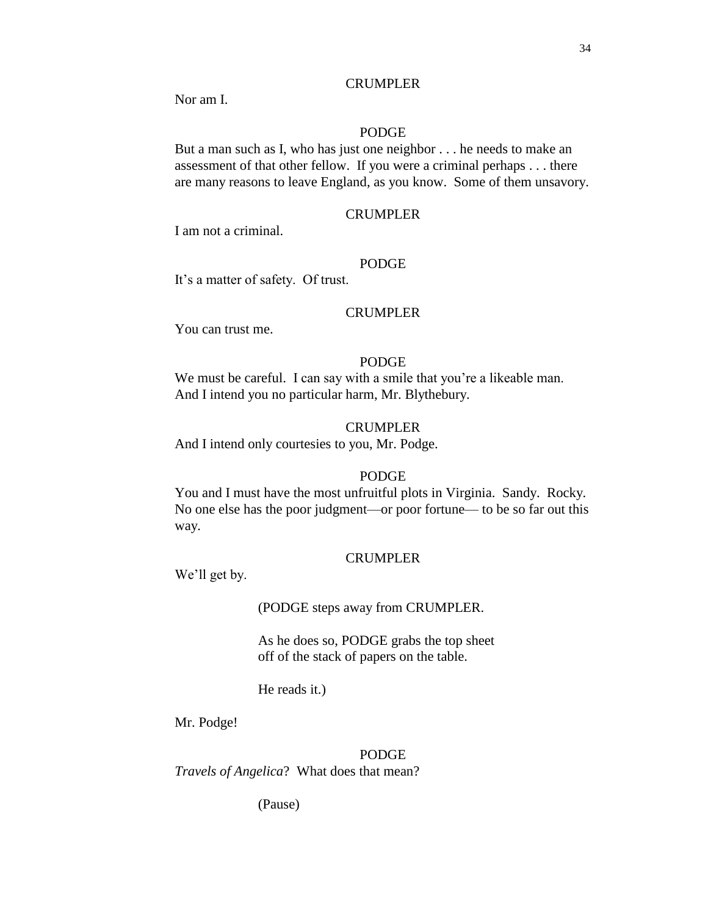CRUMPLER

Nor am I.

PODGE

But a man such as I, who has just one neighbor . . . he needs to make an assessment of that other fellow. If you were a criminal perhaps . . . there are many reasons to leave England, as you know. Some of them unsavory.

CRUMPLER

I am not a criminal.

PODGE

It's a matter of safety. Of trust.

CRUMPLER

You can trust me.

PODGE

We must be careful. I can say with a smile that you're a likeable man. And I intend you no particular harm, Mr. Blythebury.

CRUMPLER

And I intend only courtesies to you, Mr. Podge.

PODGE

You and I must have the most unfruitful plots in Virginia. Sandy. Rocky. No one else has the poor judgment—or poor fortune— to be so far out this way.

CRUMPLER

We'll get by.

(PODGE steps away from CRUMPLER.

As he does so, PODGE grabs the top sheet off of the stack of papers on the table.

He reads it.)

Mr. Podge!

PODGE

*Travels of Angelica*? What does that mean?

(Pause)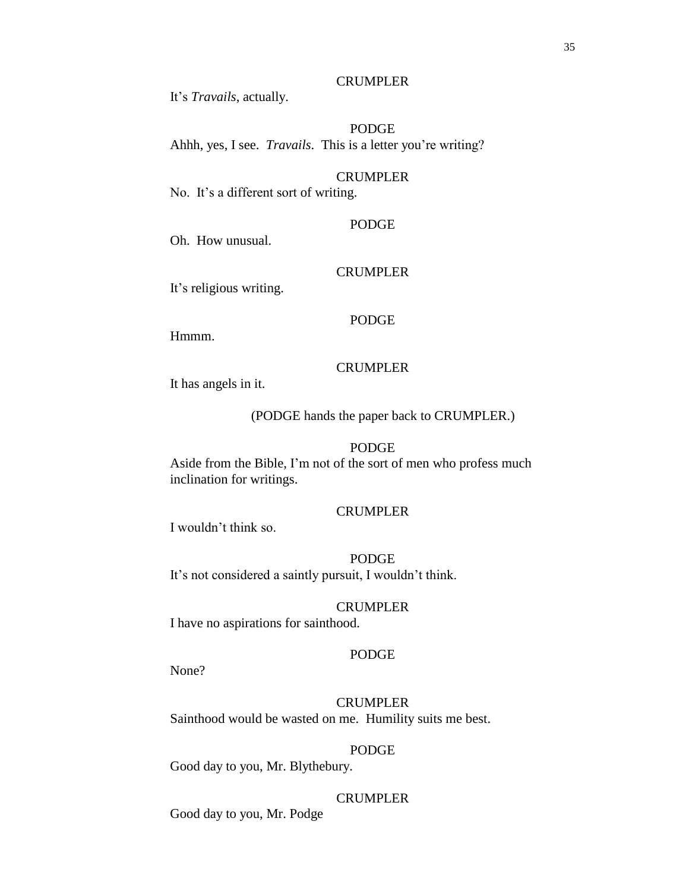CRUMPLER

It's *Travails*, actually.

PODGE

Ahhh, yes, I see. *Travails*. This is a letter you're writing?

CRUMPLER

No. It's a different sort of writing.

PODGE

Oh. How unusual.

CRUMPLER

It's religious writing.

PODGE

Hmmm.

CRUMPLER

It has angels in it.

(PODGE hands the paper back to CRUMPLER.)

PODGE

Aside from the Bible, I'm not of the sort of men who profess much inclination for writings.

CRUMPLER

I wouldn't think so.

PODGE

It's not considered a saintly pursuit, I wouldn't think.

CRUMPLER

I have no aspirations for sainthood.

PODGE

None?

CRUMPLER

Sainthood would be wasted on me. Humility suits me best.

PODGE

Good day to you, Mr. Blythebury.

CRUMPLER

Good day to you, Mr. Podge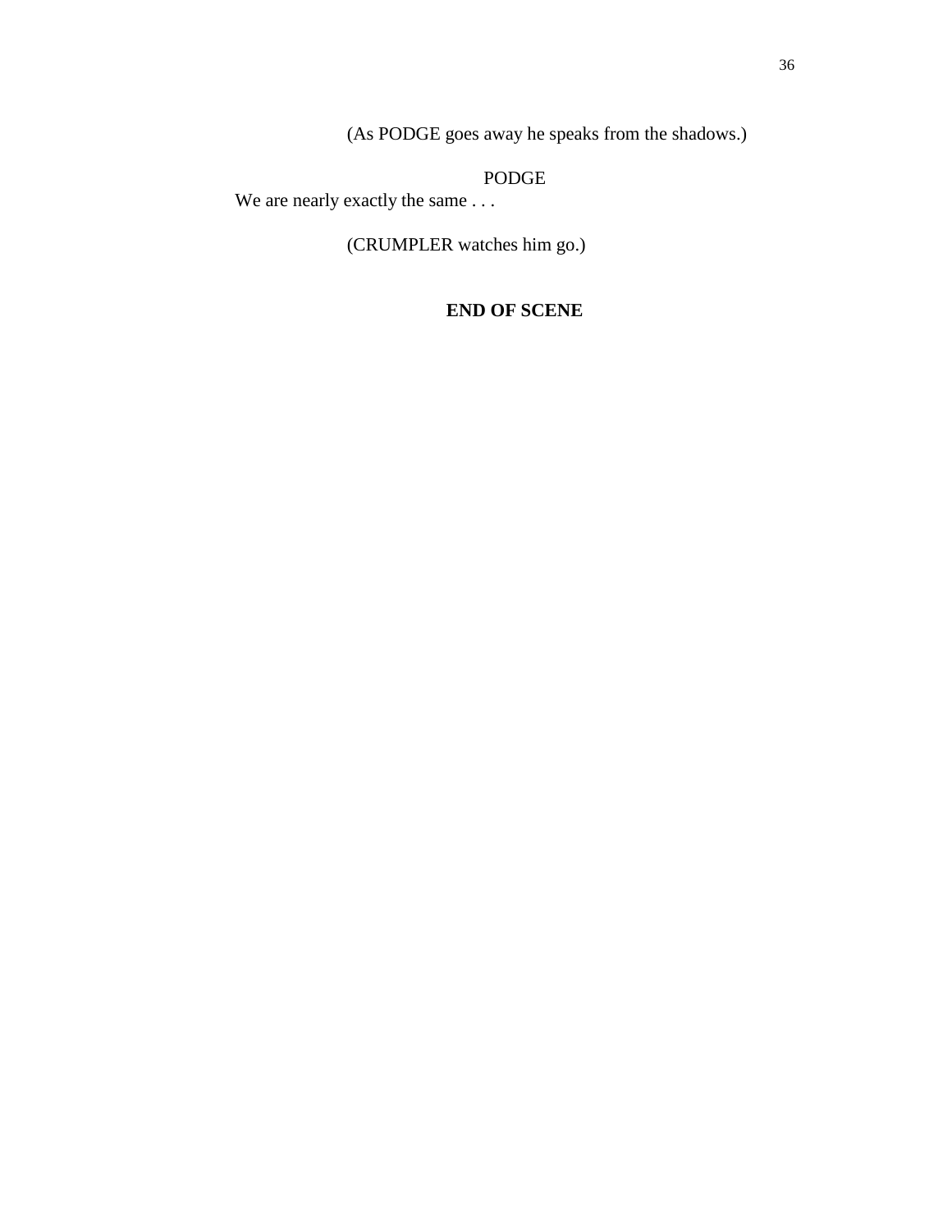(As PODGE goes away he speaks from the shadows.)

PODGE

We are nearly exactly the same . . .

(CRUMPLER watches him go.)

**END OF SCENE**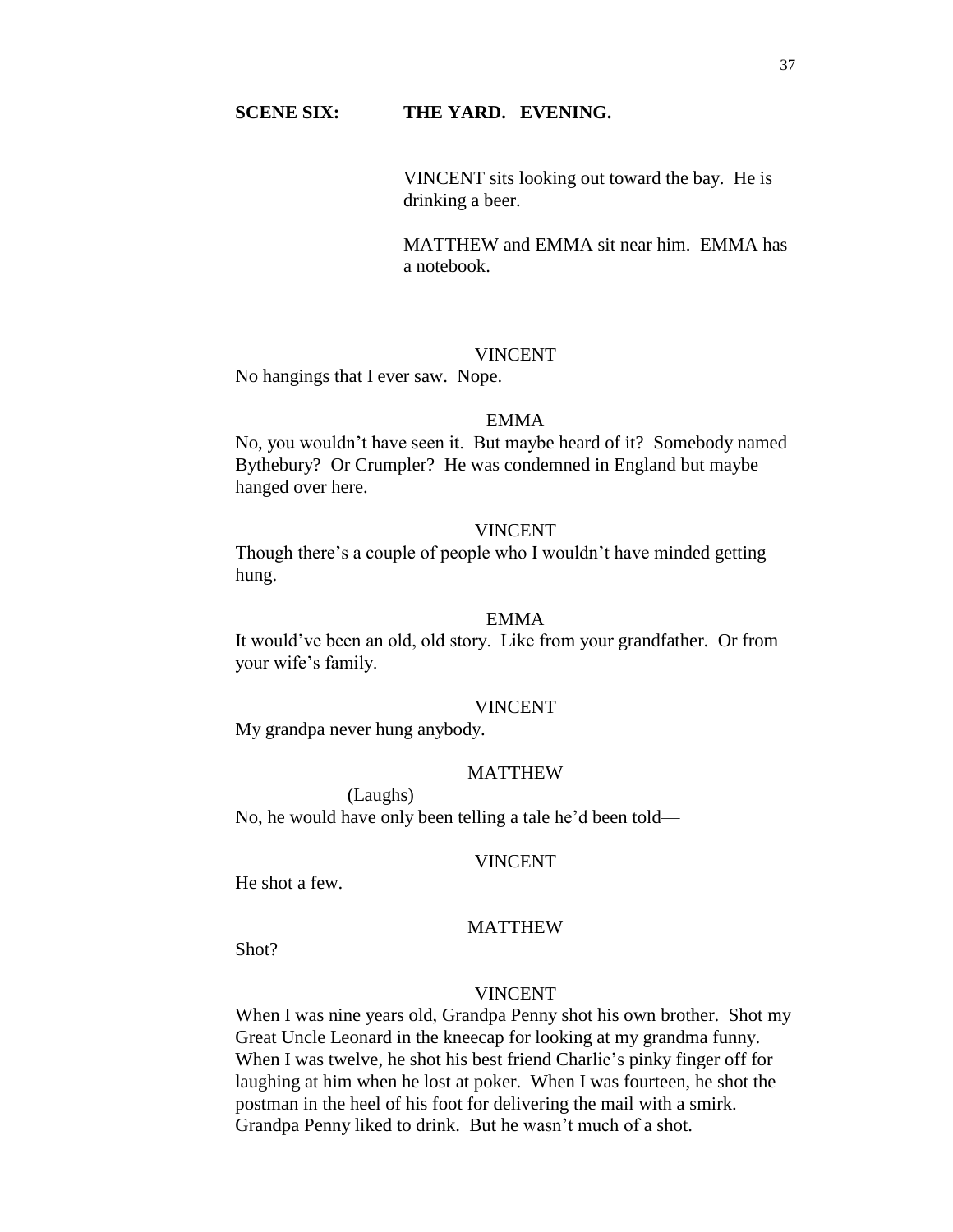**SCENE SIX: THE YARD. EVENING.**

VINCENT sits looking out toward the bay. He is drinking a beer.

MATTHEW and EMMA sit near him. EMMA has a notebook.

VINCENT

No hangings that I ever saw. Nope.

EMMA

No, you wouldn't have seen it. But maybe heard of it? Somebody named Bythebury? Or Crumpler? He was condemned in England but maybe hanged over here.

VINCENT

Though there's a couple of people who I wouldn't have minded getting hung.

EMMA

It would've been an old, old story. Like from your grandfather. Or from your wife's family.

VINCENT

My grandpa never hung anybody.

MATTHEW

(Laughs)

No, he would have only been telling a tale he'd been told—

VINCENT

He shot a few.

MATTHEW

Shot?

VINCENT

When I was nine years old, Grandpa Penny shot his own brother. Shot my Great Uncle Leonard in the kneecap for looking at my grandma funny. When I was twelve, he shot his best friend Charlie's pinky finger off for laughing at him when he lost at poker. When I was fourteen, he shot the postman in the heel of his foot for delivering the mail with a smirk. Grandpa Penny liked to drink. But he wasn't much of a shot.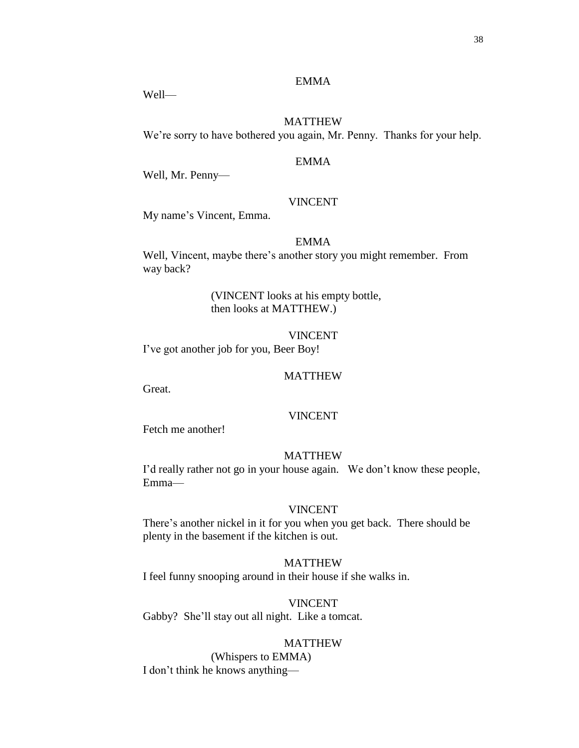EMMA

Well—

MATTHEW

We're sorry to have bothered you again, Mr. Penny. Thanks for your help.

EMMA

Well, Mr. Penny—

VINCENT

My name's Vincent, Emma.

EMMA

Well, Vincent, maybe there's another story you might remember. From way back?

(VINCENT looks at his empty bottle, then looks at MATTHEW.)

VINCENT

I've got another job for you, Beer Boy!

MATTHEW

Great.

VINCENT

Fetch me another!

MATTHEW

I'd really rather not go in your house again. We don't know these people, Emma—

VINCENT

There's another nickel in it for you when you get back. There should be plenty in the basement if the kitchen is out.

MATTHEW

I feel funny snooping around in their house if she walks in.

VINCENT

Gabby? She'll stay out all night. Like a tomcat.

MATTHEW

(Whispers to EMMA)

I don't think he knows anything—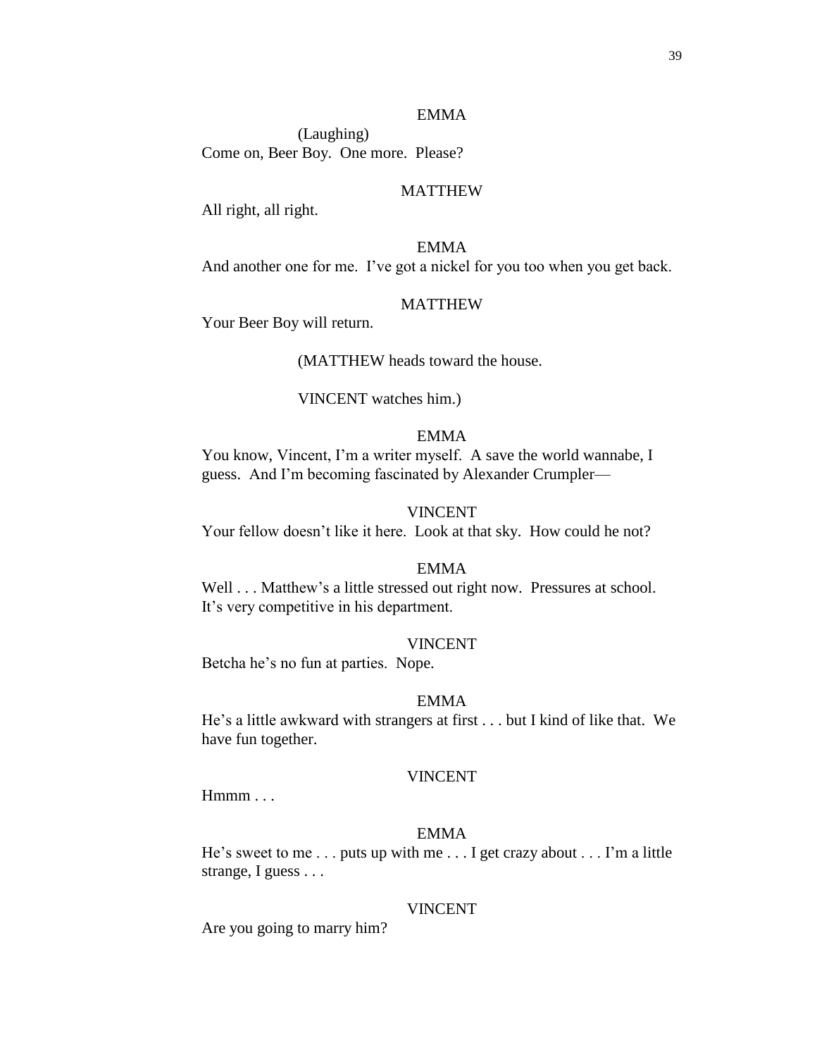EMMA

(Laughing)

Come on, Beer Boy. One more. Please?

MATTHEW

All right, all right.

EMMA

And another one for me. I've got a nickel for you too when you get back.

MATTHEW

Your Beer Boy will return.

(MATTHEW heads toward the house.

VINCENT watches him.)

EMMA

You know, Vincent, I'm a writer myself. A save the world wannabe, I guess. And I'm becoming fascinated by Alexander Crumpler—

VINCENT

Your fellow doesn't like it here. Look at that sky. How could he not?

EMMA

Well . . . Matthew's a little stressed out right now. Pressures at school. It's very competitive in his department.

VINCENT

Betcha he's no fun at parties. Nope.

EMMA

He's a little awkward with strangers at first . . . but I kind of like that. We have fun together.

VINCENT

Hmmm . . .

EMMA

He's sweet to me . . . puts up with me . . . I get crazy about . . . I'm a little strange, I guess . . .

VINCENT

Are you going to marry him?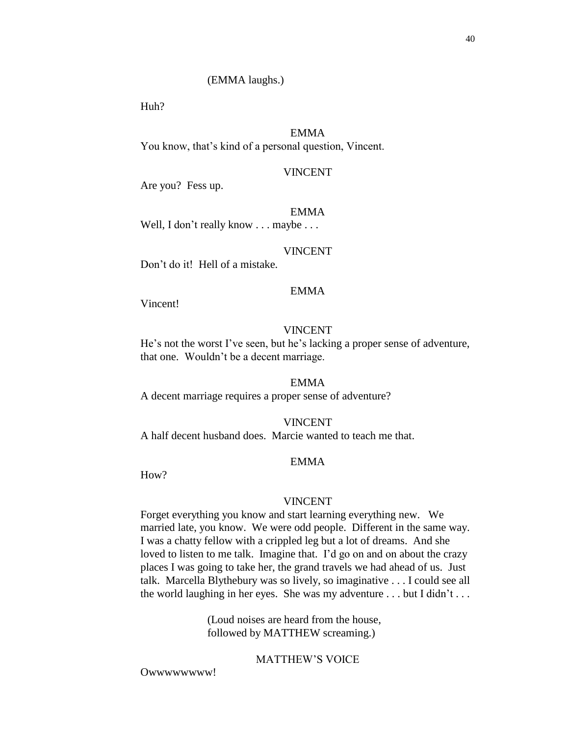(EMMA laughs.)

Huh?

EMMA

You know, that's kind of a personal question, Vincent.

VINCENT

Are you? Fess up.

EMMA

Well, I don't really know . . . maybe . . .

VINCENT

Don't do it! Hell of a mistake.

EMMA

Vincent!

VINCENT

He's not the worst I've seen, but he's lacking a proper sense of adventure, that one. Wouldn't be a decent marriage.

EMMA

A decent marriage requires a proper sense of adventure?

VINCENT

A half decent husband does. Marcie wanted to teach me that.

EMMA

How?

VINCENT

Forget everything you know and start learning everything new. We married late, you know. We were odd people. Different in the same way. I was a chatty fellow with a crippled leg but a lot of dreams. And she loved to listen to me talk. Imagine that. I'd go on and on about the crazy places I was going to take her, the grand travels we had ahead of us. Just talk. Marcella Blythebury was so lively, so imaginative . . . I could see all the world laughing in her eyes. She was my adventure . . . but I didn't . . .

(Loud noises are heard from the house, followed by MATTHEW screaming.)

MATTHEW'S VOICE

Owwwwwwww!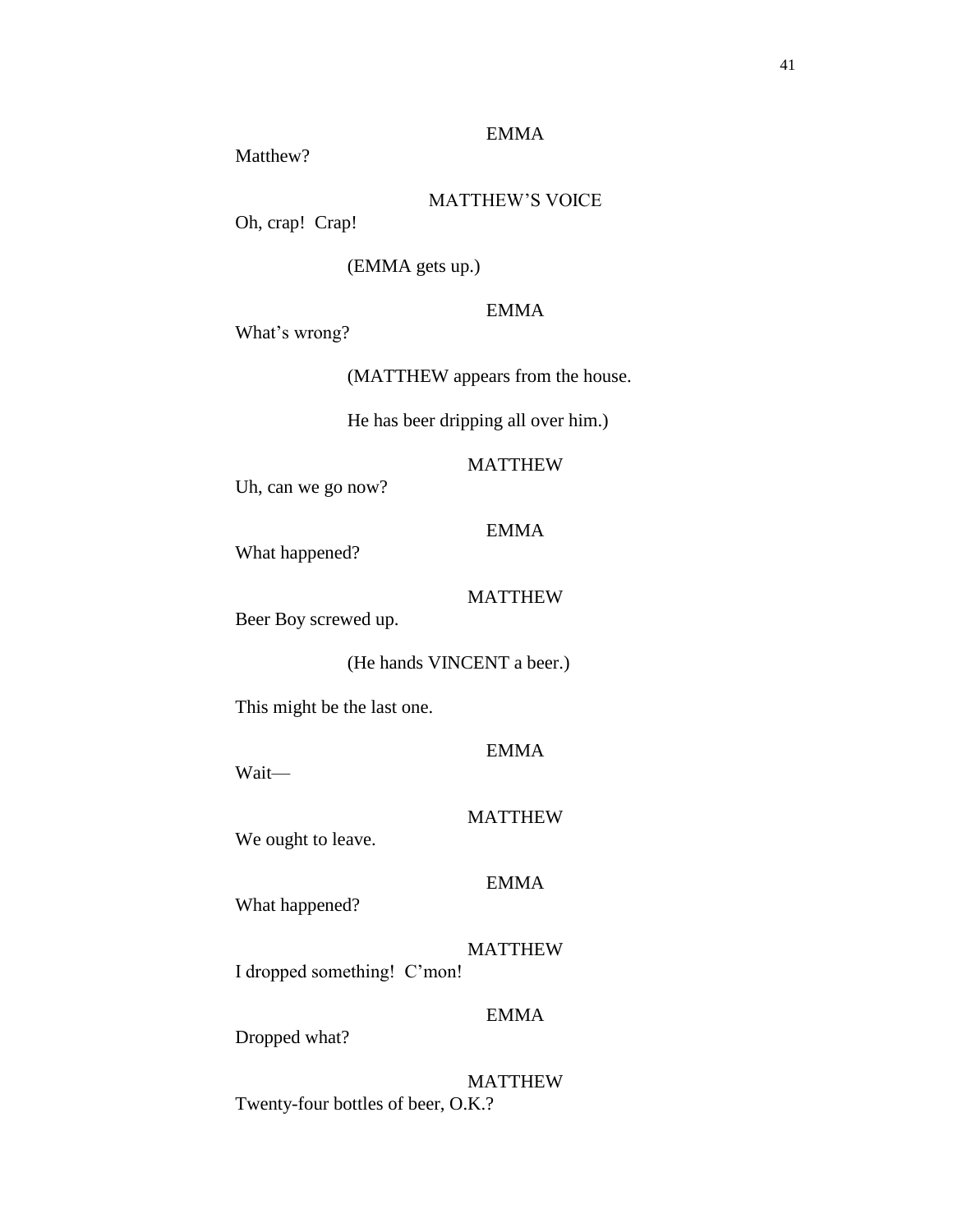EMMA

Matthew?

MATTHEW'S VOICE

Oh, crap! Crap!

(EMMA gets up.)

EMMA

What's wrong?

(MATTHEW appears from the house.

He has beer dripping all over him.)

MATTHEW

Uh, can we go now?

EMMA

What happened?

MATTHEW

Beer Boy screwed up.

(He hands VINCENT a beer.)

This might be the last one.

EMMA

Wait—

MATTHEW

We ought to leave.

EMMA

What happened?

MATTHEW

I dropped something! C'mon!

EMMA

Dropped what?

MATTHEW

Twenty-four bottles of beer, O.K.?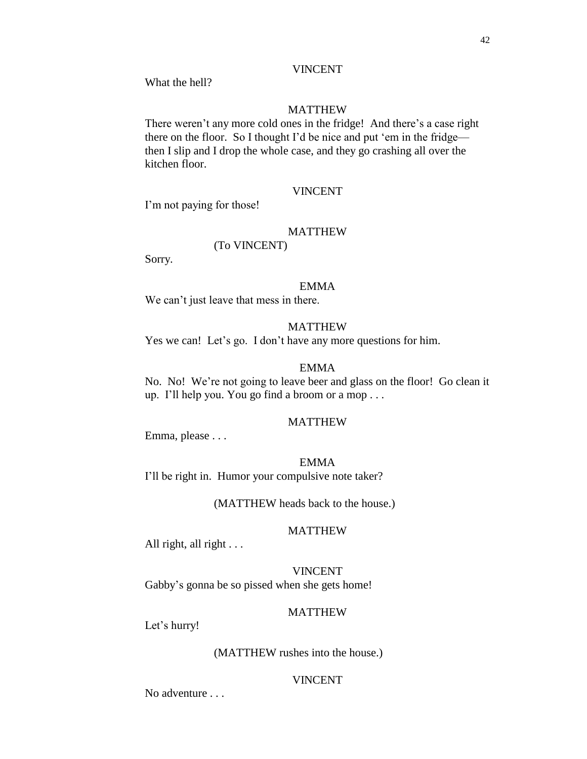VINCENT

What the hell?

MATTHEW

There weren't any more cold ones in the fridge! And there's a case right there on the floor. So I thought I'd be nice and put 'em in the fridge—then I slip and I drop the whole case, and they go crashing all over the kitchen floor.

VINCENT

I'm not paying for those!

MATTHEW

(To VINCENT)

Sorry.

EMMA

We can't just leave that mess in there.

MATTHEW

Yes we can! Let's go. I don't have any more questions for him.

EMMA

No. No! We're not going to leave beer and glass on the floor! Go clean it up. I'll help you. You go find a broom or a mop . . .

MATTHEW

Emma, please . . .

EMMA

I'll be right in. Humor your compulsive note taker?

(MATTHEW heads back to the house.)

MATTHEW

All right, all right . . .

VINCENT

Gabby's gonna be so pissed when she gets home!

MATTHEW

Let's hurry!

(MATTHEW rushes into the house.)

VINCENT

No adventure . . .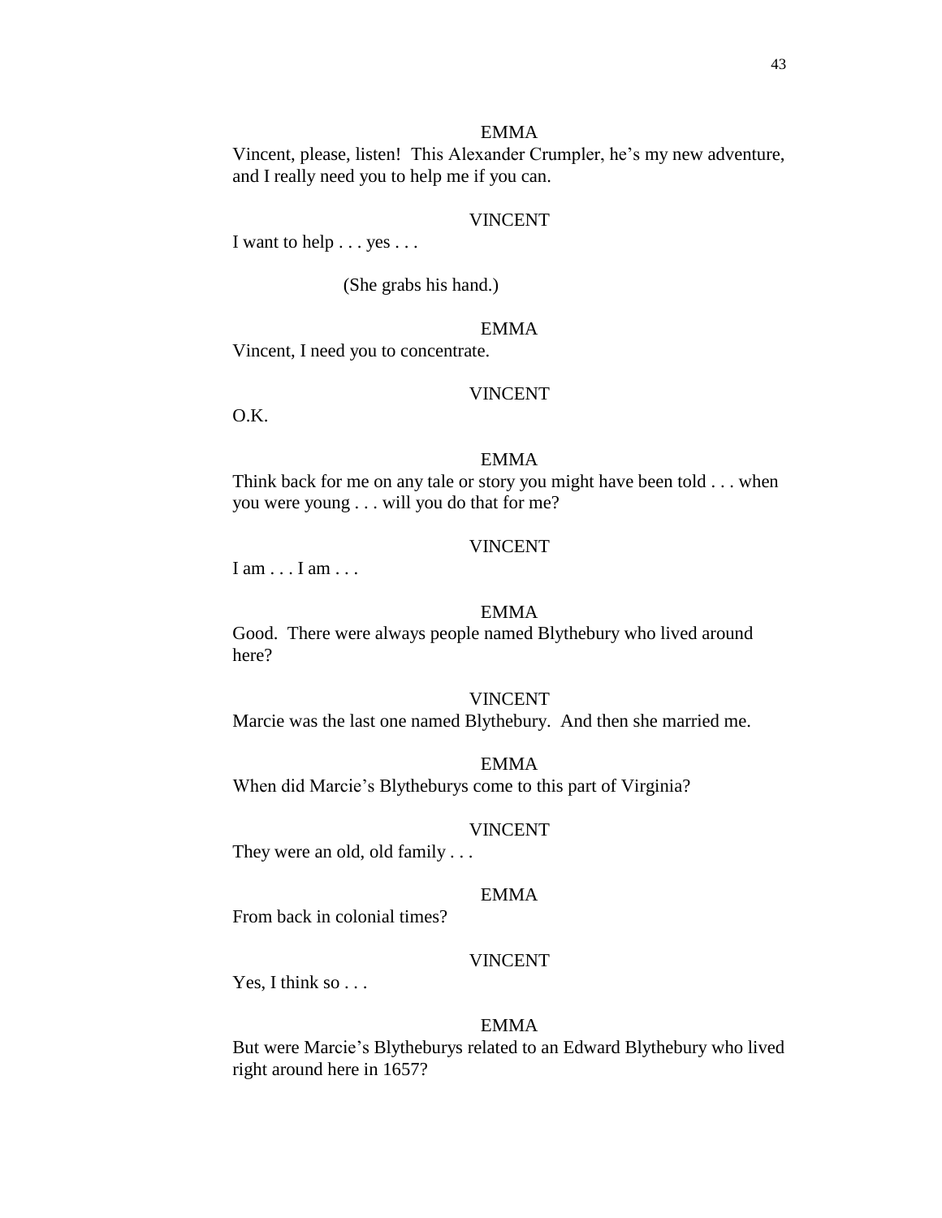EMMA

Vincent, please, listen! This Alexander Crumpler, he's my new adventure, and I really need you to help me if you can.

VINCENT

I want to help . . . yes . . .

(She grabs his hand.)

EMMA

Vincent, I need you to concentrate.

VINCENT

O.K.

EMMA

Think back for me on any tale or story you might have been told . . . when you were young . . . will you do that for me?

VINCENT

I am . . . I am . . .

EMMA

Good. There were always people named Blythebury who lived around here?

VINCENT

Marcie was the last one named Blythebury. And then she married me.

EMMA

When did Marcie's Blytheburys come to this part of Virginia?

VINCENT

They were an old, old family . . .

EMMA

From back in colonial times?

VINCENT

Yes, I think so . . .

EMMA

But were Marcie's Blytheburys related to an Edward Blythebury who lived right around here in 1657?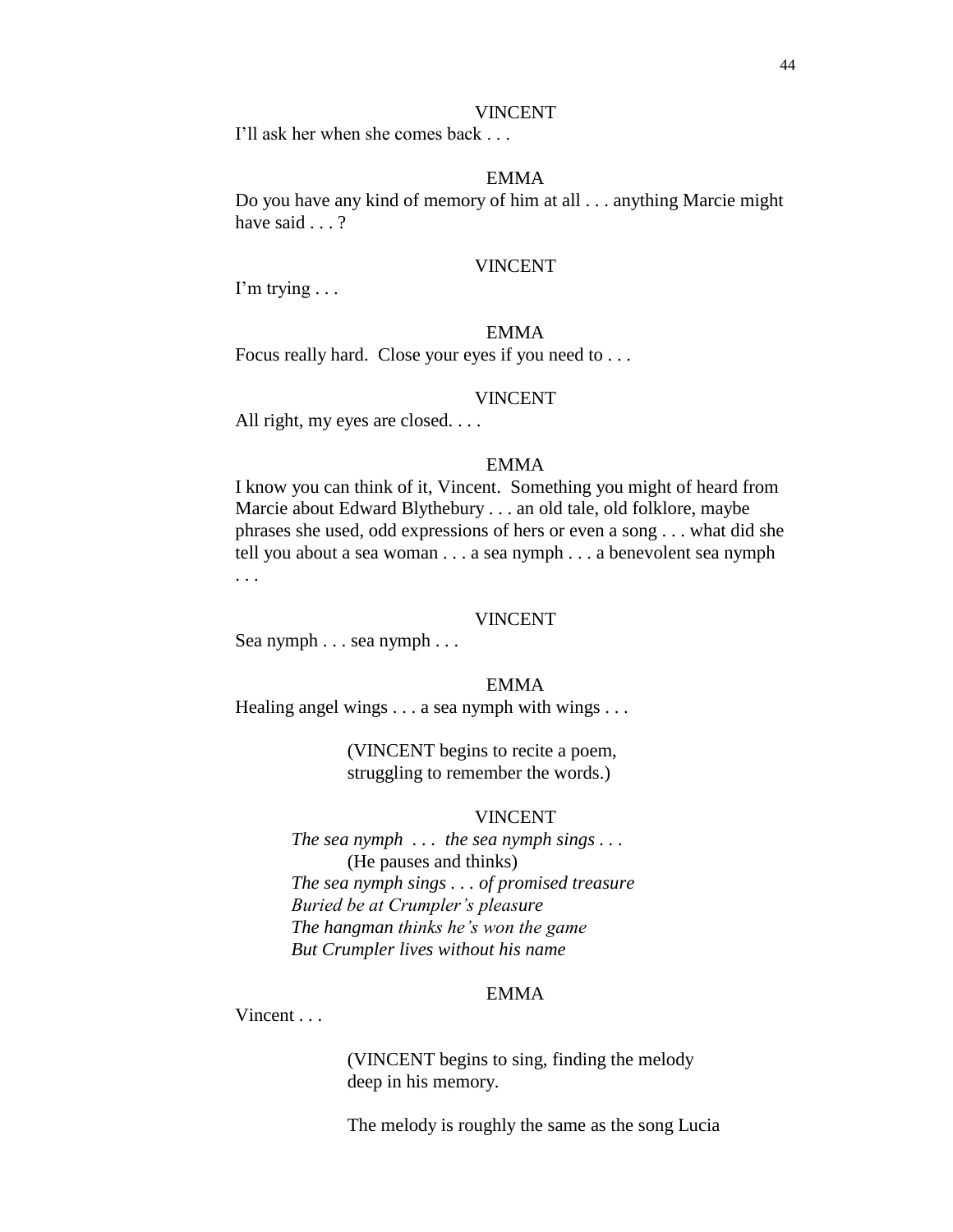VINCENT

I'll ask her when she comes back . . .

EMMA

Do you have any kind of memory of him at all . . . anything Marcie might have said . . . ?

VINCENT

I'm trying . . .

EMMA

Focus really hard. Close your eyes if you need to . . .

VINCENT

All right, my eyes are closed. . . .

EMMA

I know you can think of it, Vincent. Something you might of heard from Marcie about Edward Blythebury . . . an old tale, old folklore, maybe phrases she used, odd expressions of hers or even a song . . . what did she tell you about a sea woman . . . a sea nymph . . . a benevolent sea nymph . . .

VINCENT

Sea nymph . . . sea nymph . . .

EMMA

Healing angel wings . . . a sea nymph with wings . . .

(VINCENT begins to recite a poem, struggling to remember the words.)

VINCENT

*The sea nymph . . . the sea nymph sings . . .*

(He pauses and thinks)

*The sea nymph sings . . . of promised treasure*
*Buried be at Crumpler's pleasure*
*The hangman thinks he's won the game*
*But Crumpler lives without his name*

EMMA

Vincent . . .

(VINCENT begins to sing, finding the melody deep in his memory.

The melody is roughly the same as the song Lucia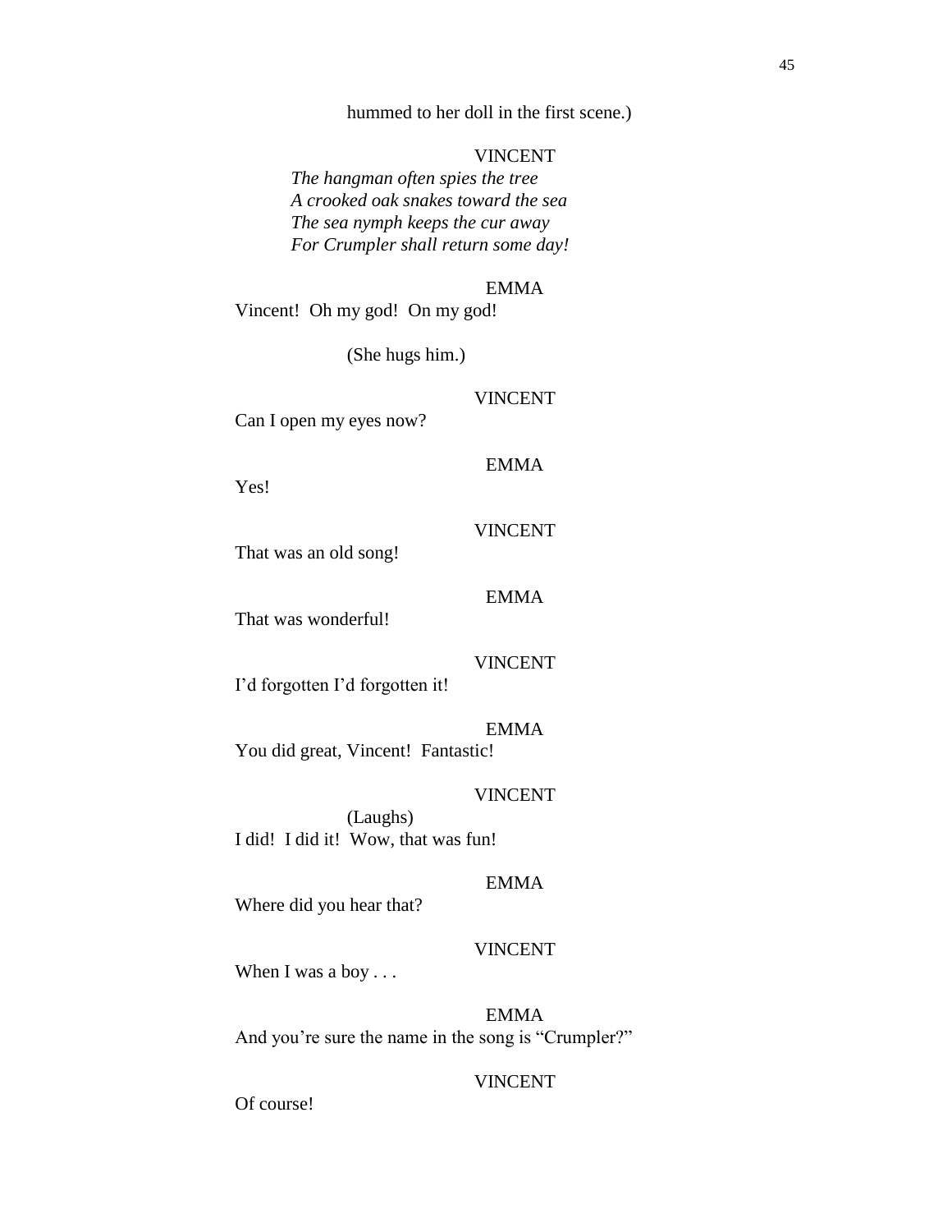hummed to her doll in the first scene.)

VINCENT

*The hangman often spies the tree*
*A crooked oak snakes toward the sea*
*The sea nymph keeps the cur away*
*For Crumpler shall return some day!*

EMMA

Vincent! Oh my god! On my god!

(She hugs him.)

VINCENT

Can I open my eyes now?

EMMA

Yes!

VINCENT

That was an old song!

EMMA

That was wonderful!

VINCENT

I'd forgotten I'd forgotten it!

EMMA

You did great, Vincent! Fantastic!

VINCENT

(Laughs)

I did! I did it! Wow, that was fun!

EMMA

Where did you hear that?

VINCENT

When I was a boy . . .

EMMA

And you're sure the name in the song is "Crumpler?"

VINCENT

Of course!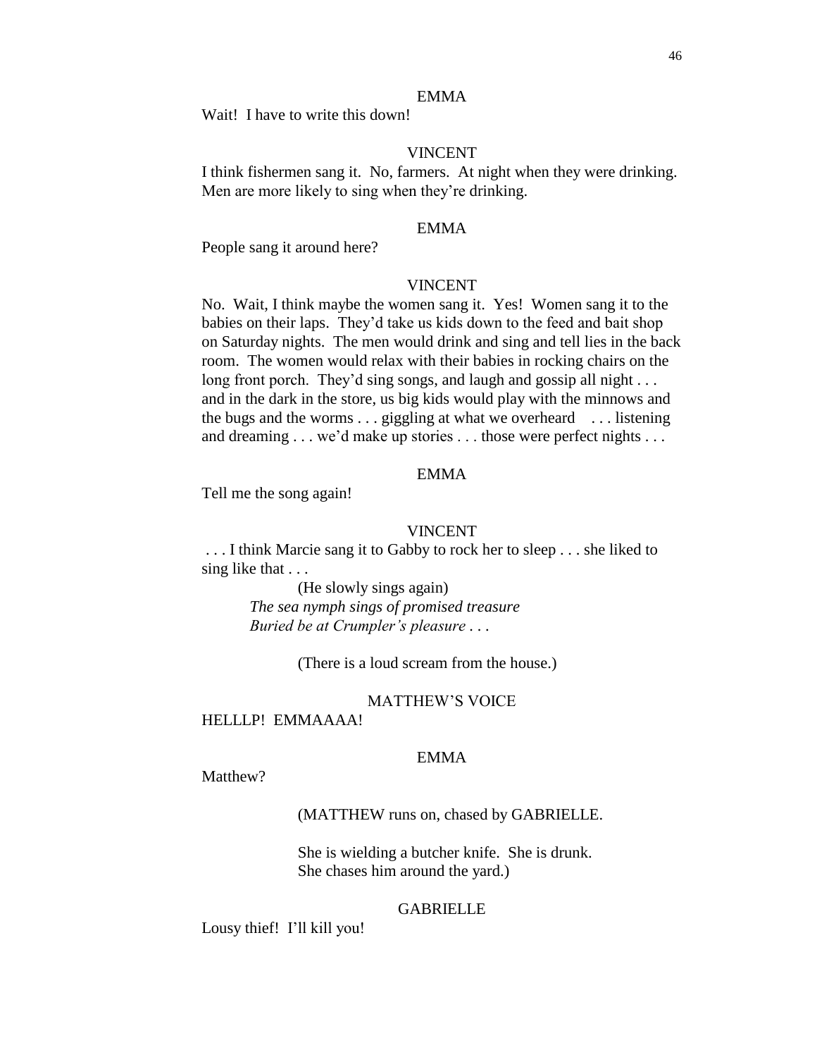EMMA

Wait!  I have to write this down!

VINCENT

I think fishermen sang it.  No, farmers.  At night when they were drinking.  Men are more likely to sing when they're drinking.

EMMA

People sang it around here?

VINCENT

No.  Wait, I think maybe the women sang it.  Yes!  Women sang it to the babies on their laps.  They'd take us kids down to the feed and bait shop on Saturday nights.  The men would drink and sing and tell lies in the back room.  The women would relax with their babies in rocking chairs on the long front porch.  They'd sing songs, and laugh and gossip all night . . . and in the dark in the store, us big kids would play with the minnows and the bugs and the worms . . . giggling at what we overheard . . . listening and dreaming . . . we'd make up stories . . . those were perfect nights . . .

EMMA

Tell me the song again!

VINCENT

. . . I think Marcie sang it to Gabby to rock her to sleep . . . she liked to sing like that . . .

(He slowly sings again)

*The sea nymph sings of promised treasure*
*Buried be at Crumpler's pleasure . . .*

(There is a loud scream from the house.)

MATTHEW'S VOICE

HELLLP!  EMMAAAA!

EMMA

Matthew?

(MATTHEW runs on, chased by GABRIELLE.

She is wielding a butcher knife.  She is drunk.
She chases him around the yard.)

GABRIELLE

Lousy thief!  I'll kill you!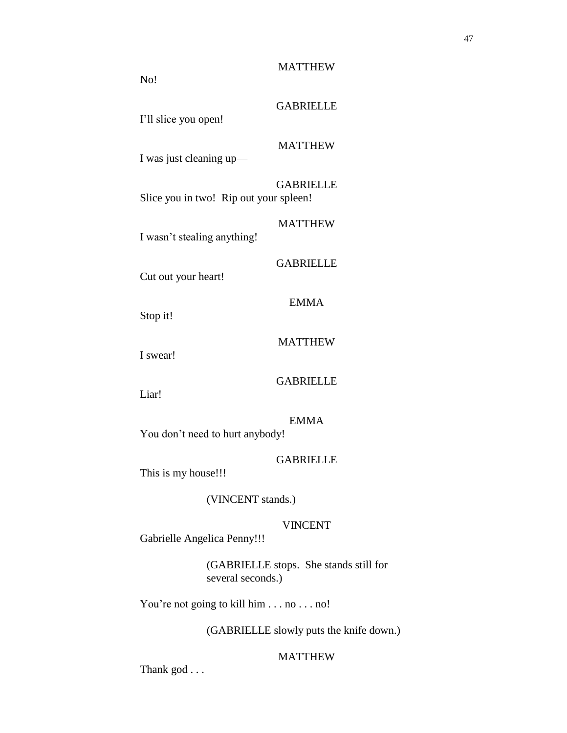MATTHEW

No!

GABRIELLE

I'll slice you open!

MATTHEW

I was just cleaning up—

GABRIELLE

Slice you in two!  Rip out your spleen!

MATTHEW

I wasn't stealing anything!

GABRIELLE

Cut out your heart!

EMMA

Stop it!

MATTHEW

I swear!

GABRIELLE

Liar!

EMMA

You don't need to hurt anybody!

GABRIELLE

This is my house!!!

(VINCENT stands.)

VINCENT

Gabrielle Angelica Penny!!!

(GABRIELLE stops.  She stands still for several seconds.)

You're not going to kill him . . . no . . . no!

(GABRIELLE slowly puts the knife down.)

MATTHEW

Thank god . . .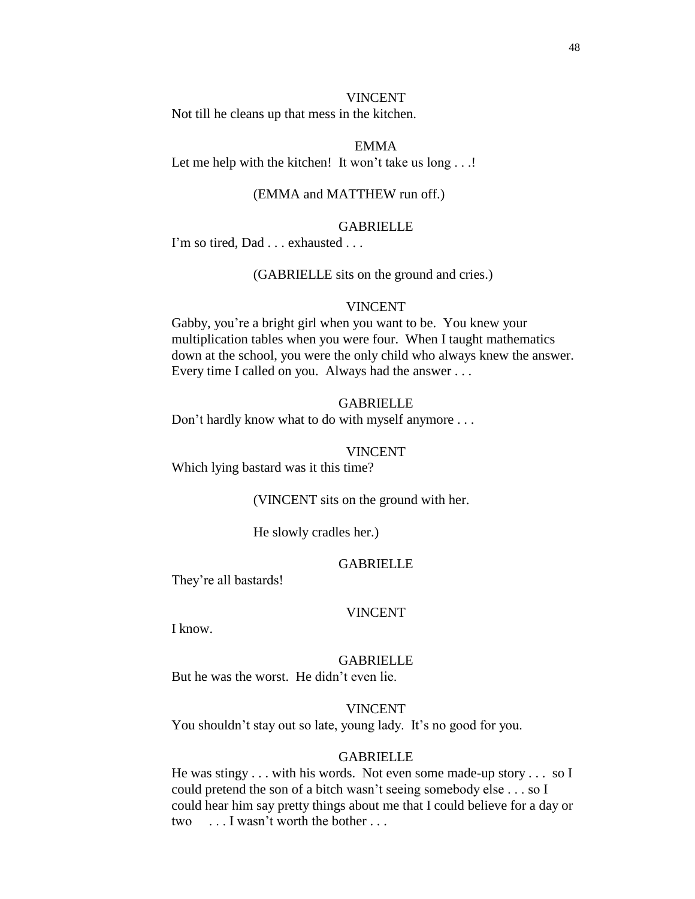VINCENT

Not till he cleans up that mess in the kitchen.

EMMA

Let me help with the kitchen! It won't take us long . . .!

(EMMA and MATTHEW run off.)

GABRIELLE

I'm so tired, Dad . . . exhausted . . .

(GABRIELLE sits on the ground and cries.)

VINCENT

Gabby, you're a bright girl when you want to be. You knew your multiplication tables when you were four. When I taught mathematics down at the school, you were the only child who always knew the answer. Every time I called on you. Always had the answer . . .

GABRIELLE

Don't hardly know what to do with myself anymore . . .

VINCENT

Which lying bastard was it this time?

(VINCENT sits on the ground with her.

He slowly cradles her.)

GABRIELLE

They're all bastards!

VINCENT

I know.

GABRIELLE

But he was the worst. He didn't even lie.

VINCENT

You shouldn't stay out so late, young lady. It's no good for you.

GABRIELLE

He was stingy . . . with his words. Not even some made-up story . . . so I could pretend the son of a bitch wasn't seeing somebody else . . . so I could hear him say pretty things about me that I could believe for a day or two . . . I wasn't worth the bother . . .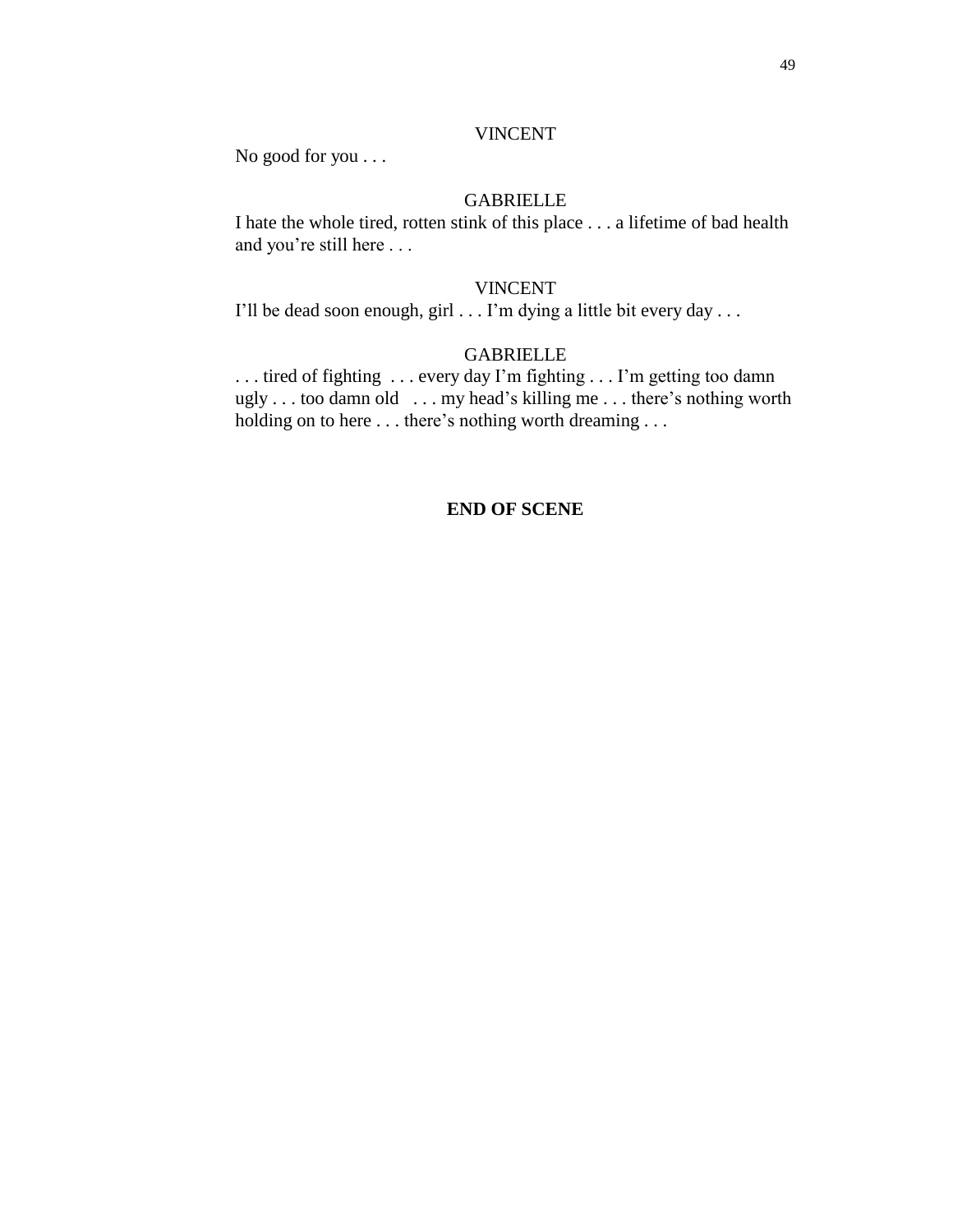VINCENT

No good for you . . .

GABRIELLE

I hate the whole tired, rotten stink of this place . . . a lifetime of bad health and you're still here . . .

VINCENT

I'll be dead soon enough, girl . . . I'm dying a little bit every day . . .

GABRIELLE

. . . tired of fighting . . . every day I'm fighting . . . I'm getting too damn ugly . . . too damn old . . . my head's killing me . . . there's nothing worth holding on to here . . . there's nothing worth dreaming . . .

**END OF SCENE**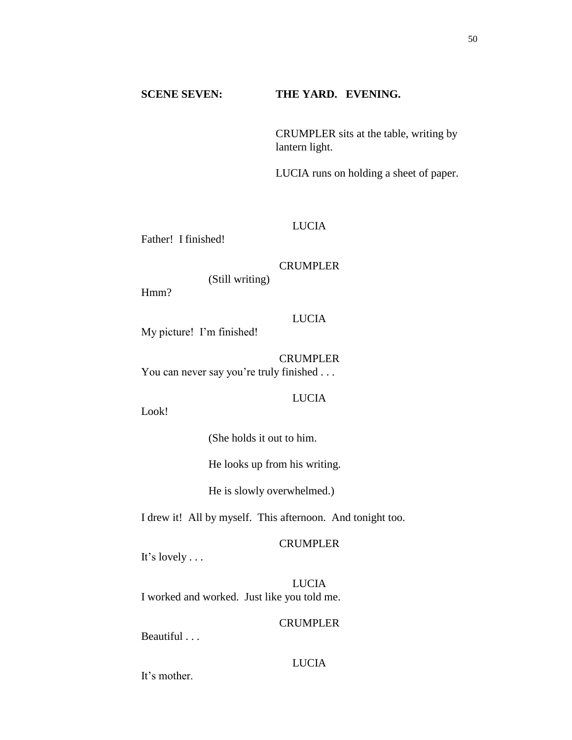**SCENE SEVEN: THE YARD. EVENING.**

CRUMPLER sits at the table, writing by lantern light.

LUCIA runs on holding a sheet of paper.

LUCIA

Father! I finished!

CRUMPLER

(Still writing)

Hmm?

LUCIA

My picture! I'm finished!

CRUMPLER

You can never say you're truly finished . . .

LUCIA

Look!

(She holds it out to him.

He looks up from his writing.

He is slowly overwhelmed.)

I drew it! All by myself. This afternoon. And tonight too.

CRUMPLER

It's lovely . . .

LUCIA

I worked and worked. Just like you told me.

CRUMPLER

Beautiful . . .

LUCIA

It's mother.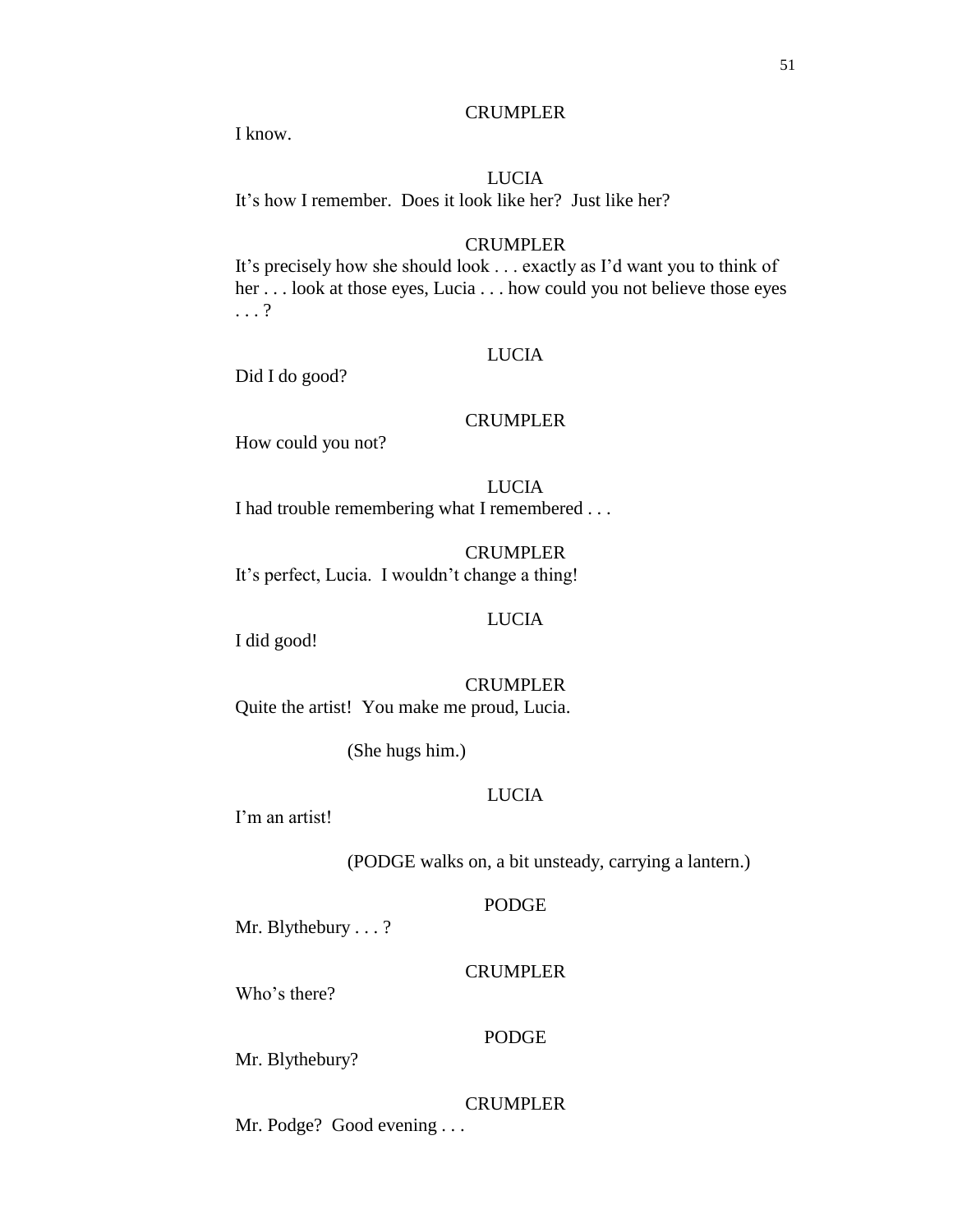CRUMPLER

I know.

LUCIA

It's how I remember. Does it look like her? Just like her?

CRUMPLER

It's precisely how she should look . . . exactly as I'd want you to think of her . . . look at those eyes, Lucia . . . how could you not believe those eyes . . . ?

LUCIA

Did I do good?

CRUMPLER

How could you not?

LUCIA

I had trouble remembering what I remembered . . .

CRUMPLER

It's perfect, Lucia. I wouldn't change a thing!

LUCIA

I did good!

CRUMPLER

Quite the artist! You make me proud, Lucia.

(She hugs him.)

LUCIA

I'm an artist!

(PODGE walks on, a bit unsteady, carrying a lantern.)

PODGE

Mr. Blythebury . . . ?

CRUMPLER

Who's there?

PODGE

Mr. Blythebury?

CRUMPLER

Mr. Podge? Good evening . . .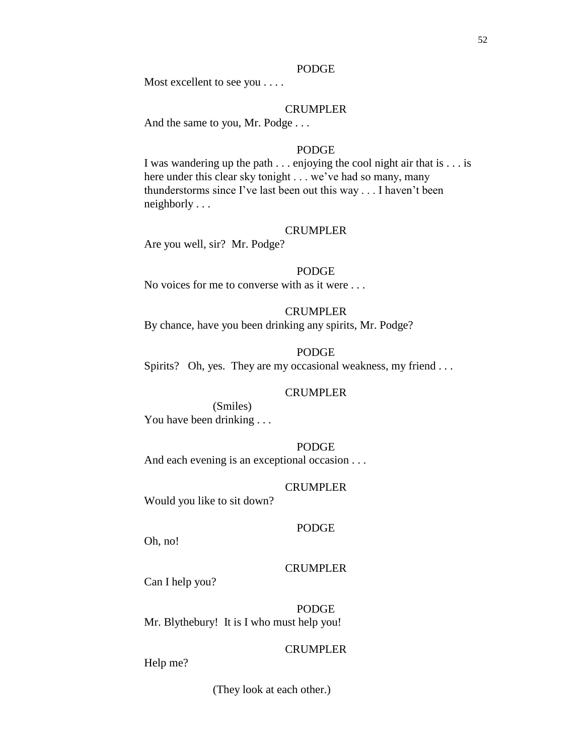PODGE

Most excellent to see you . . . .

CRUMPLER

And the same to you, Mr. Podge . . .

PODGE

I was wandering up the path . . . enjoying the cool night air that is . . . is here under this clear sky tonight . . . we've had so many, many thunderstorms since I've last been out this way . . . I haven't been neighborly . . .

CRUMPLER

Are you well, sir?  Mr. Podge?

PODGE

No voices for me to converse with as it were . . .

CRUMPLER

By chance, have you been drinking any spirits, Mr. Podge?

PODGE

Spirits?   Oh, yes.  They are my occasional weakness, my friend . . .

CRUMPLER

(Smiles)

You have been drinking . . .

PODGE

And each evening is an exceptional occasion . . .

CRUMPLER

Would you like to sit down?

PODGE

Oh, no!

CRUMPLER

Can I help you?

PODGE

Mr. Blythebury!  It is I who must help you!

CRUMPLER

Help me?

(They look at each other.)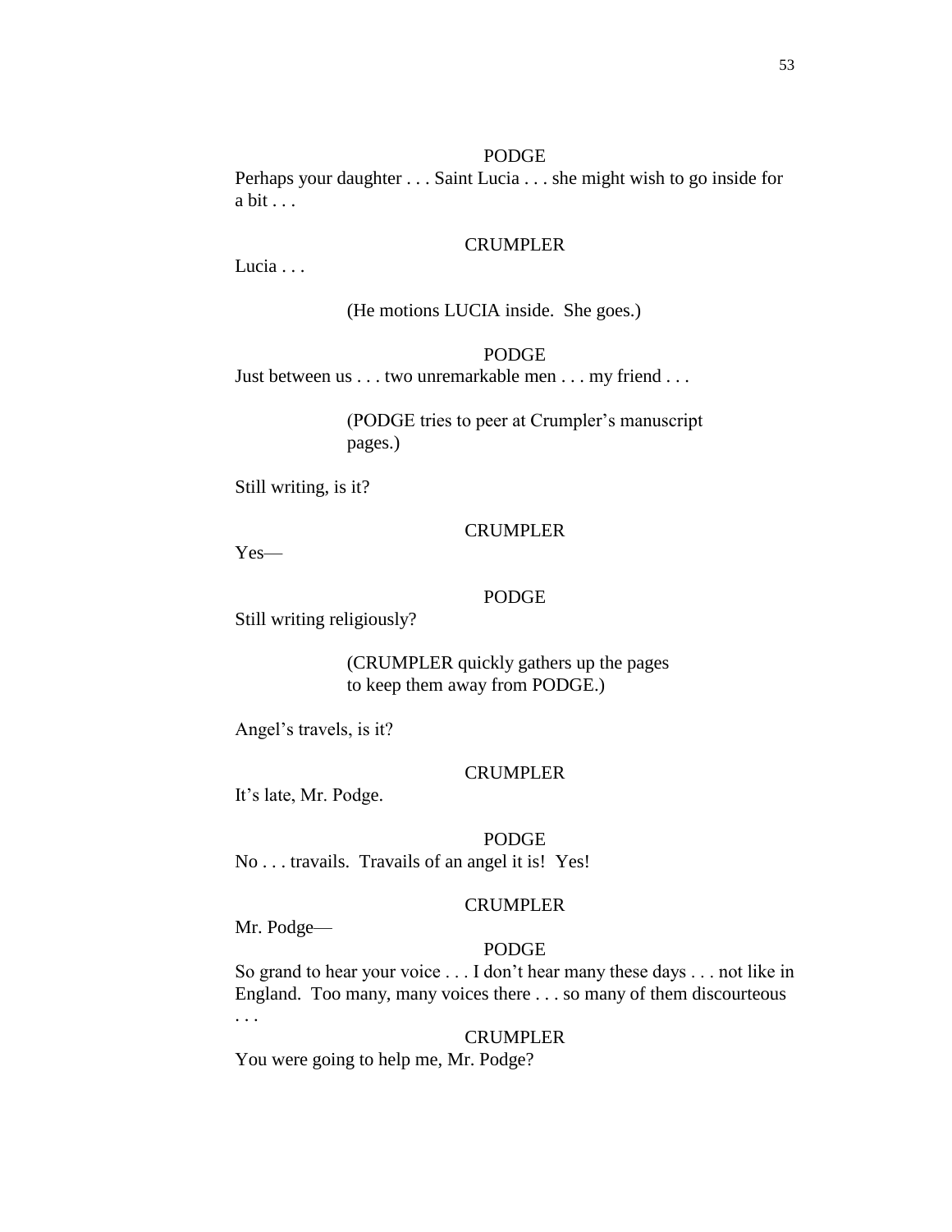PODGE

Perhaps your daughter . . . Saint Lucia . . . she might wish to go inside for a bit . . .

CRUMPLER

Lucia . . .

(He motions LUCIA inside. She goes.)

PODGE

Just between us . . . two unremarkable men . . . my friend . . .

(PODGE tries to peer at Crumpler's manuscript pages.)

Still writing, is it?

CRUMPLER

Yes—

PODGE

Still writing religiously?

(CRUMPLER quickly gathers up the pages to keep them away from PODGE.)

Angel's travels, is it?

CRUMPLER

It's late, Mr. Podge.

PODGE

No . . . travails. Travails of an angel it is! Yes!

CRUMPLER

Mr. Podge—

PODGE

So grand to hear your voice . . . I don't hear many these days . . . not like in England. Too many, many voices there . . . so many of them discourteous . . .

CRUMPLER

You were going to help me, Mr. Podge?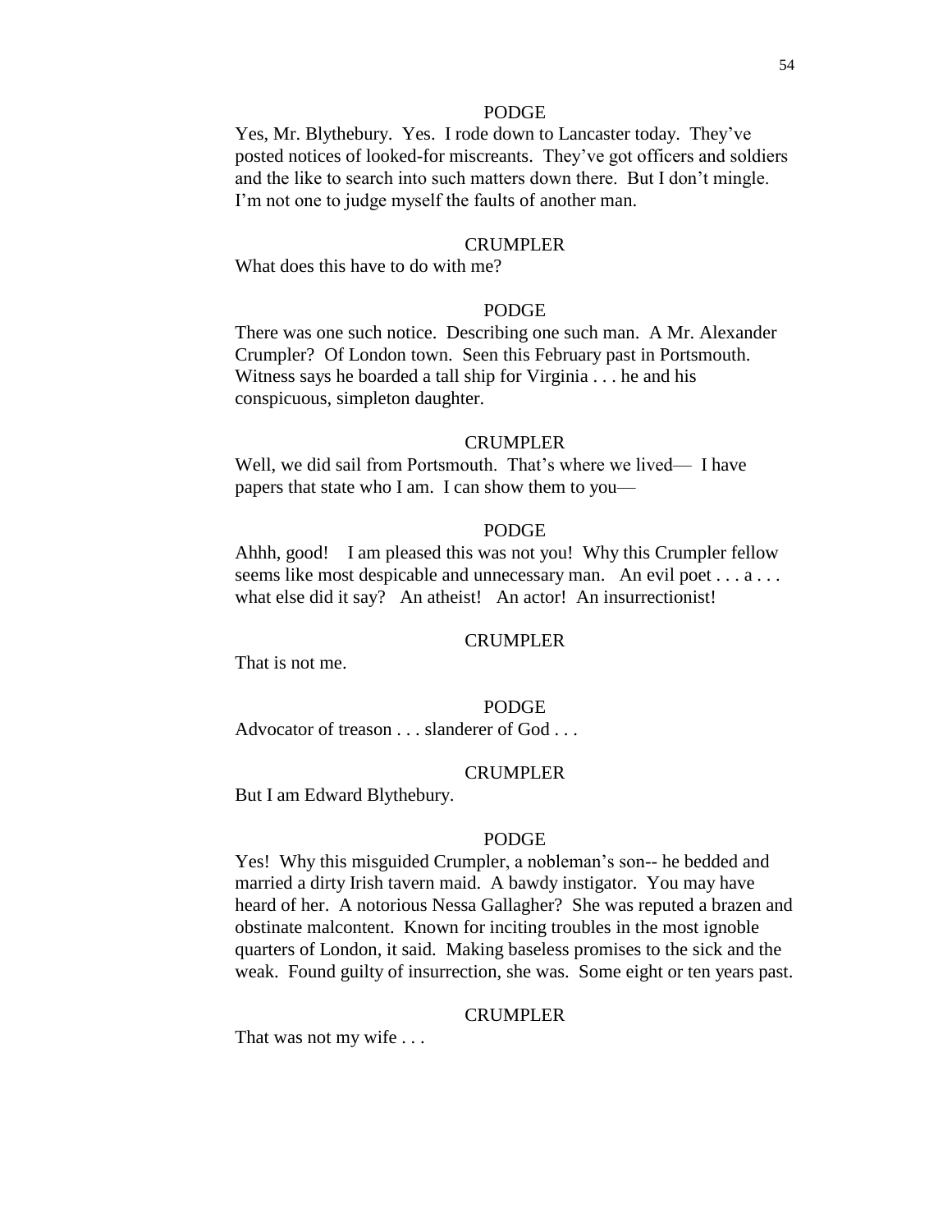PODGE

Yes, Mr. Blythebury. Yes. I rode down to Lancaster today. They've posted notices of looked-for miscreants. They've got officers and soldiers and the like to search into such matters down there. But I don't mingle. I'm not one to judge myself the faults of another man.

CRUMPLER

What does this have to do with me?

PODGE

There was one such notice. Describing one such man. A Mr. Alexander Crumpler? Of London town. Seen this February past in Portsmouth. Witness says he boarded a tall ship for Virginia . . . he and his conspicuous, simpleton daughter.

CRUMPLER

Well, we did sail from Portsmouth. That's where we lived— I have papers that state who I am. I can show them to you—

PODGE

Ahhh, good! I am pleased this was not you! Why this Crumpler fellow seems like most despicable and unnecessary man. An evil poet . . . a . . . what else did it say? An atheist! An actor! An insurrectionist!

CRUMPLER

That is not me.

PODGE

Advocator of treason . . . slanderer of God . . .

CRUMPLER

But I am Edward Blythebury.

PODGE

Yes! Why this misguided Crumpler, a nobleman's son-- he bedded and married a dirty Irish tavern maid. A bawdy instigator. You may have heard of her. A notorious Nessa Gallagher? She was reputed a brazen and obstinate malcontent. Known for inciting troubles in the most ignoble quarters of London, it said. Making baseless promises to the sick and the weak. Found guilty of insurrection, she was. Some eight or ten years past.

CRUMPLER

That was not my wife . . .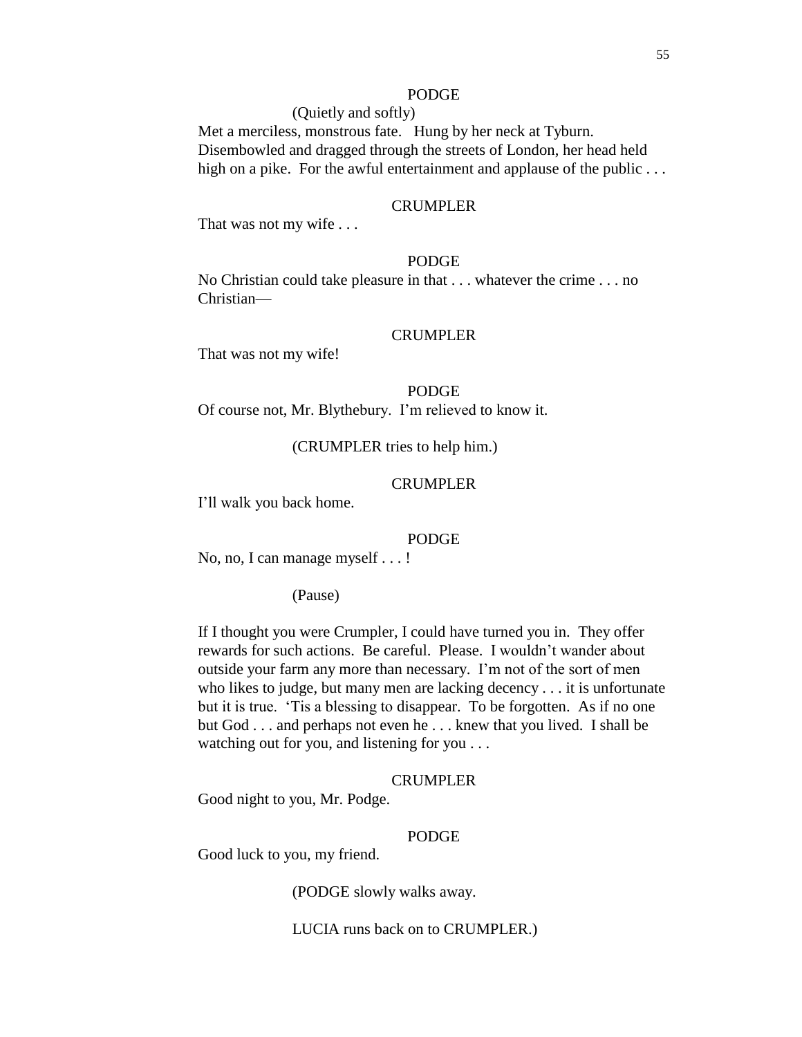PODGE

(Quietly and softly)

Met a merciless, monstrous fate.   Hung by her neck at Tyburn. Disembowled and dragged through the streets of London, her head held high on a pike.  For the awful entertainment and applause of the public . . .

CRUMPLER

That was not my wife . . .

PODGE

No Christian could take pleasure in that . . . whatever the crime . . . no Christian—

CRUMPLER

That was not my wife!

PODGE

Of course not, Mr. Blythebury.  I'm relieved to know it.

(CRUMPLER tries to help him.)

CRUMPLER

I'll walk you back home.

PODGE

No, no, I can manage myself . . . !

(Pause)

If I thought you were Crumpler, I could have turned you in.  They offer rewards for such actions.  Be careful.  Please.  I wouldn't wander about outside your farm any more than necessary.  I'm not of the sort of men who likes to judge, but many men are lacking decency . . . it is unfortunate but it is true.  'Tis a blessing to disappear.  To be forgotten.  As if no one but God . . . and perhaps not even he . . . knew that you lived.  I shall be watching out for you, and listening for you . . .

CRUMPLER

Good night to you, Mr. Podge.

PODGE

Good luck to you, my friend.

(PODGE slowly walks away.

LUCIA runs back on to CRUMPLER.)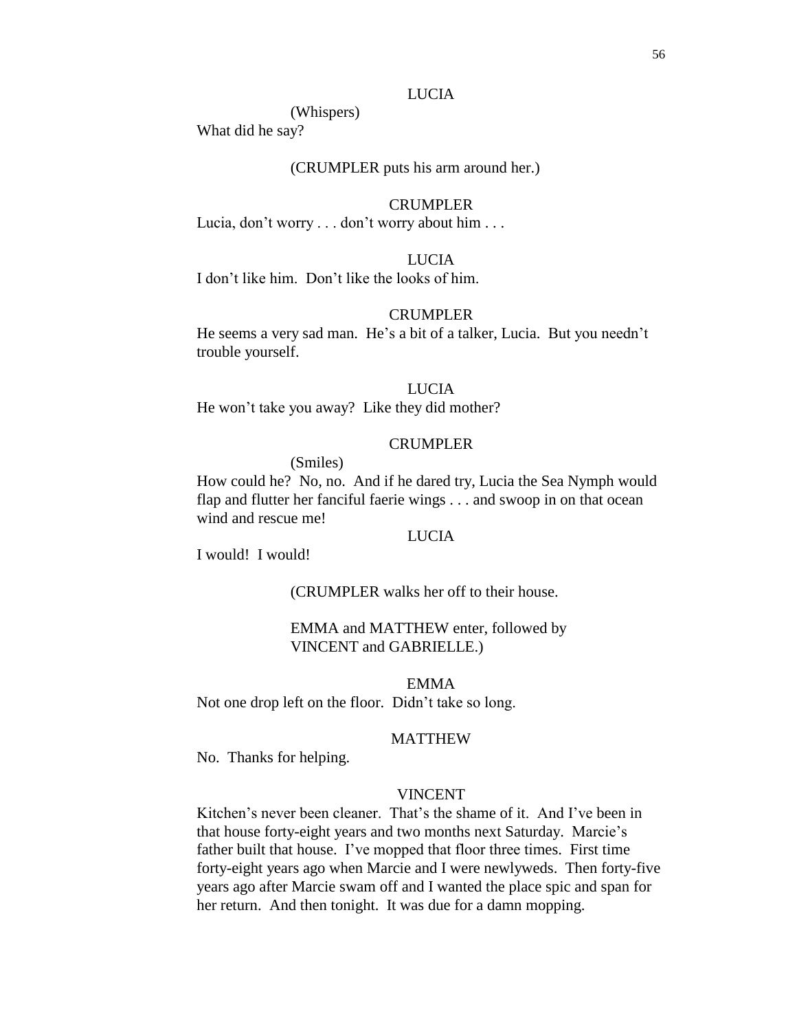LUCIA

(Whispers)

What did he say?

(CRUMPLER puts his arm around her.)

CRUMPLER

Lucia, don't worry . . . don't worry about him . . .

LUCIA

I don't like him. Don't like the looks of him.

CRUMPLER

He seems a very sad man. He's a bit of a talker, Lucia. But you needn't trouble yourself.

LUCIA

He won't take you away? Like they did mother?

CRUMPLER

(Smiles)

How could he? No, no. And if he dared try, Lucia the Sea Nymph would flap and flutter her fanciful faerie wings . . . and swoop in on that ocean wind and rescue me!

LUCIA

I would! I would!

(CRUMPLER walks her off to their house.

EMMA and MATTHEW enter, followed by VINCENT and GABRIELLE.)

EMMA

Not one drop left on the floor. Didn't take so long.

MATTHEW

No. Thanks for helping.

VINCENT

Kitchen's never been cleaner. That's the shame of it. And I've been in that house forty-eight years and two months next Saturday. Marcie's father built that house. I've mopped that floor three times. First time forty-eight years ago when Marcie and I were newlyweds. Then forty-five years ago after Marcie swam off and I wanted the place spic and span for her return. And then tonight. It was due for a damn mopping.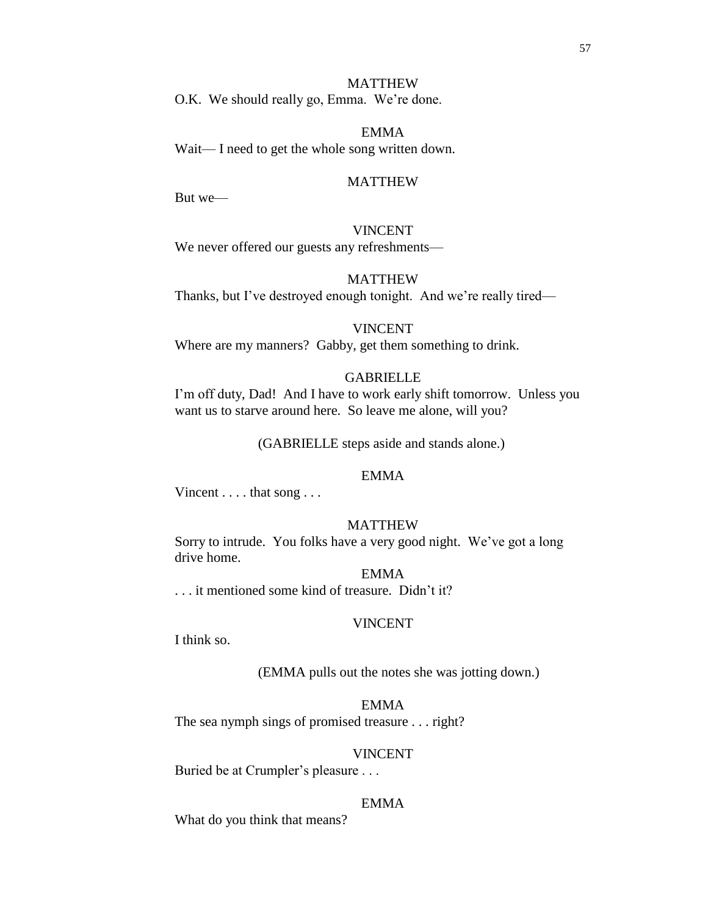MATTHEW

O.K. We should really go, Emma. We're done.

EMMA

Wait— I need to get the whole song written down.

MATTHEW

But we—

VINCENT

We never offered our guests any refreshments—

MATTHEW

Thanks, but I've destroyed enough tonight. And we're really tired—

VINCENT

Where are my manners? Gabby, get them something to drink.

GABRIELLE

I'm off duty, Dad! And I have to work early shift tomorrow. Unless you want us to starve around here. So leave me alone, will you?

(GABRIELLE steps aside and stands alone.)

EMMA

Vincent . . . . that song . . .

MATTHEW

Sorry to intrude. You folks have a very good night. We've got a long drive home.

EMMA

. . . it mentioned some kind of treasure. Didn't it?

VINCENT

I think so.

(EMMA pulls out the notes she was jotting down.)

EMMA

The sea nymph sings of promised treasure . . . right?

VINCENT

Buried be at Crumpler's pleasure . . .

EMMA

What do you think that means?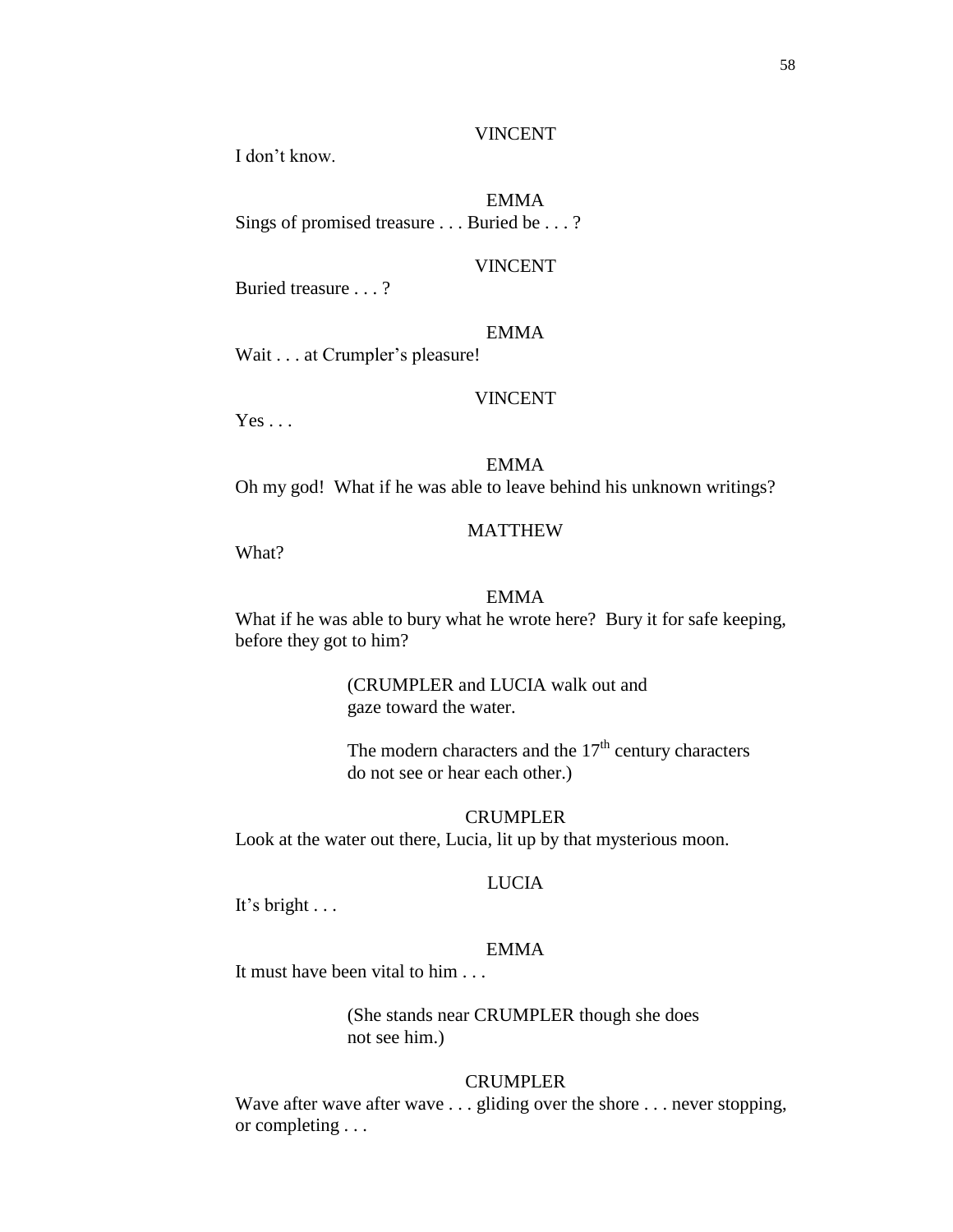VINCENT

I don't know.

EMMA

Sings of promised treasure . . . Buried be . . . ?

VINCENT

Buried treasure . . . ?

EMMA

Wait . . . at Crumpler's pleasure!

VINCENT

Yes . . .

EMMA

Oh my god! What if he was able to leave behind his unknown writings?

MATTHEW

What?

EMMA

What if he was able to bury what he wrote here? Bury it for safe keeping, before they got to him?

(CRUMPLER and LUCIA walk out and gaze toward the water.

The modern characters and the 17th century characters do not see or hear each other.)

CRUMPLER

Look at the water out there, Lucia, lit up by that mysterious moon.

LUCIA

It's bright . . .

EMMA

It must have been vital to him . . .

(She stands near CRUMPLER though she does not see him.)

CRUMPLER

Wave after wave after wave . . . gliding over the shore . . . never stopping, or completing . . .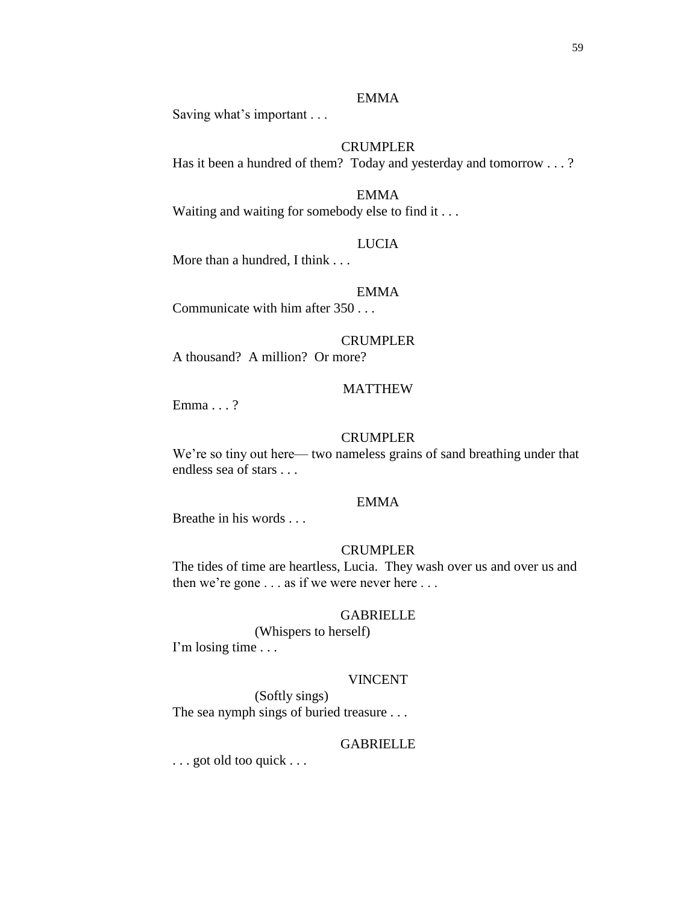EMMA

Saving what's important . . .

CRUMPLER

Has it been a hundred of them? Today and yesterday and tomorrow . . . ?

EMMA

Waiting and waiting for somebody else to find it . . .

LUCIA

More than a hundred, I think . . .

EMMA

Communicate with him after 350 . . .

CRUMPLER

A thousand? A million? Or more?

MATTHEW

Emma . . . ?

CRUMPLER

We're so tiny out here— two nameless grains of sand breathing under that endless sea of stars . . .

EMMA

Breathe in his words . . .

CRUMPLER

The tides of time are heartless, Lucia. They wash over us and over us and then we're gone . . . as if we were never here . . .

GABRIELLE

(Whispers to herself)

I'm losing time . . .

VINCENT

(Softly sings)

The sea nymph sings of buried treasure . . .

GABRIELLE

. . . got old too quick . . .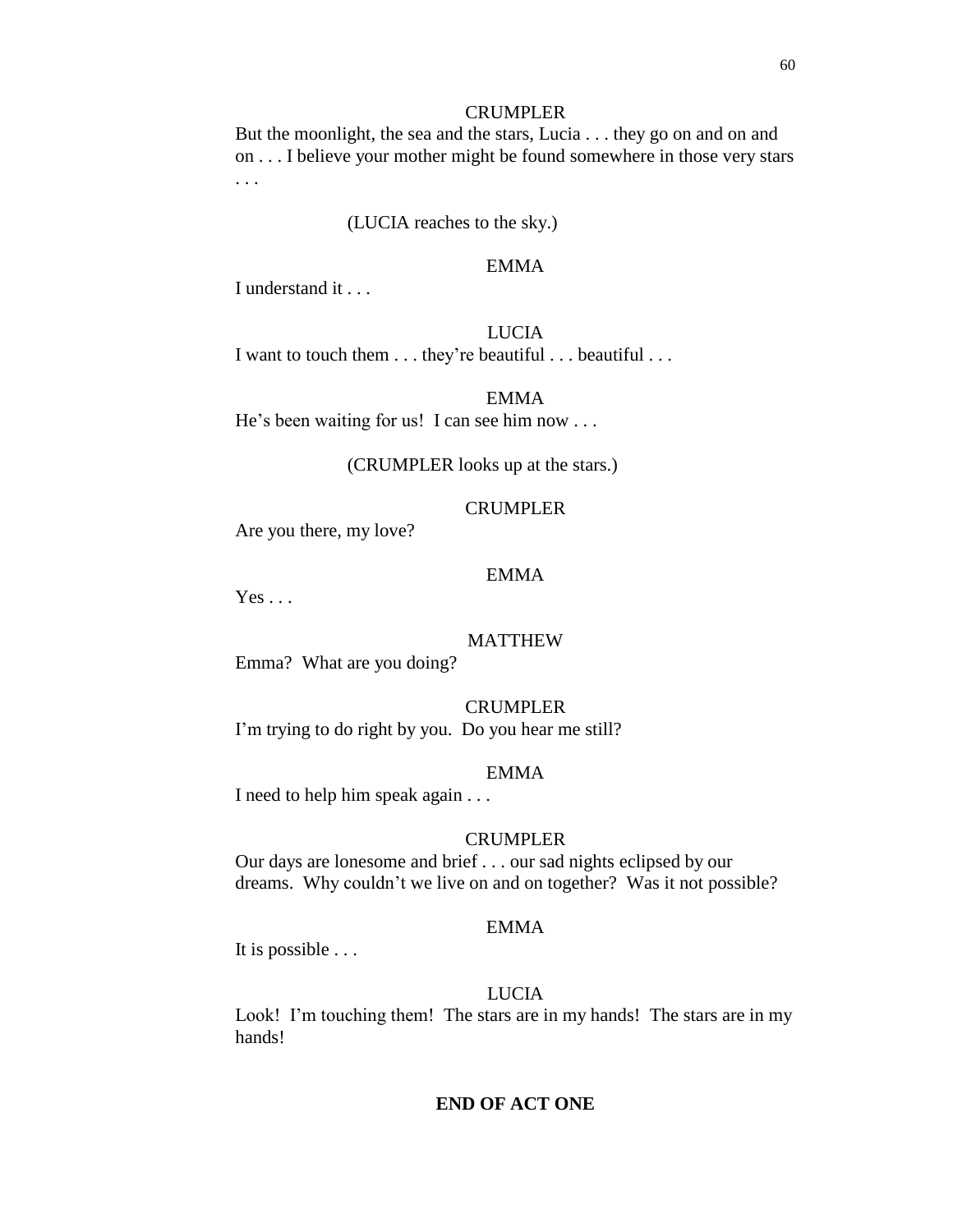CRUMPLER

But the moonlight, the sea and the stars, Lucia . . . they go on and on and on . . . I believe your mother might be found somewhere in those very stars . . .

(LUCIA reaches to the sky.)

EMMA

I understand it . . .

LUCIA

I want to touch them . . . they're beautiful . . . beautiful . . .

EMMA

He's been waiting for us! I can see him now . . .

(CRUMPLER looks up at the stars.)

CRUMPLER

Are you there, my love?

EMMA

Yes . . .

MATTHEW

Emma? What are you doing?

CRUMPLER

I'm trying to do right by you. Do you hear me still?

EMMA

I need to help him speak again . . .

CRUMPLER

Our days are lonesome and brief . . . our sad nights eclipsed by our dreams. Why couldn't we live on and on together? Was it not possible?

EMMA

It is possible . . .

LUCIA

Look! I'm touching them! The stars are in my hands! The stars are in my hands!

**END OF ACT ONE**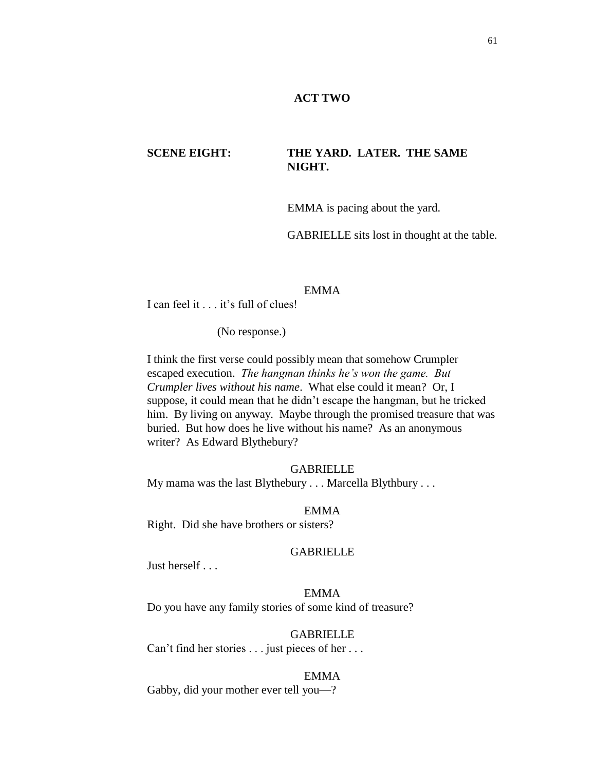## ACT TWO

**SCENE EIGHT: THE YARD. LATER. THE SAME NIGHT.**

EMMA is pacing about the yard.

GABRIELLE sits lost in thought at the table.

EMMA

I can feel it . . . it's full of clues!

(No response.)

I think the first verse could possibly mean that somehow Crumpler escaped execution. *The hangman thinks he's won the game. But Crumpler lives without his name*. What else could it mean? Or, I suppose, it could mean that he didn't escape the hangman, but he tricked him. By living on anyway. Maybe through the promised treasure that was buried. But how does he live without his name? As an anonymous writer? As Edward Blythebury?

GABRIELLE

My mama was the last Blythebury . . . Marcella Blythbury . . .

EMMA

Right. Did she have brothers or sisters?

GABRIELLE

Just herself . . .

EMMA

Do you have any family stories of some kind of treasure?

GABRIELLE

Can't find her stories . . . just pieces of her . . .

EMMA

Gabby, did your mother ever tell you—?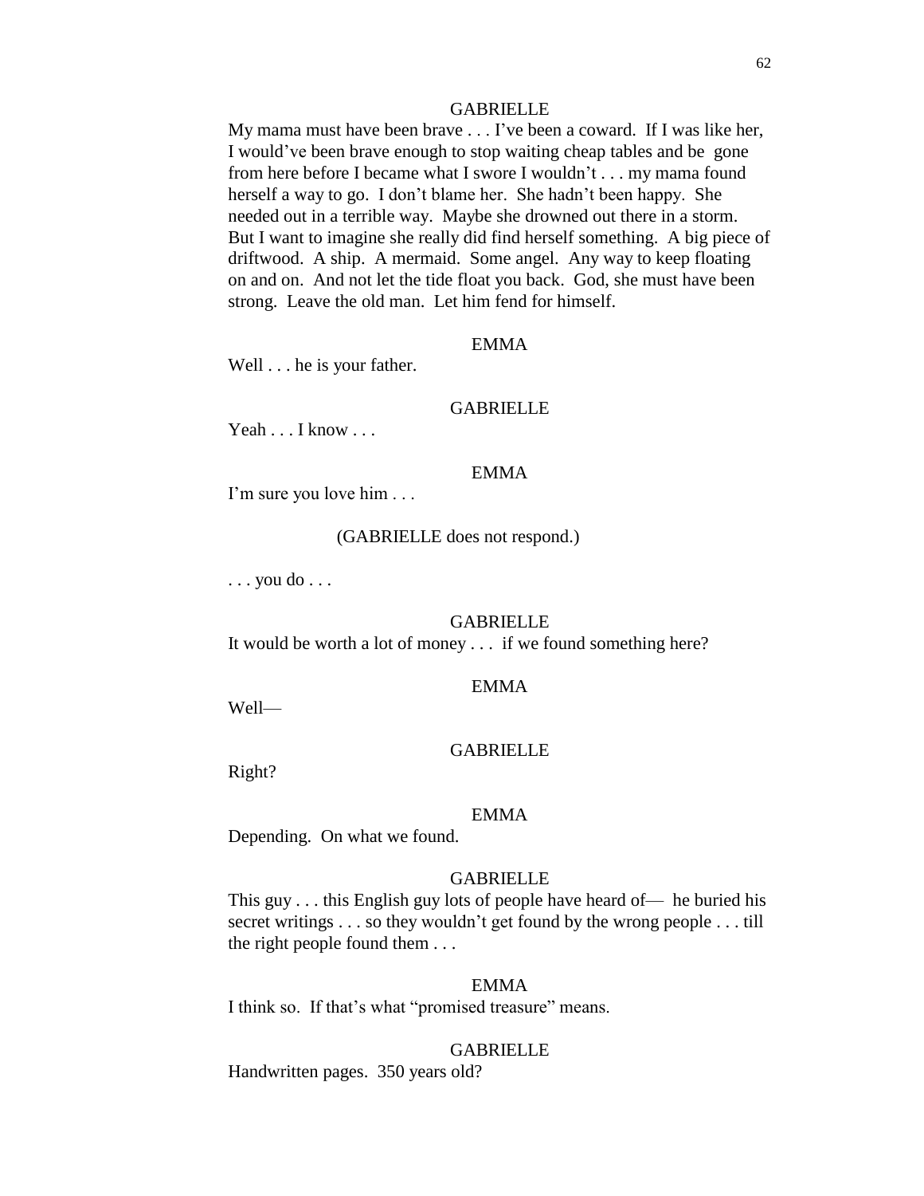GABRIELLE

My mama must have been brave . . . I've been a coward. If I was like her, I would've been brave enough to stop waiting cheap tables and be gone from here before I became what I swore I wouldn't . . . my mama found herself a way to go. I don't blame her. She hadn't been happy. She needed out in a terrible way. Maybe she drowned out there in a storm. But I want to imagine she really did find herself something. A big piece of driftwood. A ship. A mermaid. Some angel. Any way to keep floating on and on. And not let the tide float you back. God, she must have been strong. Leave the old man. Let him fend for himself.

EMMA

Well . . . he is your father.

GABRIELLE

Yeah . . . I know . . .

EMMA

I'm sure you love him . . .

(GABRIELLE does not respond.)

. . . you do . . .

GABRIELLE

It would be worth a lot of money . . . if we found something here?

EMMA

Well—

GABRIELLE

Right?

EMMA

Depending. On what we found.

GABRIELLE

This guy . . . this English guy lots of people have heard of— he buried his secret writings . . . so they wouldn't get found by the wrong people . . . till the right people found them . . .

EMMA

I think so. If that's what "promised treasure" means.

GABRIELLE

Handwritten pages. 350 years old?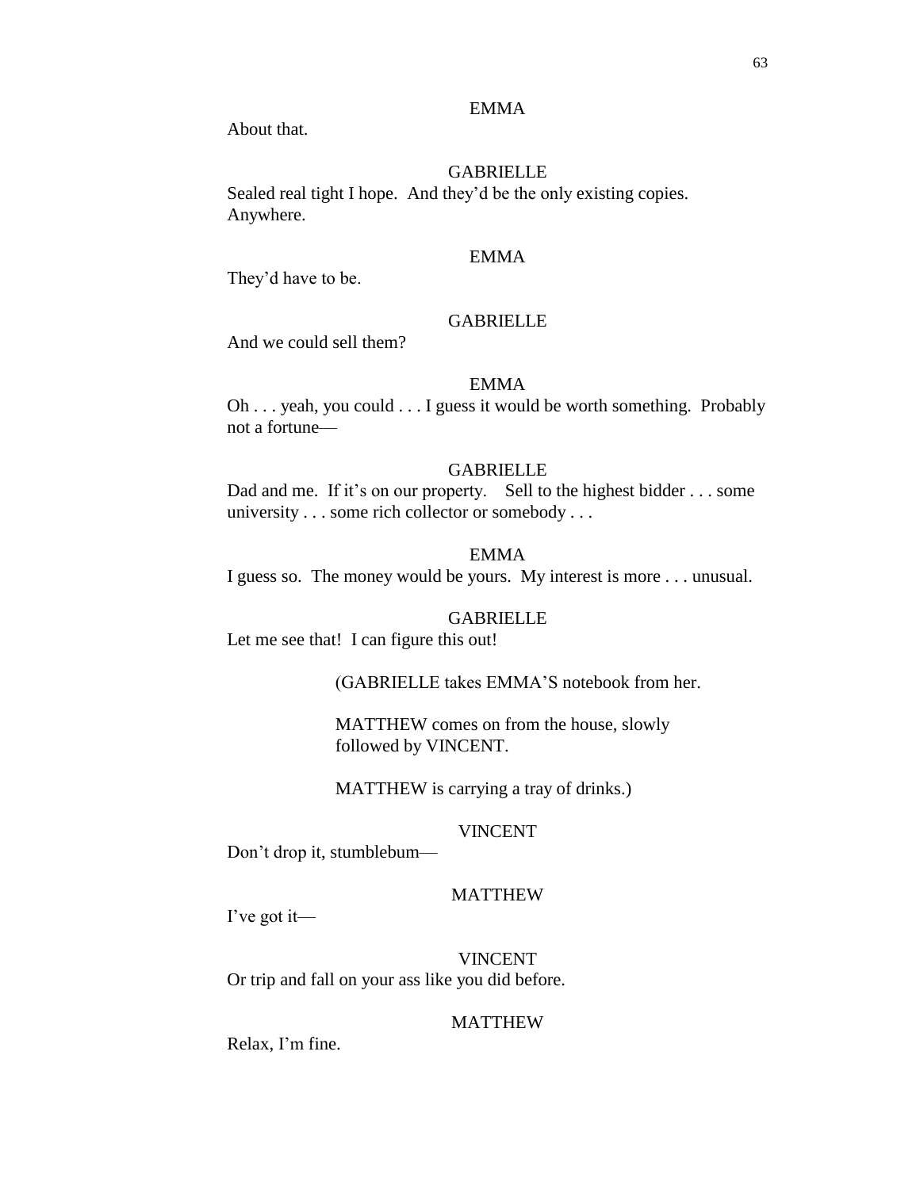EMMA

About that.

GABRIELLE

Sealed real tight I hope. And they'd be the only existing copies. Anywhere.

EMMA

They'd have to be.

GABRIELLE

And we could sell them?

EMMA

Oh . . . yeah, you could . . . I guess it would be worth something. Probably not a fortune—

GABRIELLE

Dad and me. If it's on our property. Sell to the highest bidder . . . some university . . . some rich collector or somebody . . .

EMMA

I guess so. The money would be yours. My interest is more . . . unusual.

GABRIELLE

Let me see that! I can figure this out!

(GABRIELLE takes EMMA'S notebook from her.

MATTHEW comes on from the house, slowly followed by VINCENT.

MATTHEW is carrying a tray of drinks.)

VINCENT

Don't drop it, stumblebum—

MATTHEW

I've got it—

VINCENT

Or trip and fall on your ass like you did before.

MATTHEW

Relax, I'm fine.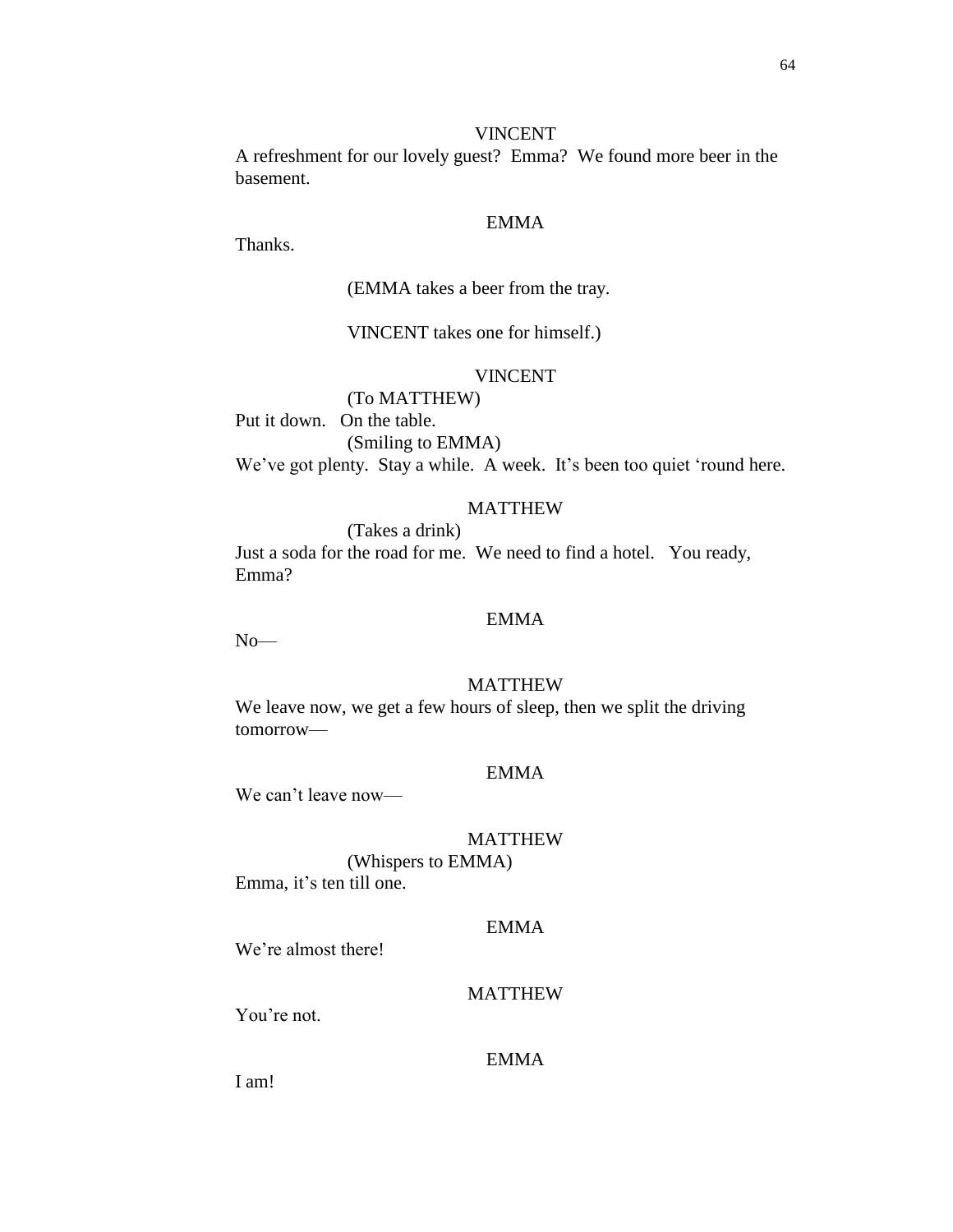VINCENT

A refreshment for our lovely guest? Emma? We found more beer in the basement.

EMMA

Thanks.

(EMMA takes a beer from the tray.

VINCENT takes one for himself.)

VINCENT

(To MATTHEW)

Put it down. On the table.

(Smiling to EMMA)

We've got plenty. Stay a while. A week. It's been too quiet 'round here.

MATTHEW

(Takes a drink)

Just a soda for the road for me. We need to find a hotel. You ready, Emma?

EMMA

No—

MATTHEW

We leave now, we get a few hours of sleep, then we split the driving tomorrow—

EMMA

We can't leave now—

MATTHEW

(Whispers to EMMA)

Emma, it's ten till one.

EMMA

We're almost there!

MATTHEW

You're not.

EMMA

I am!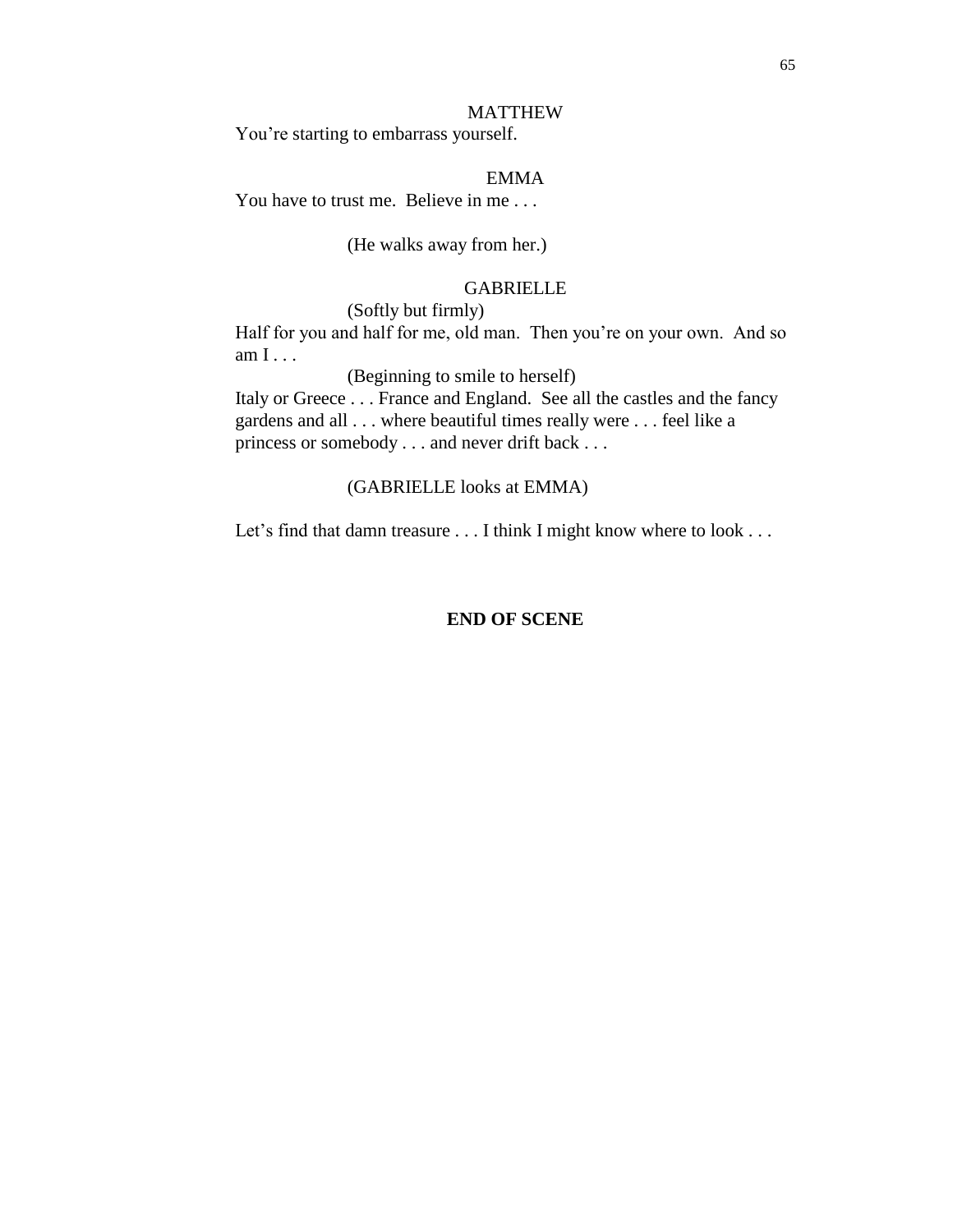MATTHEW

You're starting to embarrass yourself.

EMMA

You have to trust me. Believe in me . . .

(He walks away from her.)

GABRIELLE

(Softly but firmly)

Half for you and half for me, old man. Then you're on your own. And so am I . . .

(Beginning to smile to herself)

Italy or Greece . . . France and England. See all the castles and the fancy gardens and all . . . where beautiful times really were . . . feel like a princess or somebody . . . and never drift back . . .

(GABRIELLE looks at EMMA)

Let's find that damn treasure . . . I think I might know where to look . . .

**END OF SCENE**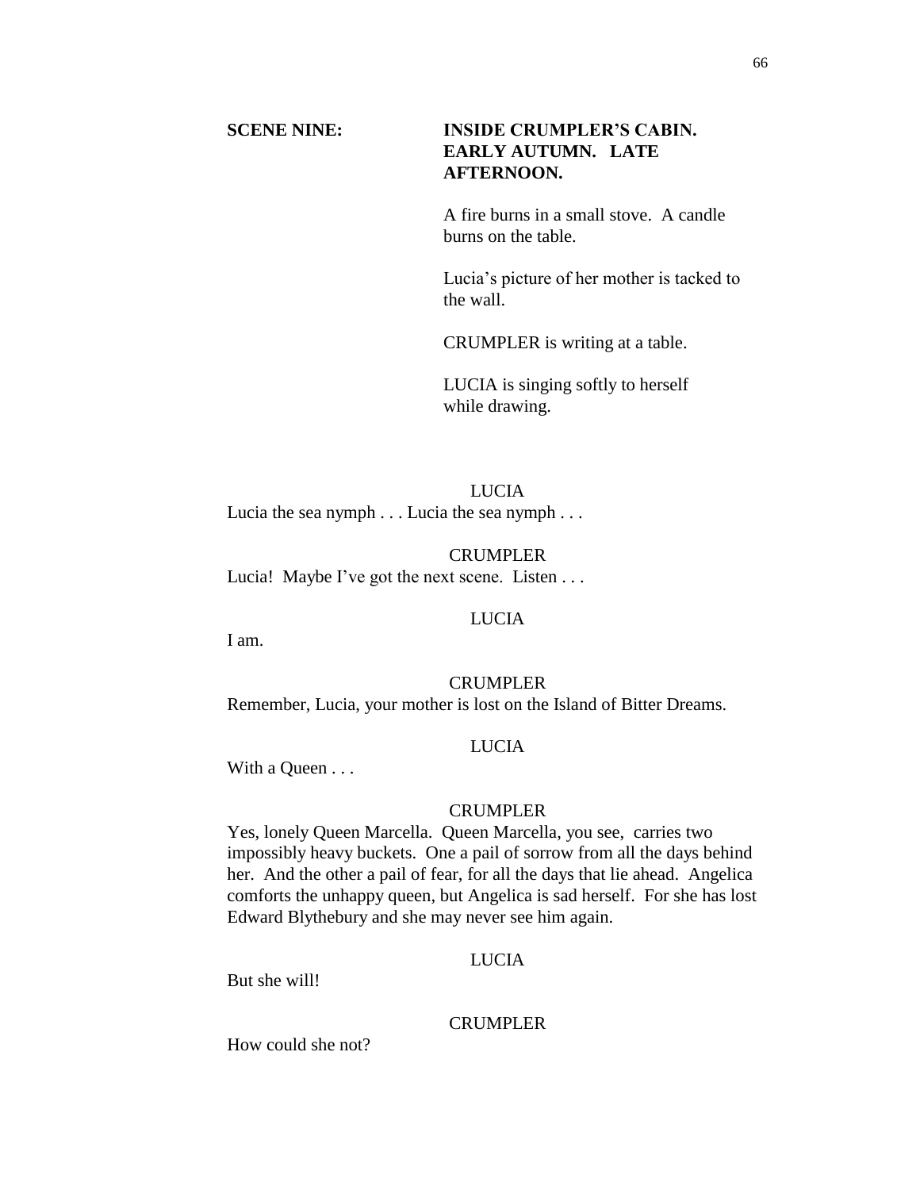**SCENE NINE: INSIDE CRUMPLER'S CABIN. EARLY AUTUMN. LATE AFTERNOON.**

A fire burns in a small stove. A candle burns on the table.

Lucia's picture of her mother is tacked to the wall.

CRUMPLER is writing at a table.

LUCIA is singing softly to herself while drawing.

LUCIA

Lucia the sea nymph . . . Lucia the sea nymph . . .

CRUMPLER

Lucia! Maybe I've got the next scene. Listen . . .

LUCIA

I am.

CRUMPLER

Remember, Lucia, your mother is lost on the Island of Bitter Dreams.

LUCIA

With a Queen . . .

CRUMPLER

Yes, lonely Queen Marcella. Queen Marcella, you see, carries two impossibly heavy buckets. One a pail of sorrow from all the days behind her. And the other a pail of fear, for all the days that lie ahead. Angelica comforts the unhappy queen, but Angelica is sad herself. For she has lost Edward Blythebury and she may never see him again.

LUCIA

But she will!

CRUMPLER

How could she not?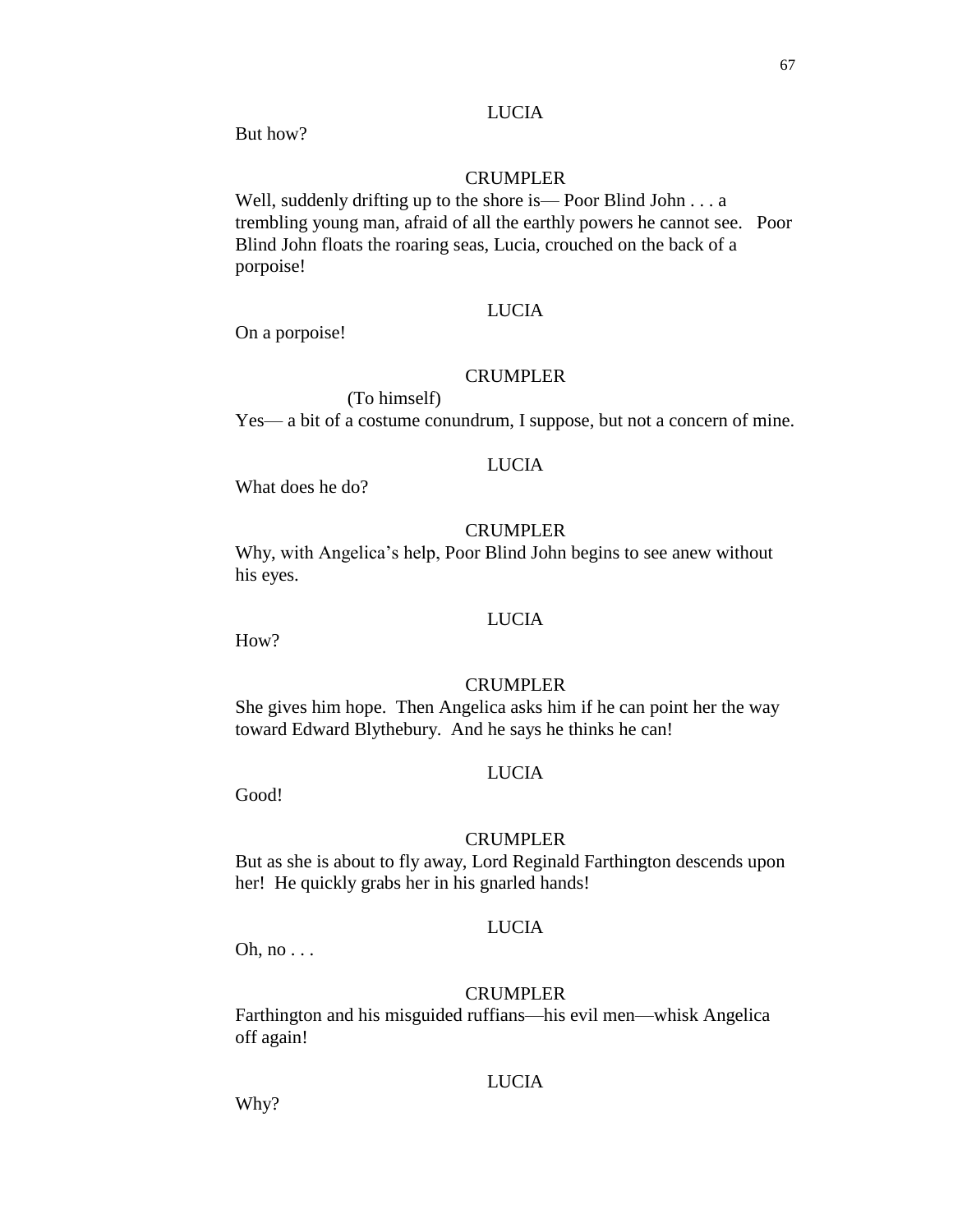LUCIA

But how?

CRUMPLER

Well, suddenly drifting up to the shore is— Poor Blind John . . . a trembling young man, afraid of all the earthly powers he cannot see. Poor Blind John floats the roaring seas, Lucia, crouched on the back of a porpoise!

LUCIA

On a porpoise!

CRUMPLER

(To himself)

Yes— a bit of a costume conundrum, I suppose, but not a concern of mine.

LUCIA

What does he do?

CRUMPLER

Why, with Angelica's help, Poor Blind John begins to see anew without his eyes.

LUCIA

How?

CRUMPLER

She gives him hope. Then Angelica asks him if he can point her the way toward Edward Blythebury. And he says he thinks he can!

LUCIA

Good!

CRUMPLER

But as she is about to fly away, Lord Reginald Farthington descends upon her! He quickly grabs her in his gnarled hands!

LUCIA

Oh, no . . .

CRUMPLER

Farthington and his misguided ruffians—his evil men—whisk Angelica off again!

LUCIA

Why?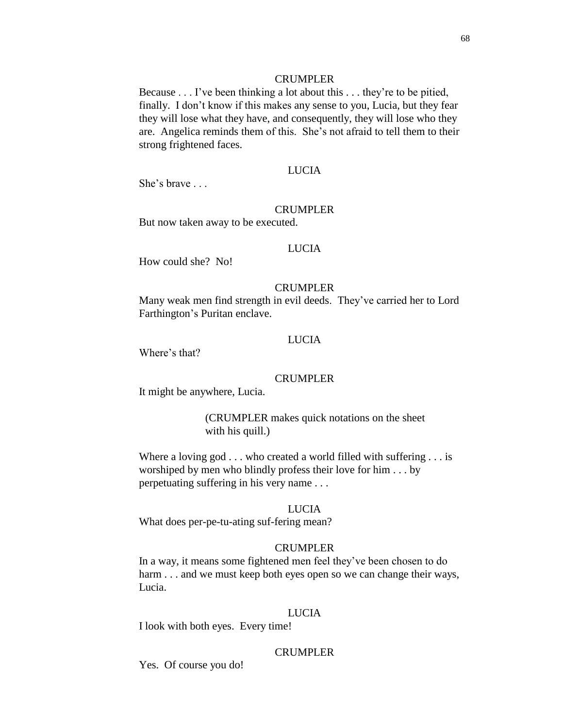CRUMPLER

Because . . . I've been thinking a lot about this . . . they're to be pitied, finally. I don't know if this makes any sense to you, Lucia, but they fear they will lose what they have, and consequently, they will lose who they are. Angelica reminds them of this. She's not afraid to tell them to their strong frightened faces.

LUCIA

She's brave . . .

CRUMPLER

But now taken away to be executed.

LUCIA

How could she? No!

CRUMPLER

Many weak men find strength in evil deeds. They've carried her to Lord Farthington's Puritan enclave.

LUCIA

Where's that?

CRUMPLER

It might be anywhere, Lucia.

(CRUMPLER makes quick notations on the sheet with his quill.)

Where a loving god . . . who created a world filled with suffering . . . is worshiped by men who blindly profess their love for him . . . by perpetuating suffering in his very name . . .

LUCIA

What does per-pe-tu-ating suf-fering mean?

CRUMPLER

In a way, it means some fightened men feel they've been chosen to do harm . . . and we must keep both eyes open so we can change their ways, Lucia.

LUCIA

I look with both eyes. Every time!

CRUMPLER

Yes. Of course you do!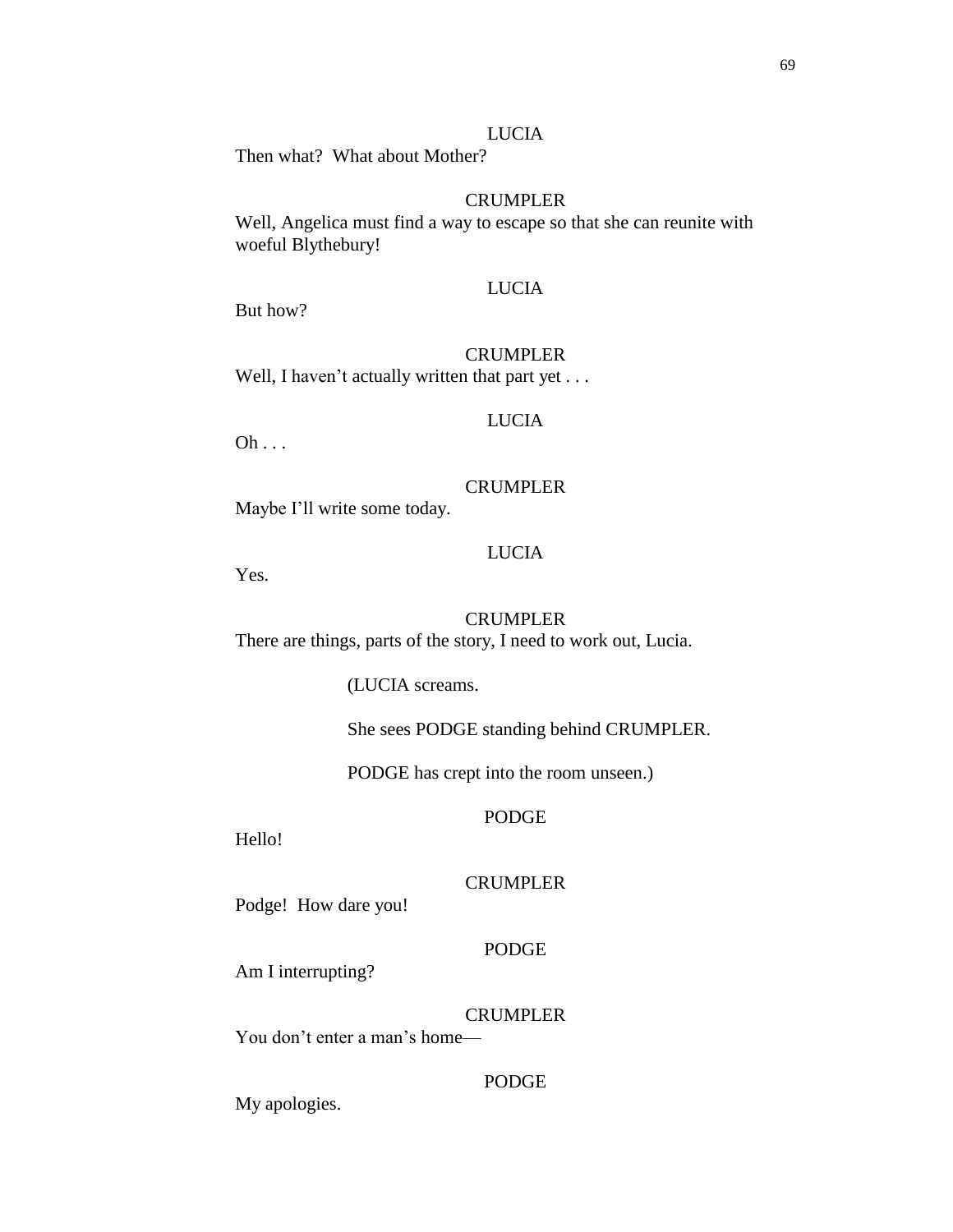LUCIA

Then what? What about Mother?

CRUMPLER

Well, Angelica must find a way to escape so that she can reunite with woeful Blythebury!

LUCIA

But how?

CRUMPLER

Well, I haven't actually written that part yet . . .

LUCIA

Oh . . .

CRUMPLER

Maybe I'll write some today.

LUCIA

Yes.

CRUMPLER

There are things, parts of the story, I need to work out, Lucia.

(LUCIA screams.

She sees PODGE standing behind CRUMPLER.

PODGE has crept into the room unseen.)

PODGE

Hello!

CRUMPLER

Podge! How dare you!

PODGE

Am I interrupting?

CRUMPLER

You don't enter a man's home—

PODGE

My apologies.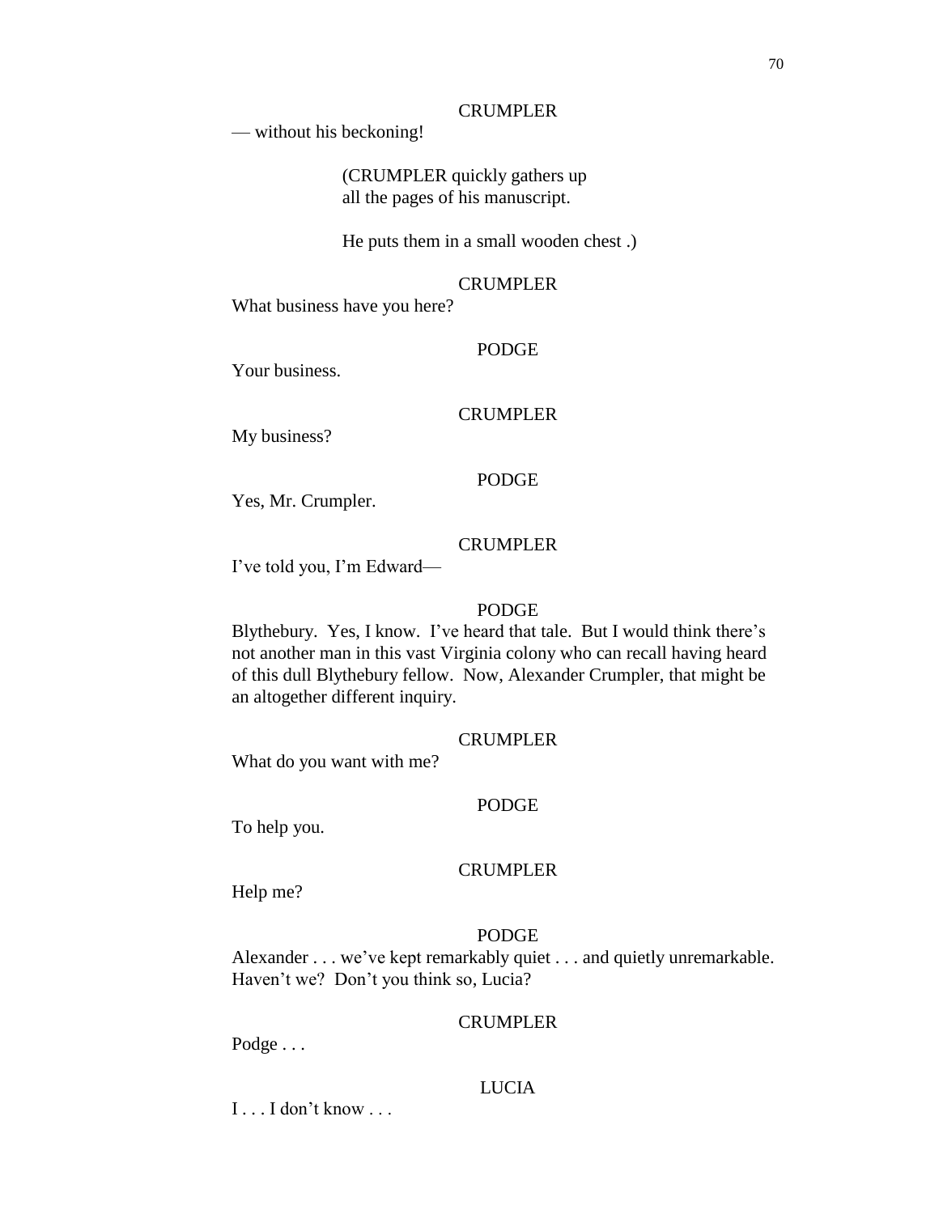CRUMPLER

— without his beckoning!

(CRUMPLER quickly gathers up all the pages of his manuscript.

He puts them in a small wooden chest .)

CRUMPLER

What business have you here?

PODGE

Your business.

CRUMPLER

My business?

PODGE

Yes, Mr. Crumpler.

CRUMPLER

I've told you, I'm Edward—

PODGE

Blythebury. Yes, I know. I've heard that tale. But I would think there's not another man in this vast Virginia colony who can recall having heard of this dull Blythebury fellow. Now, Alexander Crumpler, that might be an altogether different inquiry.

CRUMPLER

What do you want with me?

PODGE

To help you.

CRUMPLER

Help me?

PODGE

Alexander . . . we've kept remarkably quiet . . . and quietly unremarkable. Haven't we? Don't you think so, Lucia?

CRUMPLER

Podge . . .

LUCIA

I . . . I don't know . . .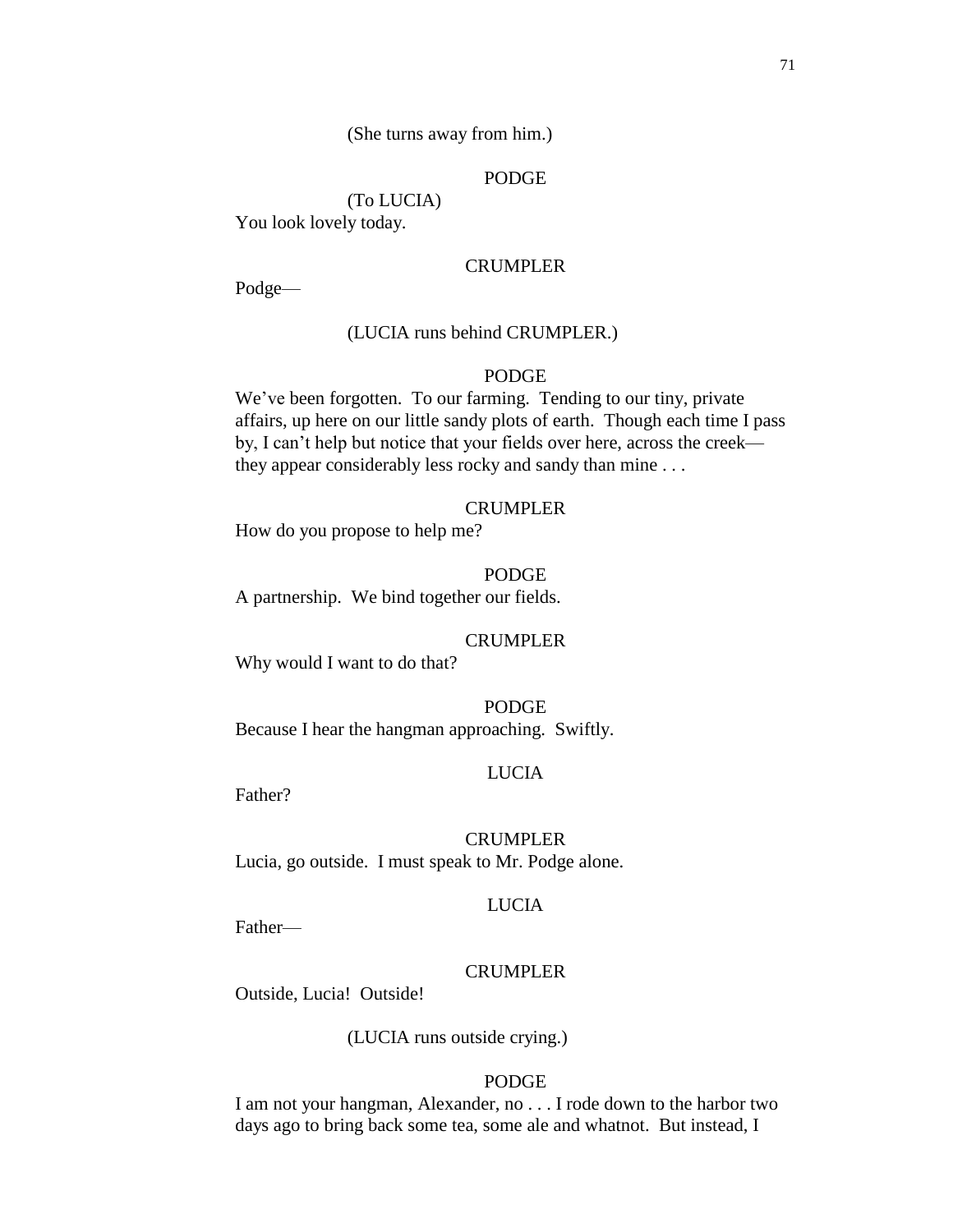(She turns away from him.)

PODGE

(To LUCIA)

You look lovely today.

CRUMPLER

Podge—

(LUCIA runs behind CRUMPLER.)

PODGE

We've been forgotten. To our farming. Tending to our tiny, private affairs, up here on our little sandy plots of earth. Though each time I pass by, I can't help but notice that your fields over here, across the creek—they appear considerably less rocky and sandy than mine . . .

CRUMPLER

How do you propose to help me?

PODGE

A partnership. We bind together our fields.

CRUMPLER

Why would I want to do that?

PODGE

Because I hear the hangman approaching. Swiftly.

LUCIA

Father?

CRUMPLER

Lucia, go outside. I must speak to Mr. Podge alone.

LUCIA

Father—

CRUMPLER

Outside, Lucia! Outside!

(LUCIA runs outside crying.)

PODGE

I am not your hangman, Alexander, no . . . I rode down to the harbor two days ago to bring back some tea, some ale and whatnot. But instead, I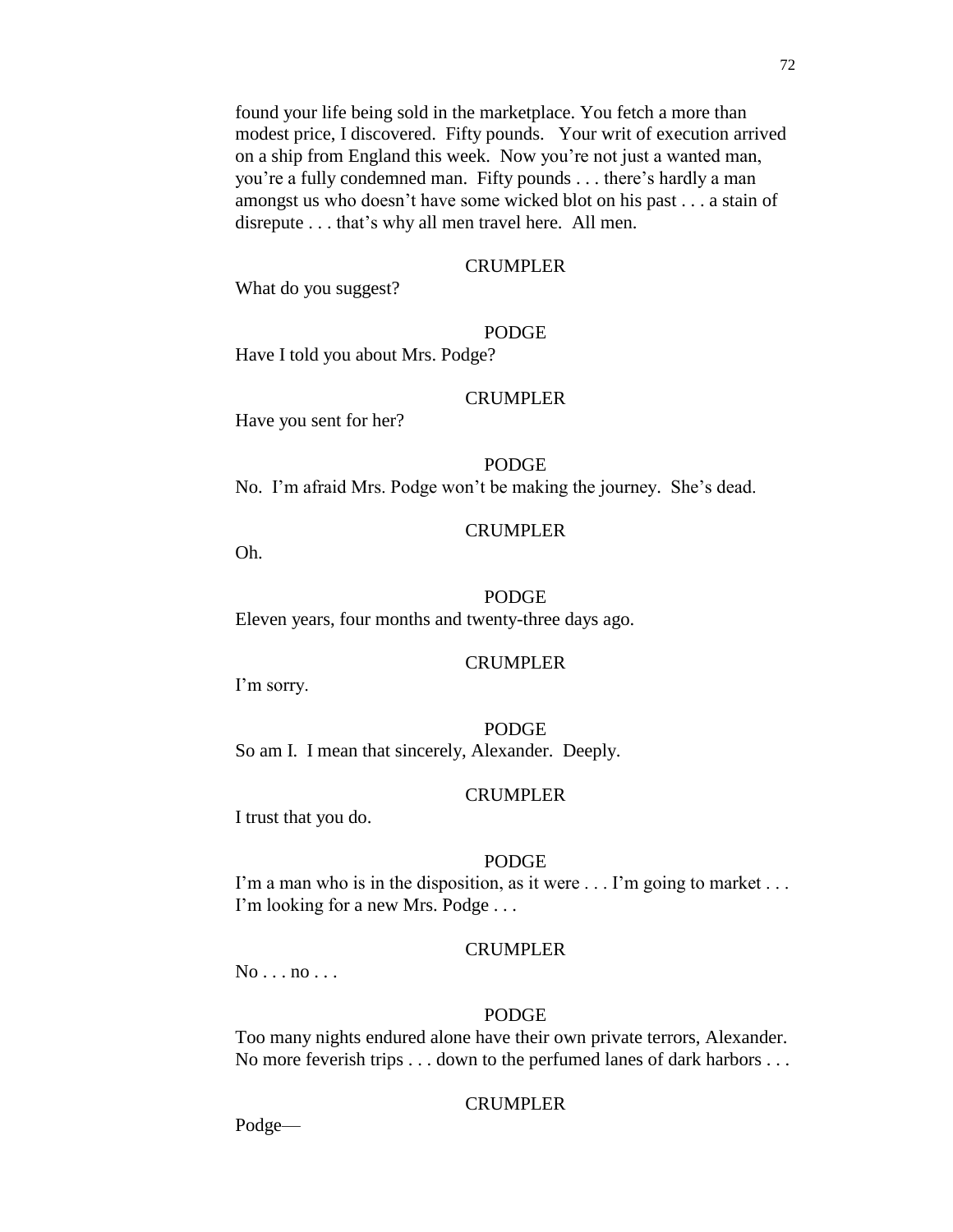found your life being sold in the marketplace. You fetch a more than modest price, I discovered. Fifty pounds. Your writ of execution arrived on a ship from England this week. Now you're not just a wanted man, you're a fully condemned man. Fifty pounds . . . there's hardly a man amongst us who doesn't have some wicked blot on his past . . . a stain of disrepute . . . that's why all men travel here. All men.

CRUMPLER

What do you suggest?

PODGE

Have I told you about Mrs. Podge?

CRUMPLER

Have you sent for her?

PODGE

No. I'm afraid Mrs. Podge won't be making the journey. She's dead.

CRUMPLER

Oh.

PODGE

Eleven years, four months and twenty-three days ago.

CRUMPLER

I'm sorry.

PODGE

So am I. I mean that sincerely, Alexander. Deeply.

CRUMPLER

I trust that you do.

PODGE

I'm a man who is in the disposition, as it were . . . I'm going to market . . . I'm looking for a new Mrs. Podge . . .

CRUMPLER

No . . . no . . .

PODGE

Too many nights endured alone have their own private terrors, Alexander. No more feverish trips . . . down to the perfumed lanes of dark harbors . . .

CRUMPLER

Podge—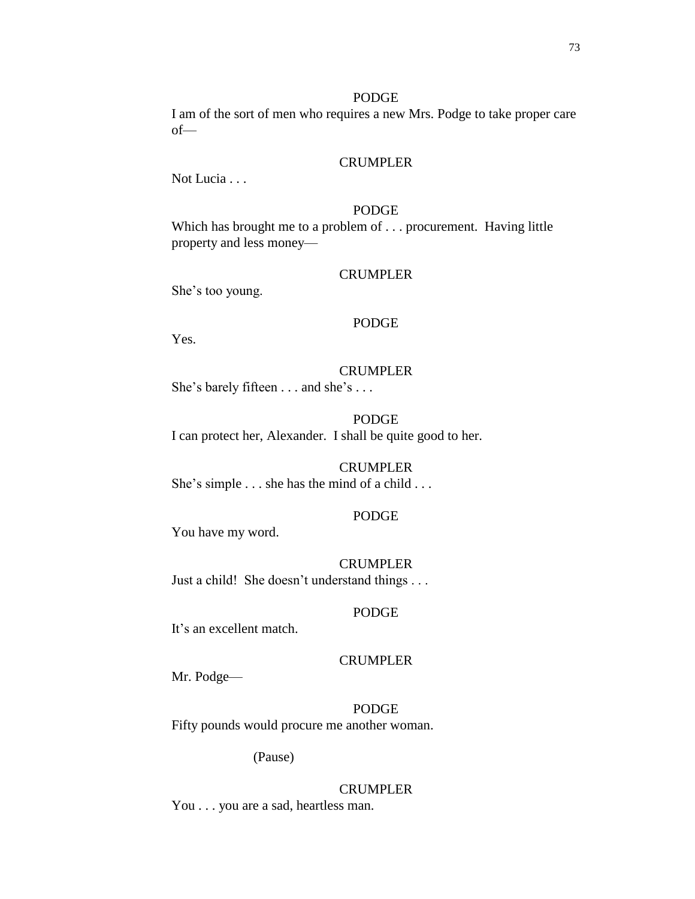PODGE

I am of the sort of men who requires a new Mrs. Podge to take proper care of—

CRUMPLER

Not Lucia . . .

PODGE

Which has brought me to a problem of . . . procurement. Having little property and less money—

CRUMPLER

She's too young.

PODGE

Yes.

CRUMPLER

She's barely fifteen . . . and she's . . .

PODGE

I can protect her, Alexander. I shall be quite good to her.

CRUMPLER

She's simple . . . she has the mind of a child . . .

PODGE

You have my word.

CRUMPLER

Just a child! She doesn't understand things . . .

PODGE

It's an excellent match.

CRUMPLER

Mr. Podge—

PODGE

Fifty pounds would procure me another woman.

(Pause)

CRUMPLER

You . . . you are a sad, heartless man.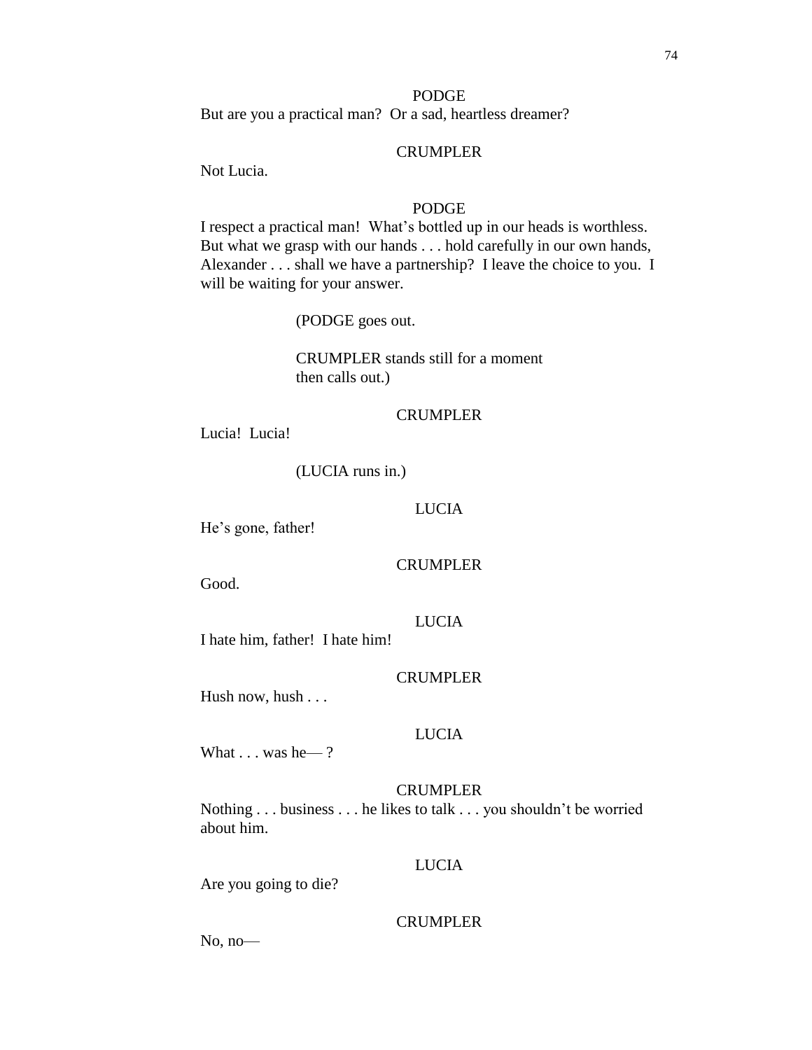PODGE

But are you a practical man?  Or a sad, heartless dreamer?

CRUMPLER

Not Lucia.

PODGE

I respect a practical man!  What's bottled up in our heads is worthless.  But what we grasp with our hands . . . hold carefully in our own hands, Alexander . . . shall we have a partnership?  I leave the choice to you.  I will be waiting for your answer.

(PODGE goes out.

CRUMPLER stands still for a moment then calls out.)

CRUMPLER

Lucia!  Lucia!

(LUCIA runs in.)

LUCIA

He's gone, father!

CRUMPLER

Good.

LUCIA

I hate him, father!  I hate him!

CRUMPLER

Hush now, hush . . .

LUCIA

What . . . was he— ?

CRUMPLER

Nothing . . . business . . . he likes to talk . . . you shouldn't be worried about him.

LUCIA

Are you going to die?

CRUMPLER

No, no—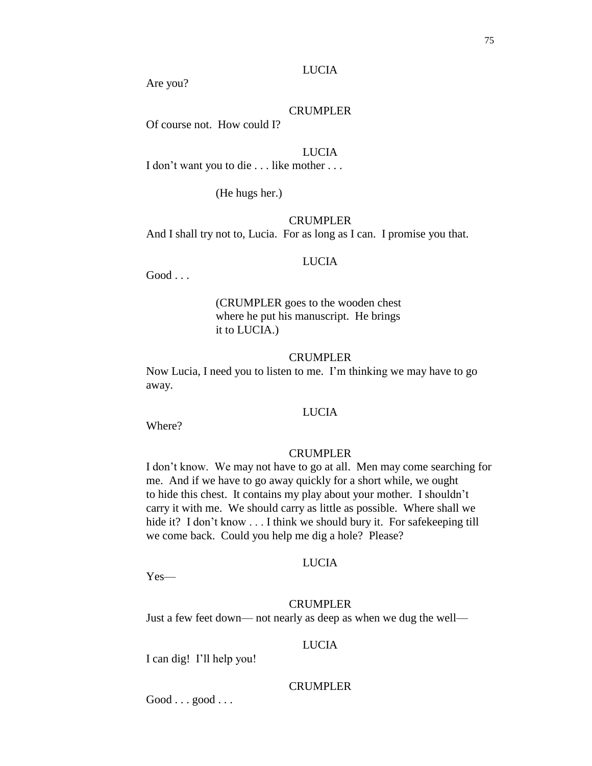LUCIA

Are you?

CRUMPLER

Of course not. How could I?

LUCIA

I don't want you to die . . . like mother . . .

(He hugs her.)

CRUMPLER

And I shall try not to, Lucia. For as long as I can. I promise you that.

LUCIA

Good . . .

(CRUMPLER goes to the wooden chest where he put his manuscript. He brings it to LUCIA.)

CRUMPLER

Now Lucia, I need you to listen to me. I'm thinking we may have to go away.

LUCIA

Where?

CRUMPLER

I don't know. We may not have to go at all. Men may come searching for me. And if we have to go away quickly for a short while, we ought to hide this chest. It contains my play about your mother. I shouldn't carry it with me. We should carry as little as possible. Where shall we hide it? I don't know . . . I think we should bury it. For safekeeping till we come back. Could you help me dig a hole? Please?

LUCIA

Yes—

CRUMPLER

Just a few feet down— not nearly as deep as when we dug the well—

LUCIA

I can dig! I'll help you!

CRUMPLER

Good . . . good . . .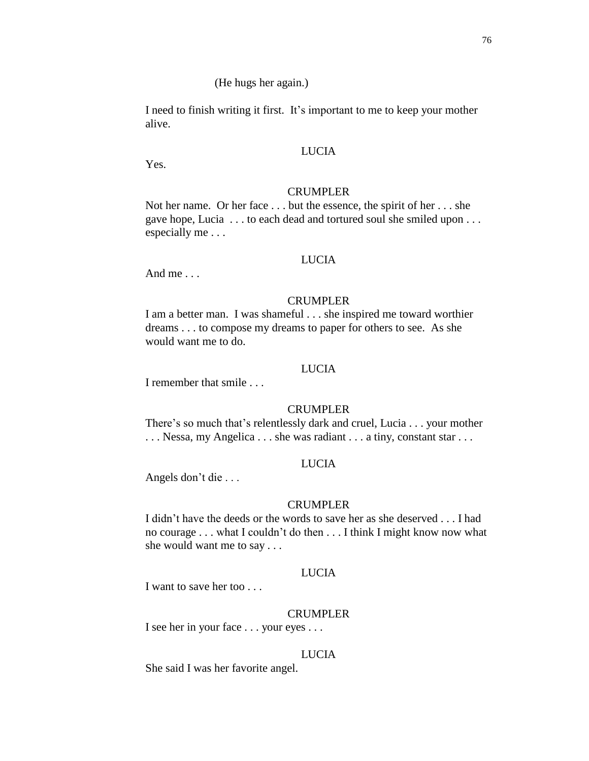(He hugs her again.)

I need to finish writing it first.  It's important to me to keep your mother alive.

LUCIA

Yes.

CRUMPLER

Not her name.  Or her face . . . but the essence, the spirit of her . . . she gave hope, Lucia  . . . to each dead and tortured soul she smiled upon . . . especially me . . .

LUCIA

And me . . .

CRUMPLER

I am a better man.  I was shameful . . . she inspired me toward worthier dreams . . . to compose my dreams to paper for others to see.  As she would want me to do.

LUCIA

I remember that smile . . .

CRUMPLER

There's so much that's relentlessly dark and cruel, Lucia . . . your mother . . . Nessa, my Angelica . . . she was radiant . . . a tiny, constant star . . .

LUCIA

Angels don't die . . .

CRUMPLER

I didn't have the deeds or the words to save her as she deserved . . . I had no courage . . . what I couldn't do then . . . I think I might know now what she would want me to say . . .

LUCIA

I want to save her too . . .

CRUMPLER

I see her in your face . . . your eyes . . .

LUCIA

She said I was her favorite angel.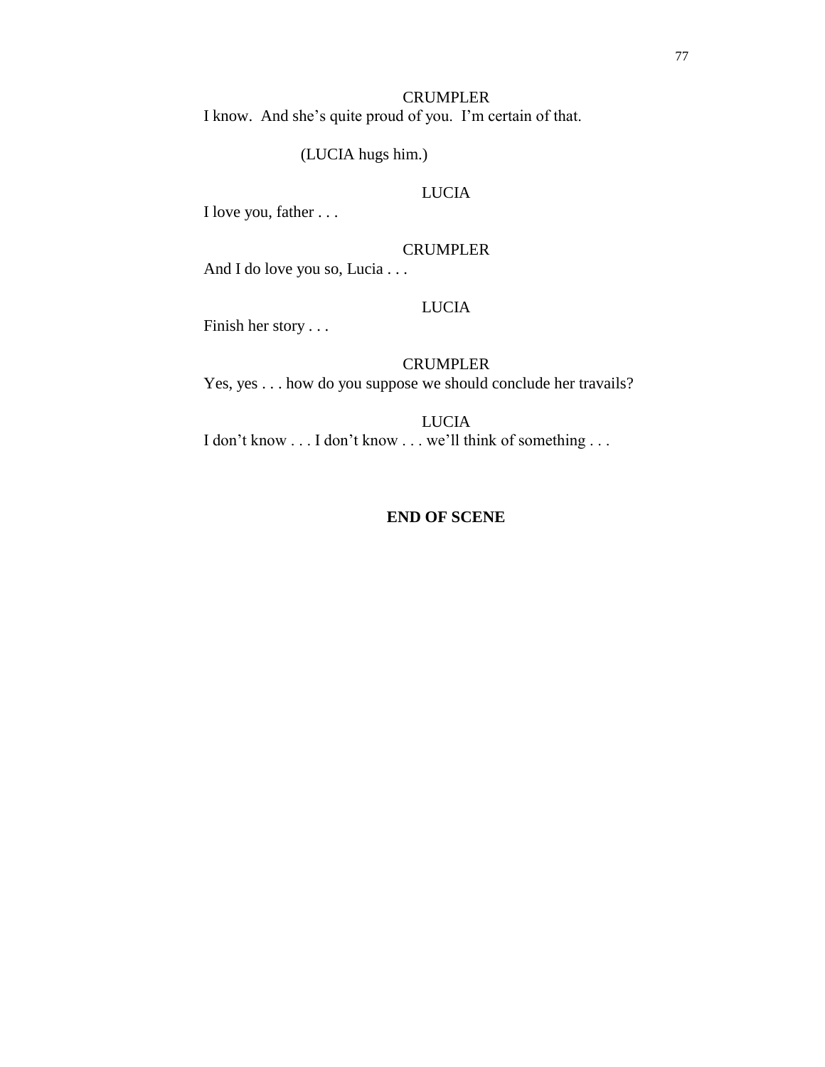CRUMPLER

I know.  And she's quite proud of you.  I'm certain of that.

(LUCIA hugs him.)

LUCIA

I love you, father . . .

CRUMPLER

And I do love you so, Lucia . . .

LUCIA

Finish her story . . .

CRUMPLER

Yes, yes . . . how do you suppose we should conclude her travails?

LUCIA

I don't know . . . I don't know . . . we'll think of something . . .

**END OF SCENE**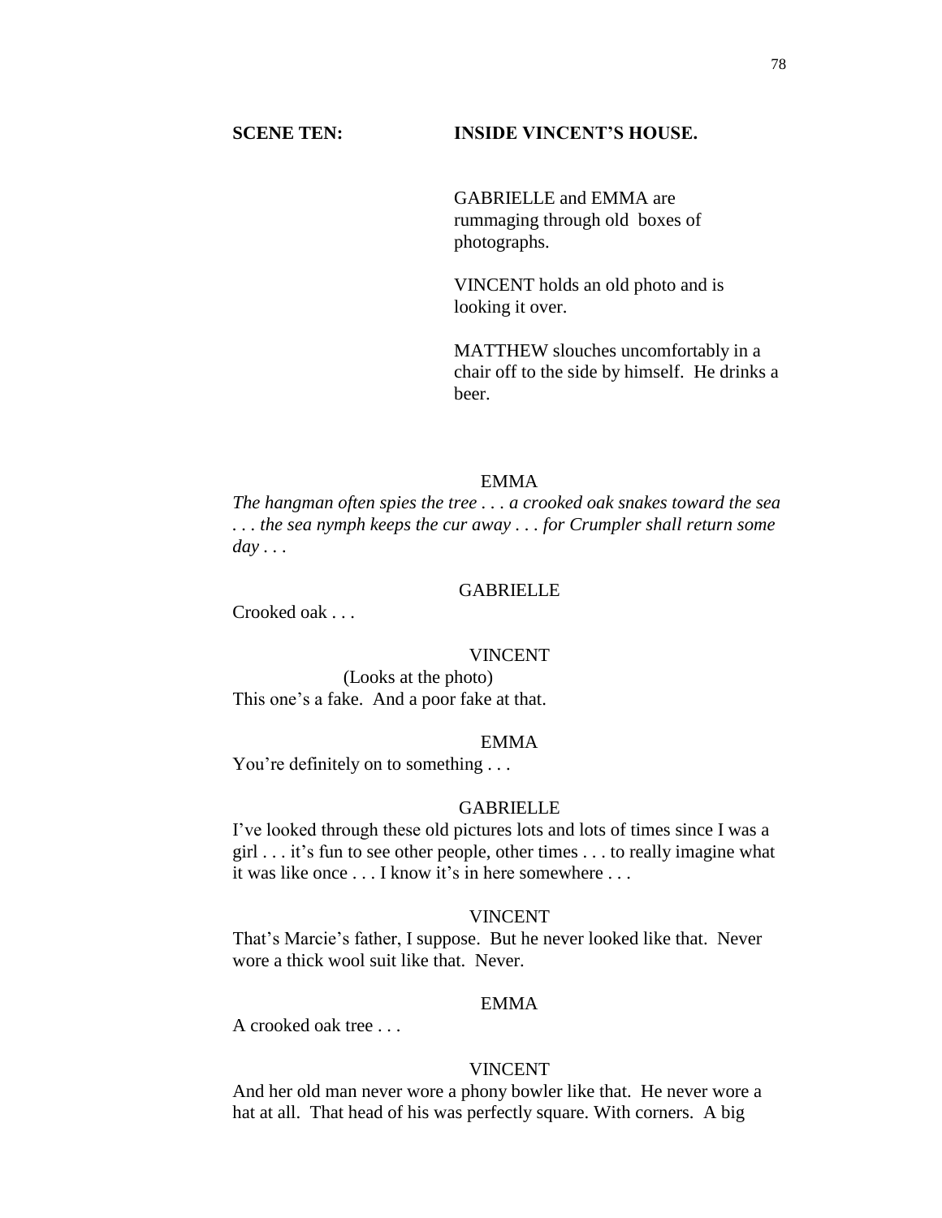**SCENE TEN: INSIDE VINCENT'S HOUSE.**

GABRIELLE and EMMA are rummaging through old boxes of photographs.

VINCENT holds an old photo and is looking it over.

MATTHEW slouches uncomfortably in a chair off to the side by himself. He drinks a beer.

EMMA

*The hangman often spies the tree . . . a crooked oak snakes toward the sea . . . the sea nymph keeps the cur away . . . for Crumpler shall return some day . . .*

GABRIELLE

Crooked oak . . .

VINCENT

(Looks at the photo)

This one's a fake. And a poor fake at that.

EMMA

You're definitely on to something . . .

GABRIELLE

I've looked through these old pictures lots and lots of times since I was a girl . . . it's fun to see other people, other times . . . to really imagine what it was like once . . . I know it's in here somewhere . . .

VINCENT

That's Marcie's father, I suppose. But he never looked like that. Never wore a thick wool suit like that. Never.

EMMA

A crooked oak tree . . .

VINCENT

And her old man never wore a phony bowler like that. He never wore a hat at all. That head of his was perfectly square. With corners. A big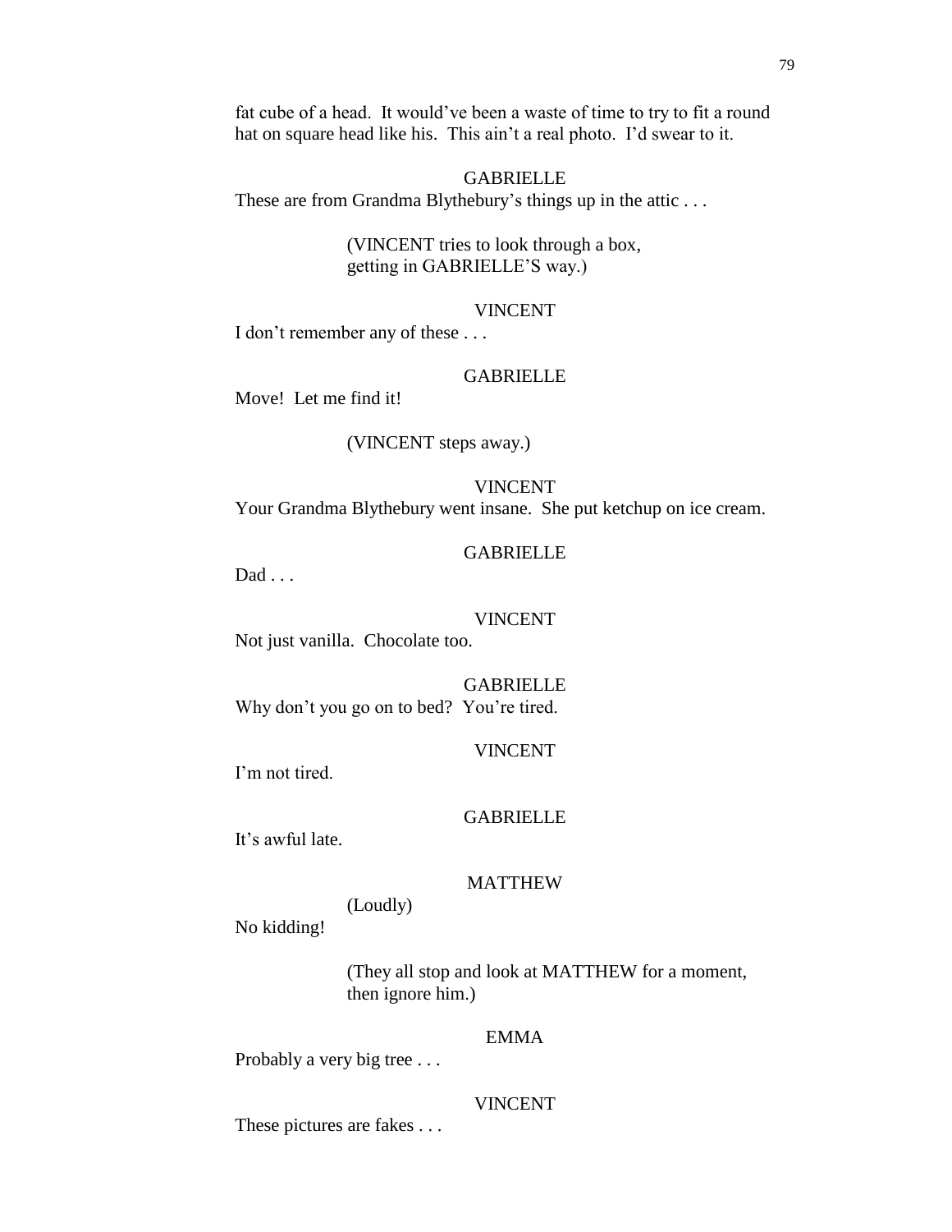fat cube of a head. It would've been a waste of time to try to fit a round hat on square head like his. This ain't a real photo. I'd swear to it.

GABRIELLE

These are from Grandma Blythebury's things up in the attic . . .

(VINCENT tries to look through a box, getting in GABRIELLE'S way.)

VINCENT

I don't remember any of these . . .

GABRIELLE

Move! Let me find it!

(VINCENT steps away.)

VINCENT

Your Grandma Blythebury went insane. She put ketchup on ice cream.

GABRIELLE

Dad . . .

VINCENT

Not just vanilla. Chocolate too.

GABRIELLE

Why don't you go on to bed? You're tired.

VINCENT

I'm not tired.

GABRIELLE

It's awful late.

MATTHEW

(Loudly)

No kidding!

(They all stop and look at MATTHEW for a moment, then ignore him.)

EMMA

Probably a very big tree . . .

VINCENT

These pictures are fakes . . .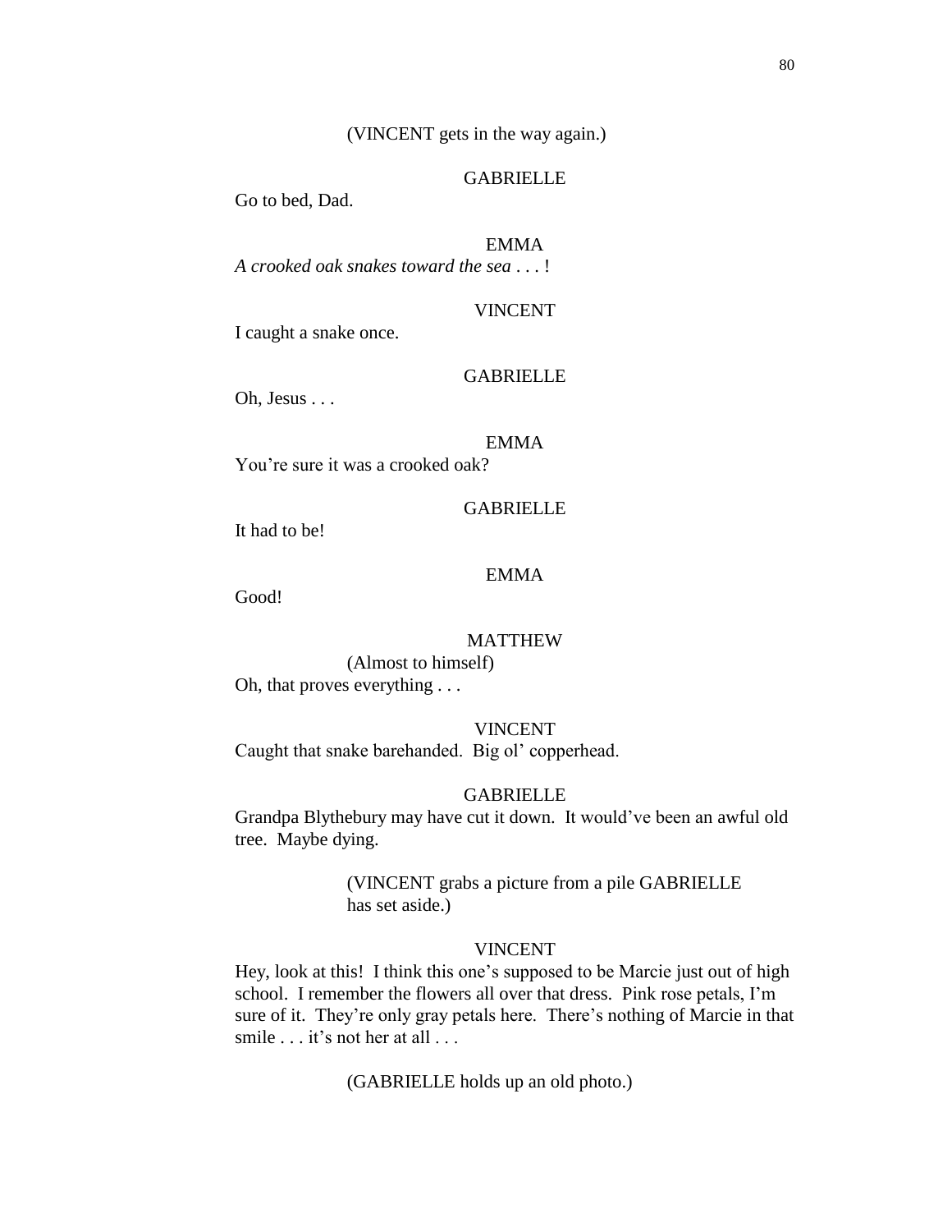(VINCENT gets in the way again.)

GABRIELLE

Go to bed, Dad.

EMMA

*A crooked oak snakes toward the sea* . . . !

VINCENT

I caught a snake once.

GABRIELLE

Oh, Jesus . . .

EMMA

You're sure it was a crooked oak?

GABRIELLE

It had to be!

EMMA

Good!

MATTHEW

(Almost to himself)

Oh, that proves everything . . .

VINCENT

Caught that snake barehanded. Big ol' copperhead.

GABRIELLE

Grandpa Blythebury may have cut it down. It would've been an awful old tree. Maybe dying.

(VINCENT grabs a picture from a pile GABRIELLE has set aside.)

VINCENT

Hey, look at this! I think this one's supposed to be Marcie just out of high school. I remember the flowers all over that dress. Pink rose petals, I'm sure of it. They're only gray petals here. There's nothing of Marcie in that smile . . . it's not her at all . . .

(GABRIELLE holds up an old photo.)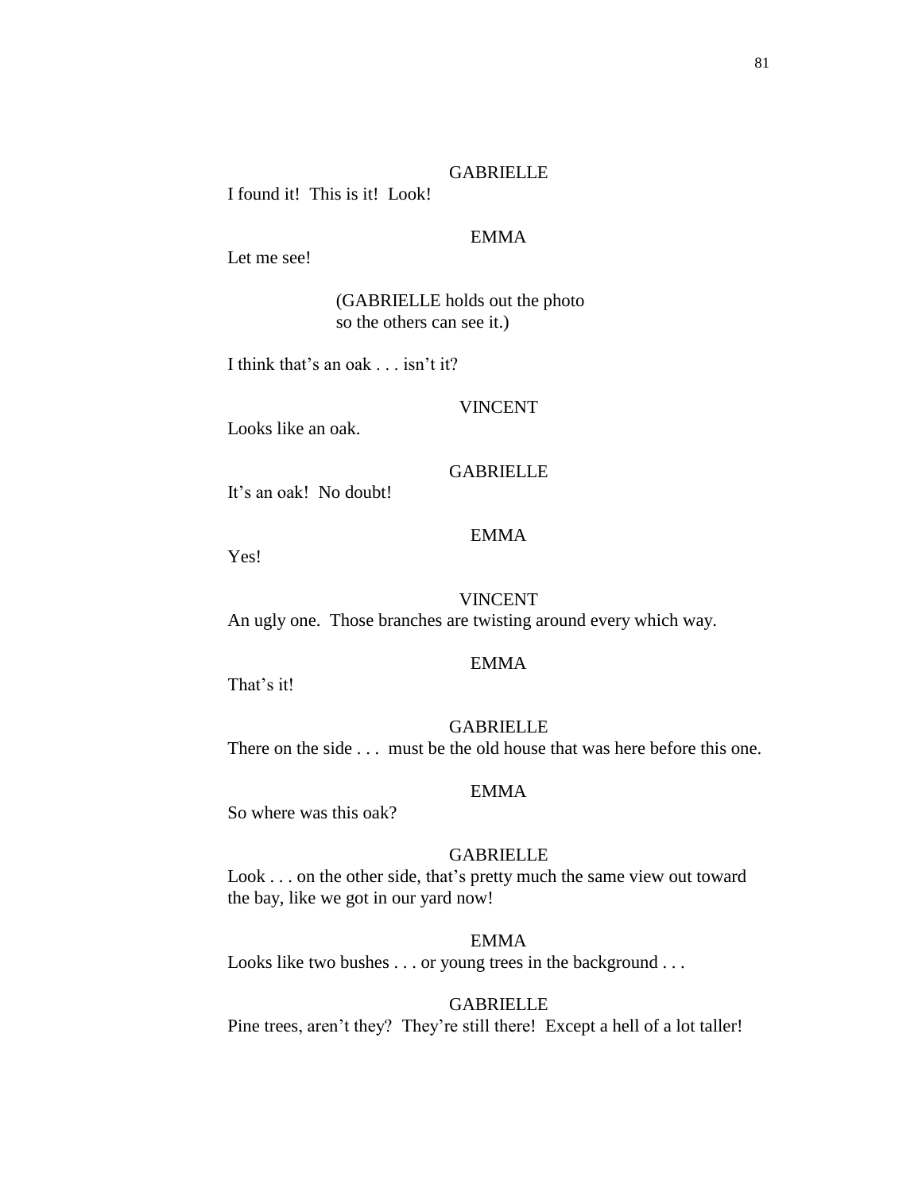GABRIELLE

I found it!  This is it!  Look!

EMMA

Let me see!

(GABRIELLE holds out the photo so the others can see it.)

I think that's an oak . . . isn't it?

VINCENT

Looks like an oak.

GABRIELLE

It's an oak!  No doubt!

EMMA

Yes!

VINCENT

An ugly one.  Those branches are twisting around every which way.

EMMA

That's it!

GABRIELLE

There on the side . . .  must be the old house that was here before this one.

EMMA

So where was this oak?

GABRIELLE

Look . . . on the other side, that's pretty much the same view out toward the bay, like we got in our yard now!

EMMA

Looks like two bushes . . . or young trees in the background . . .

GABRIELLE

Pine trees, aren't they?  They're still there!  Except a hell of a lot taller!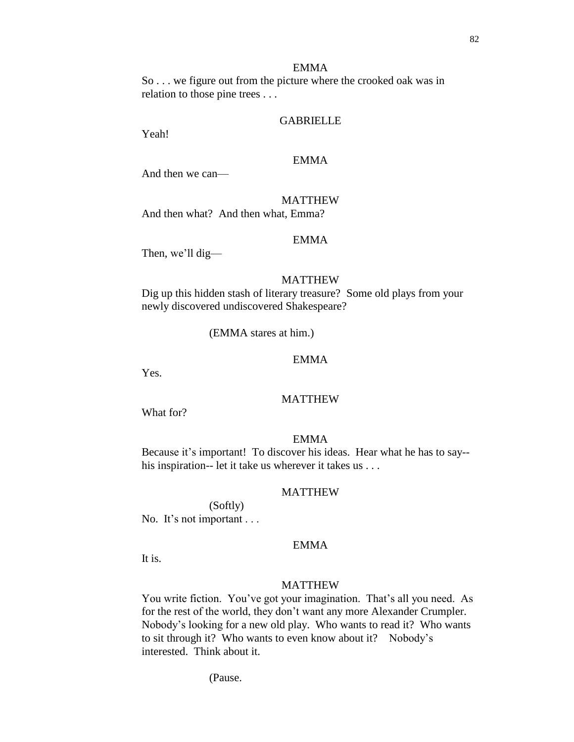EMMA

So . . . we figure out from the picture where the crooked oak was in relation to those pine trees . . .

GABRIELLE

Yeah!

EMMA

And then we can—

MATTHEW

And then what? And then what, Emma?

EMMA

Then, we'll dig—

MATTHEW

Dig up this hidden stash of literary treasure? Some old plays from your newly discovered undiscovered Shakespeare?

(EMMA stares at him.)

EMMA

Yes.

MATTHEW

What for?

EMMA

Because it's important! To discover his ideas. Hear what he has to say-- his inspiration-- let it take us wherever it takes us . . .

MATTHEW

(Softly)

No. It's not important . . .

EMMA

It is.

MATTHEW

You write fiction. You've got your imagination. That's all you need. As for the rest of the world, they don't want any more Alexander Crumpler. Nobody's looking for a new old play. Who wants to read it? Who wants to sit through it? Who wants to even know about it? Nobody's interested. Think about it.

(Pause.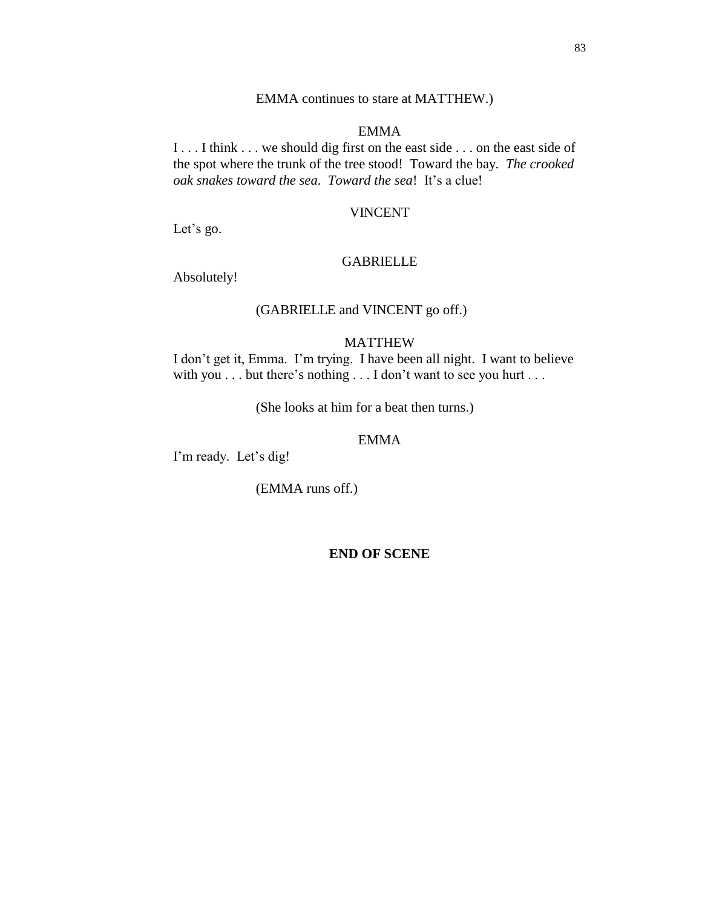EMMA continues to stare at MATTHEW.)

EMMA

I . . . I think . . . we should dig first on the east side . . . on the east side of the spot where the trunk of the tree stood! Toward the bay. *The crooked oak snakes toward the sea*. *Toward the sea*! It's a clue!

VINCENT

Let's go.

GABRIELLE

Absolutely!

(GABRIELLE and VINCENT go off.)

MATTHEW

I don't get it, Emma. I'm trying. I have been all night. I want to believe with you . . . but there's nothing . . . I don't want to see you hurt . . .

(She looks at him for a beat then turns.)

EMMA

I'm ready. Let's dig!

(EMMA runs off.)

**END OF SCENE**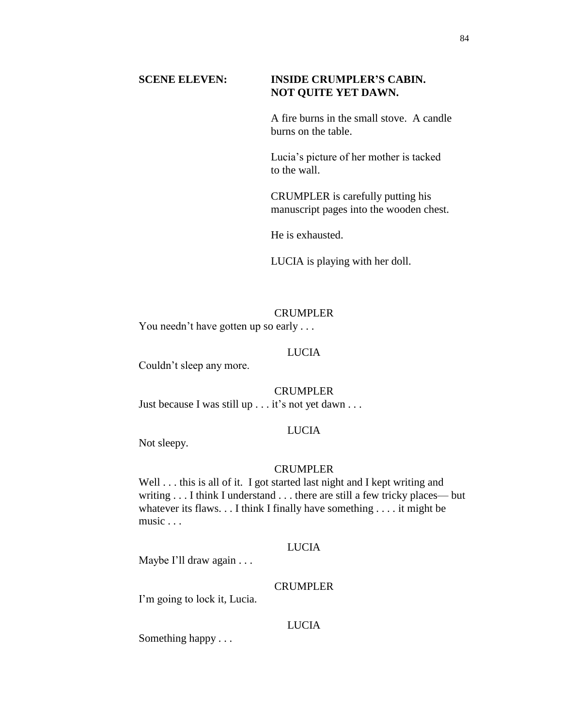**SCENE ELEVEN: INSIDE CRUMPLER'S CABIN. NOT QUITE YET DAWN.**

A fire burns in the small stove. A candle burns on the table.

Lucia's picture of her mother is tacked to the wall.

CRUMPLER is carefully putting his manuscript pages into the wooden chest.

He is exhausted.

LUCIA is playing with her doll.

CRUMPLER

You needn't have gotten up so early . . .

LUCIA

Couldn't sleep any more.

CRUMPLER

Just because I was still up . . . it's not yet dawn . . .

LUCIA

Not sleepy.

CRUMPLER

Well . . . this is all of it. I got started last night and I kept writing and writing . . . I think I understand . . . there are still a few tricky places— but whatever its flaws. . . I think I finally have something . . . . it might be music . . .

LUCIA

Maybe I'll draw again . . .

CRUMPLER

I'm going to lock it, Lucia.

LUCIA

Something happy . . .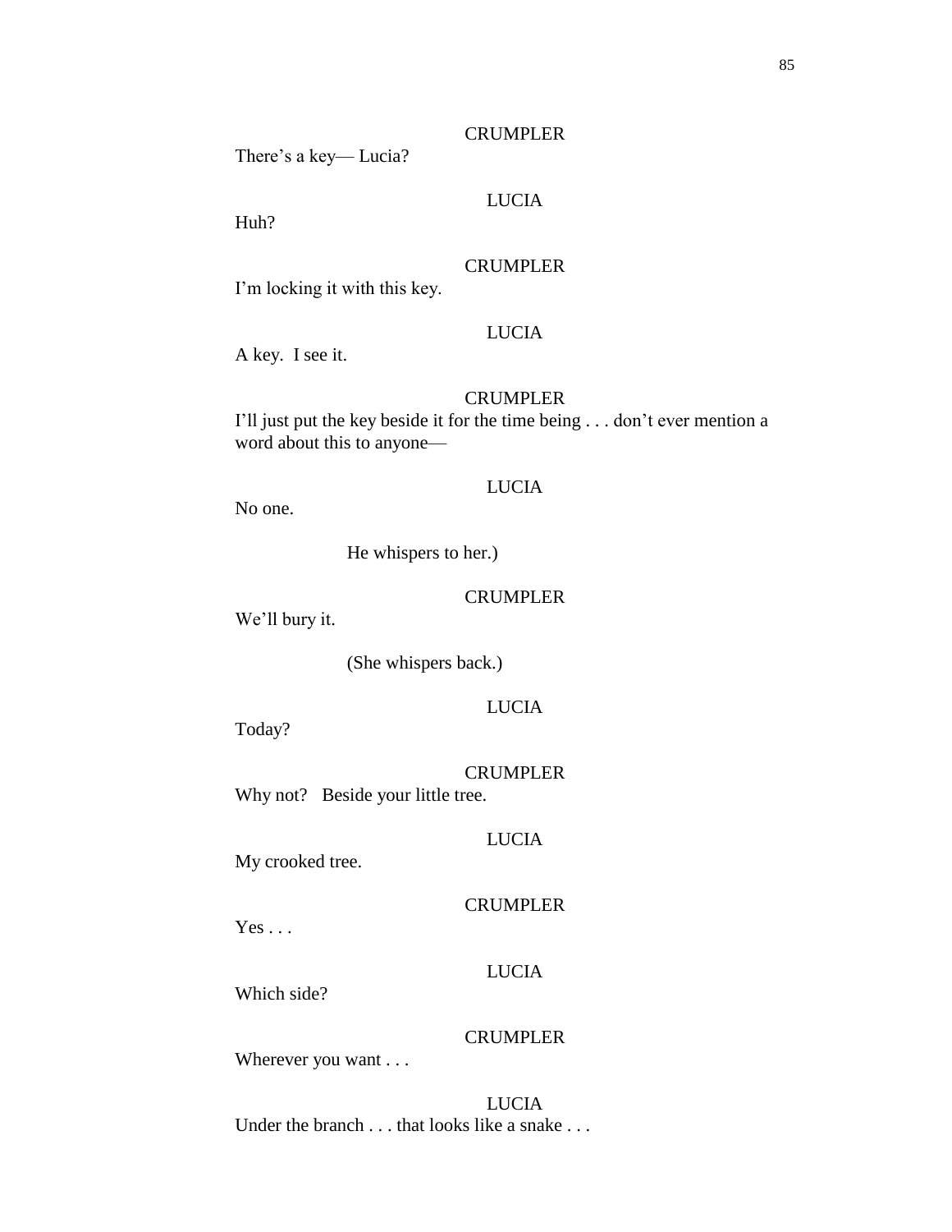CRUMPLER

There's a key— Lucia?

LUCIA

Huh?

CRUMPLER

I'm locking it with this key.

LUCIA

A key.  I see it.

CRUMPLER

I'll just put the key beside it for the time being . . . don't ever mention a word about this to anyone—

LUCIA

No one.

He whispers to her.)

CRUMPLER

We'll bury it.

(She whispers back.)

LUCIA

Today?

CRUMPLER

Why not?   Beside your little tree.

LUCIA

My crooked tree.

CRUMPLER

Yes . . .

LUCIA

Which side?

CRUMPLER

Wherever you want . . .

LUCIA

Under the branch . . . that looks like a snake . . .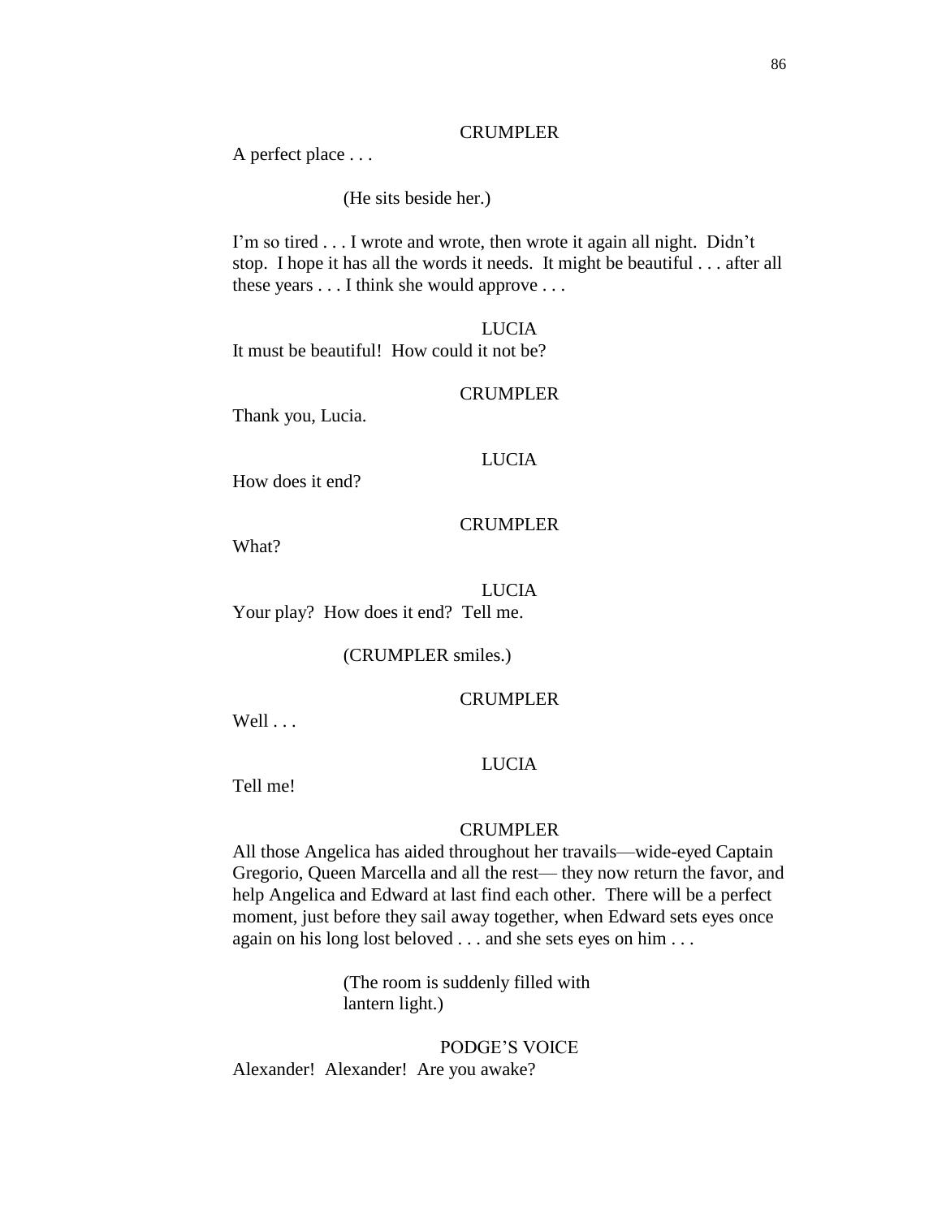CRUMPLER

A perfect place . . .

(He sits beside her.)

I'm so tired . . . I wrote and wrote, then wrote it again all night. Didn't stop. I hope it has all the words it needs. It might be beautiful . . . after all these years . . . I think she would approve . . .

LUCIA

It must be beautiful! How could it not be?

CRUMPLER

Thank you, Lucia.

LUCIA

How does it end?

CRUMPLER

What?

LUCIA

Your play? How does it end? Tell me.

(CRUMPLER smiles.)

CRUMPLER

Well . . .

LUCIA

Tell me!

CRUMPLER

All those Angelica has aided throughout her travails—wide-eyed Captain Gregorio, Queen Marcella and all the rest— they now return the favor, and help Angelica and Edward at last find each other. There will be a perfect moment, just before they sail away together, when Edward sets eyes once again on his long lost beloved . . . and she sets eyes on him . . .

(The room is suddenly filled with lantern light.)

PODGE'S VOICE

Alexander! Alexander! Are you awake?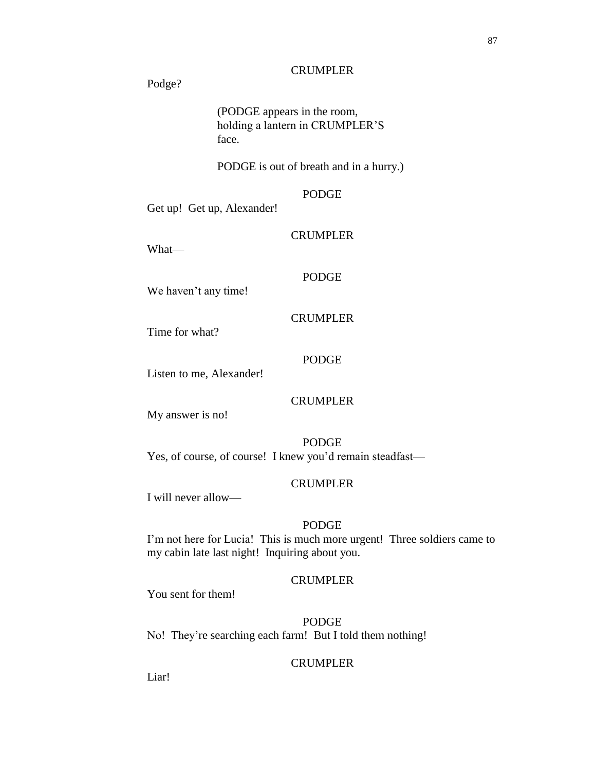CRUMPLER

Podge?

(PODGE appears in the room, holding a lantern in CRUMPLER'S face.

PODGE is out of breath and in a hurry.)

PODGE

Get up! Get up, Alexander!

CRUMPLER

What—

PODGE

We haven't any time!

CRUMPLER

Time for what?

PODGE

Listen to me, Alexander!

CRUMPLER

My answer is no!

PODGE

Yes, of course, of course! I knew you'd remain steadfast—

CRUMPLER

I will never allow—

PODGE

I'm not here for Lucia! This is much more urgent! Three soldiers came to my cabin late last night! Inquiring about you.

CRUMPLER

You sent for them!

PODGE

No! They're searching each farm! But I told them nothing!

CRUMPLER

Liar!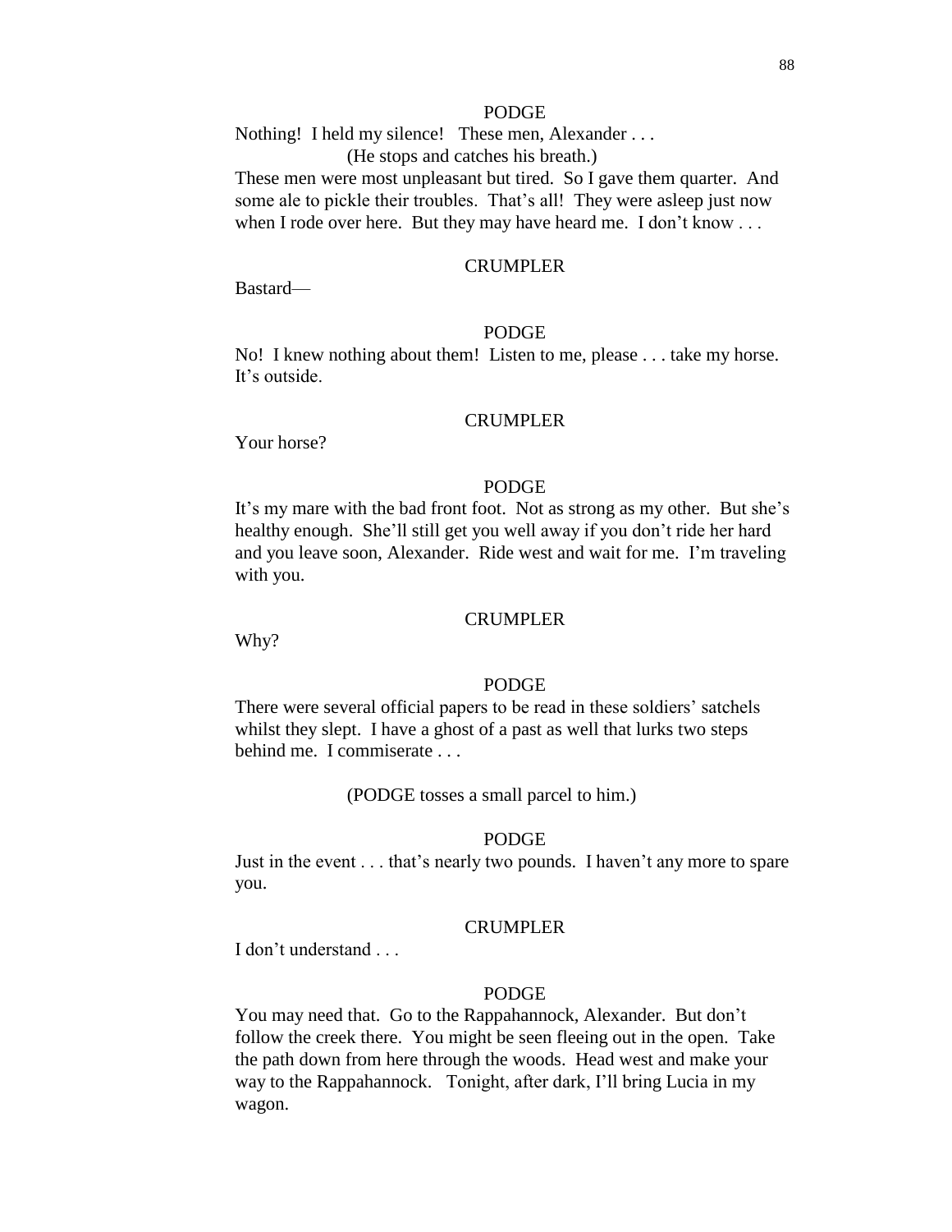PODGE

Nothing! I held my silence! These men, Alexander . . .

(He stops and catches his breath.)

These men were most unpleasant but tired. So I gave them quarter. And some ale to pickle their troubles. That's all! They were asleep just now when I rode over here. But they may have heard me. I don't know . . .

CRUMPLER

Bastard—

PODGE

No! I knew nothing about them! Listen to me, please . . . take my horse. It's outside.

CRUMPLER

Your horse?

PODGE

It's my mare with the bad front foot. Not as strong as my other. But she's healthy enough. She'll still get you well away if you don't ride her hard and you leave soon, Alexander. Ride west and wait for me. I'm traveling with you.

CRUMPLER

Why?

PODGE

There were several official papers to be read in these soldiers' satchels whilst they slept. I have a ghost of a past as well that lurks two steps behind me. I commiserate . . .

(PODGE tosses a small parcel to him.)

PODGE

Just in the event . . . that's nearly two pounds. I haven't any more to spare you.

CRUMPLER

I don't understand . . .

PODGE

You may need that. Go to the Rappahannock, Alexander. But don't follow the creek there. You might be seen fleeing out in the open. Take the path down from here through the woods. Head west and make your way to the Rappahannock. Tonight, after dark, I'll bring Lucia in my wagon.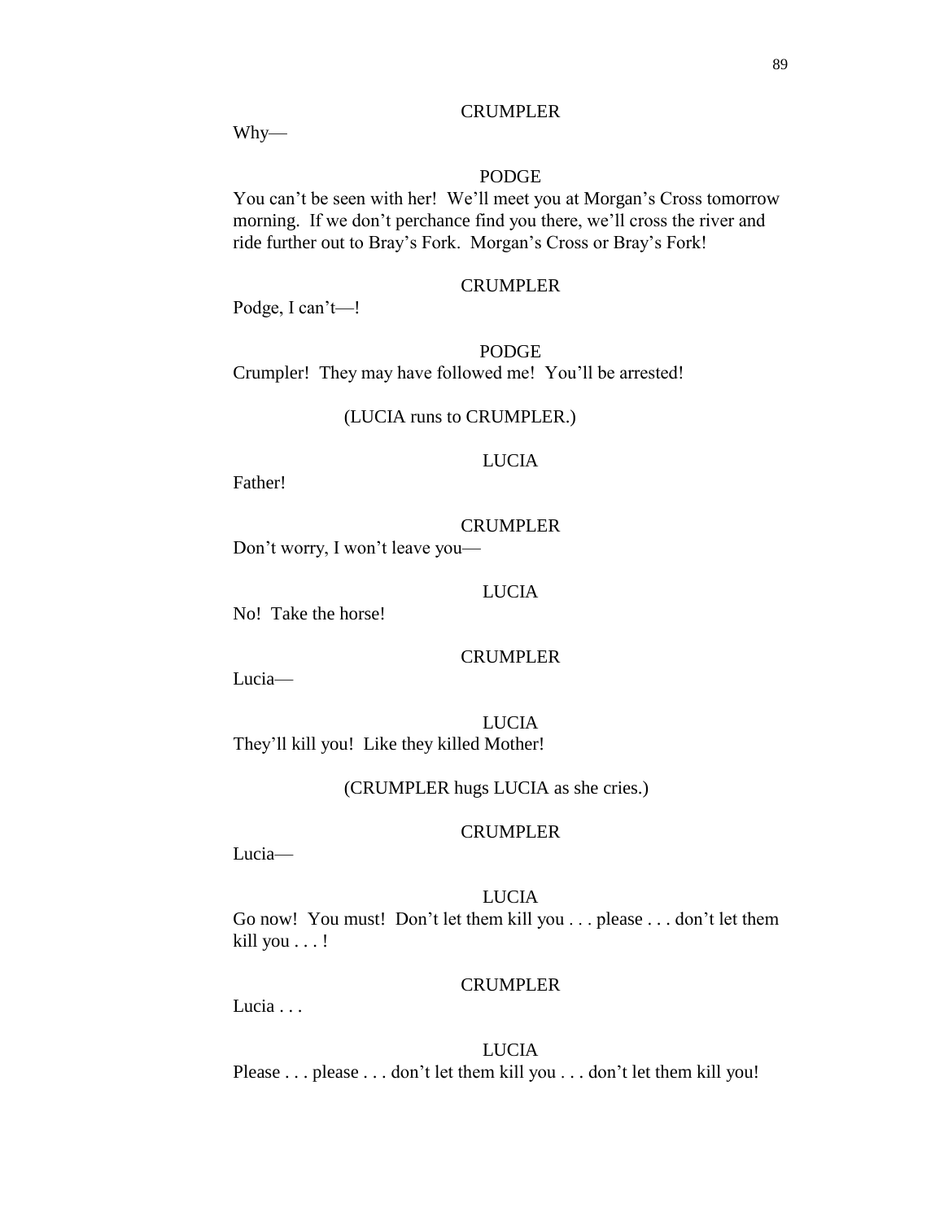CRUMPLER

Why—

PODGE

You can't be seen with her! We'll meet you at Morgan's Cross tomorrow morning. If we don't perchance find you there, we'll cross the river and ride further out to Bray's Fork. Morgan's Cross or Bray's Fork!

CRUMPLER

Podge, I can't—!

PODGE

Crumpler! They may have followed me! You'll be arrested!

(LUCIA runs to CRUMPLER.)

LUCIA

Father!

CRUMPLER

Don't worry, I won't leave you—

LUCIA

No! Take the horse!

CRUMPLER

Lucia—

LUCIA

They'll kill you! Like they killed Mother!

(CRUMPLER hugs LUCIA as she cries.)

CRUMPLER

Lucia—

LUCIA

Go now! You must! Don't let them kill you . . . please . . . don't let them kill you . . . !

CRUMPLER

Lucia . . .

LUCIA

Please . . . please . . . don't let them kill you . . . don't let them kill you!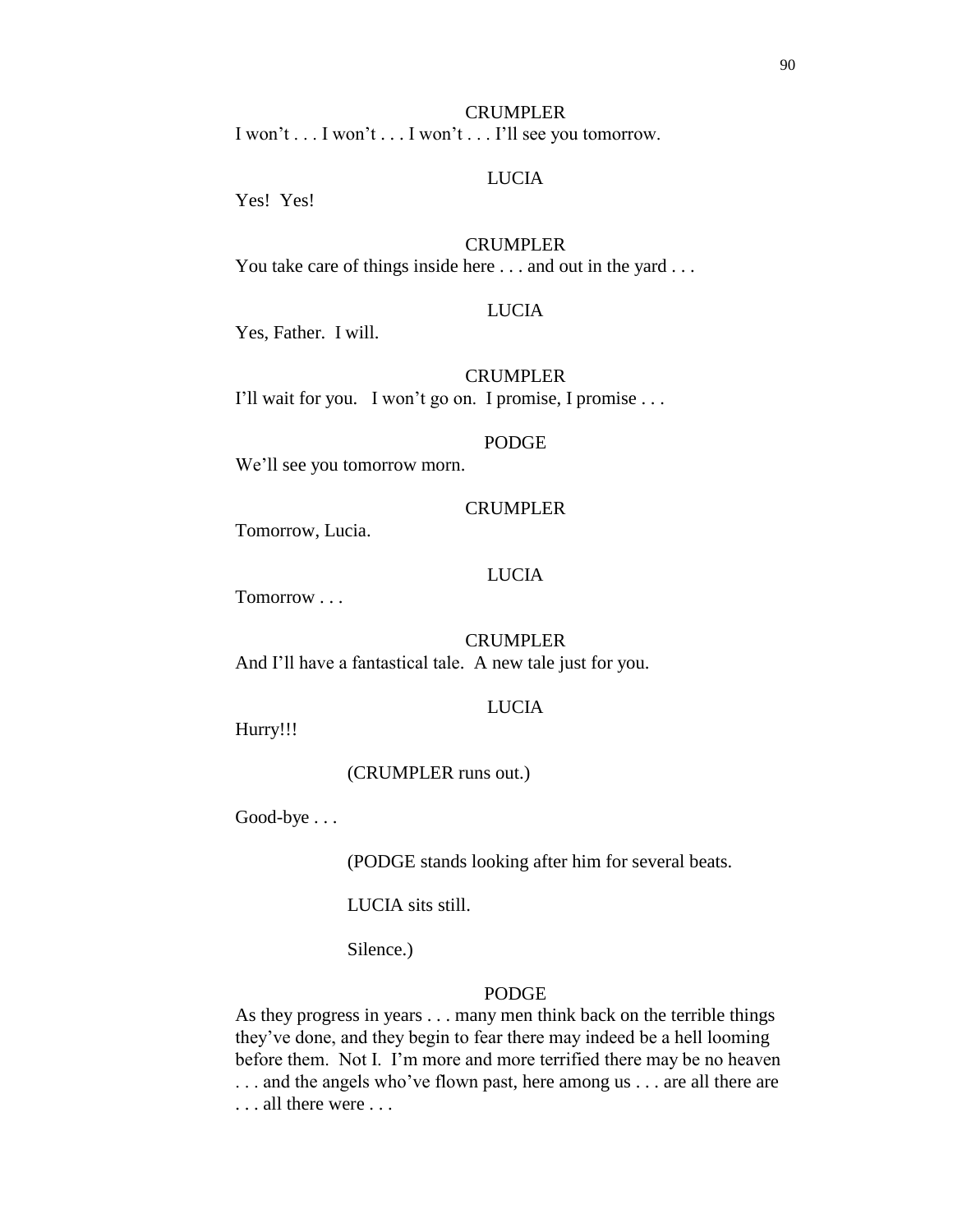CRUMPLER

I won't . . . I won't . . . I won't . . . I'll see you tomorrow.

LUCIA

Yes! Yes!

CRUMPLER

You take care of things inside here . . . and out in the yard . . .

LUCIA

Yes, Father. I will.

CRUMPLER

I'll wait for you. I won't go on. I promise, I promise . . .

PODGE

We'll see you tomorrow morn.

CRUMPLER

Tomorrow, Lucia.

LUCIA

Tomorrow . . .

CRUMPLER

And I'll have a fantastical tale. A new tale just for you.

LUCIA

Hurry!!!

(CRUMPLER runs out.)

Good-bye . . .

(PODGE stands looking after him for several beats.

LUCIA sits still.

Silence.)

PODGE

As they progress in years . . . many men think back on the terrible things they've done, and they begin to fear there may indeed be a hell looming before them. Not I. I'm more and more terrified there may be no heaven . . . and the angels who've flown past, here among us . . . are all there are . . . all there were . . .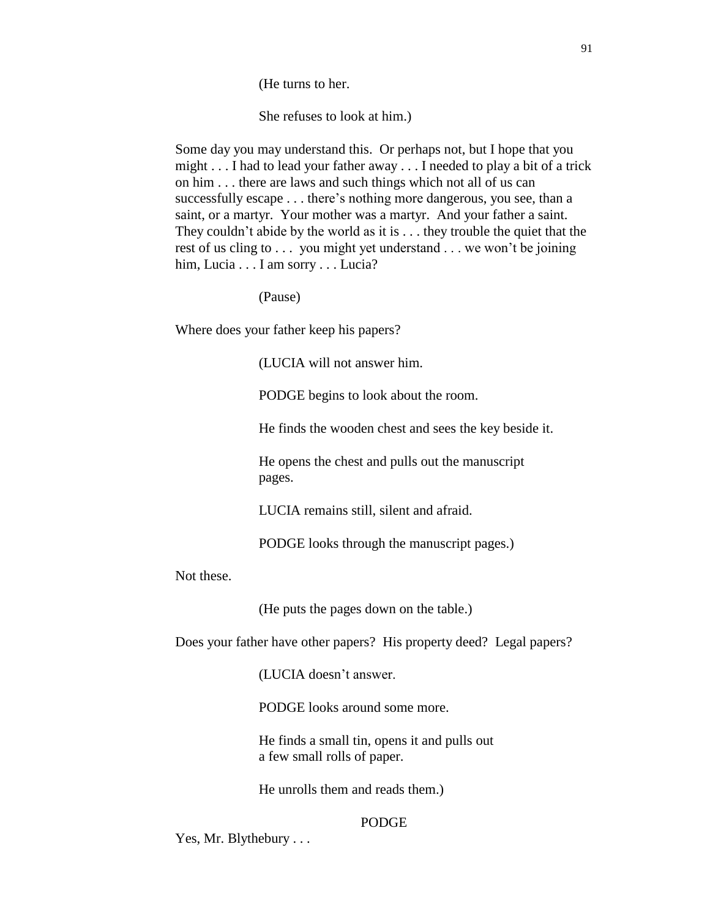(He turns to her.

She refuses to look at him.)

Some day you may understand this. Or perhaps not, but I hope that you might . . . I had to lead your father away . . . I needed to play a bit of a trick on him . . . there are laws and such things which not all of us can successfully escape . . . there's nothing more dangerous, you see, than a saint, or a martyr. Your mother was a martyr. And your father a saint. They couldn't abide by the world as it is . . . they trouble the quiet that the rest of us cling to . . . you might yet understand . . . we won't be joining him, Lucia . . . I am sorry . . . Lucia?

(Pause)

Where does your father keep his papers?

(LUCIA will not answer him.

PODGE begins to look about the room.

He finds the wooden chest and sees the key beside it.

He opens the chest and pulls out the manuscript pages.

LUCIA remains still, silent and afraid.

PODGE looks through the manuscript pages.)

Not these.

(He puts the pages down on the table.)

Does your father have other papers? His property deed? Legal papers?

(LUCIA doesn't answer.

PODGE looks around some more.

He finds a small tin, opens it and pulls out a few small rolls of paper.

He unrolls them and reads them.)

PODGE

Yes, Mr. Blythebury . . .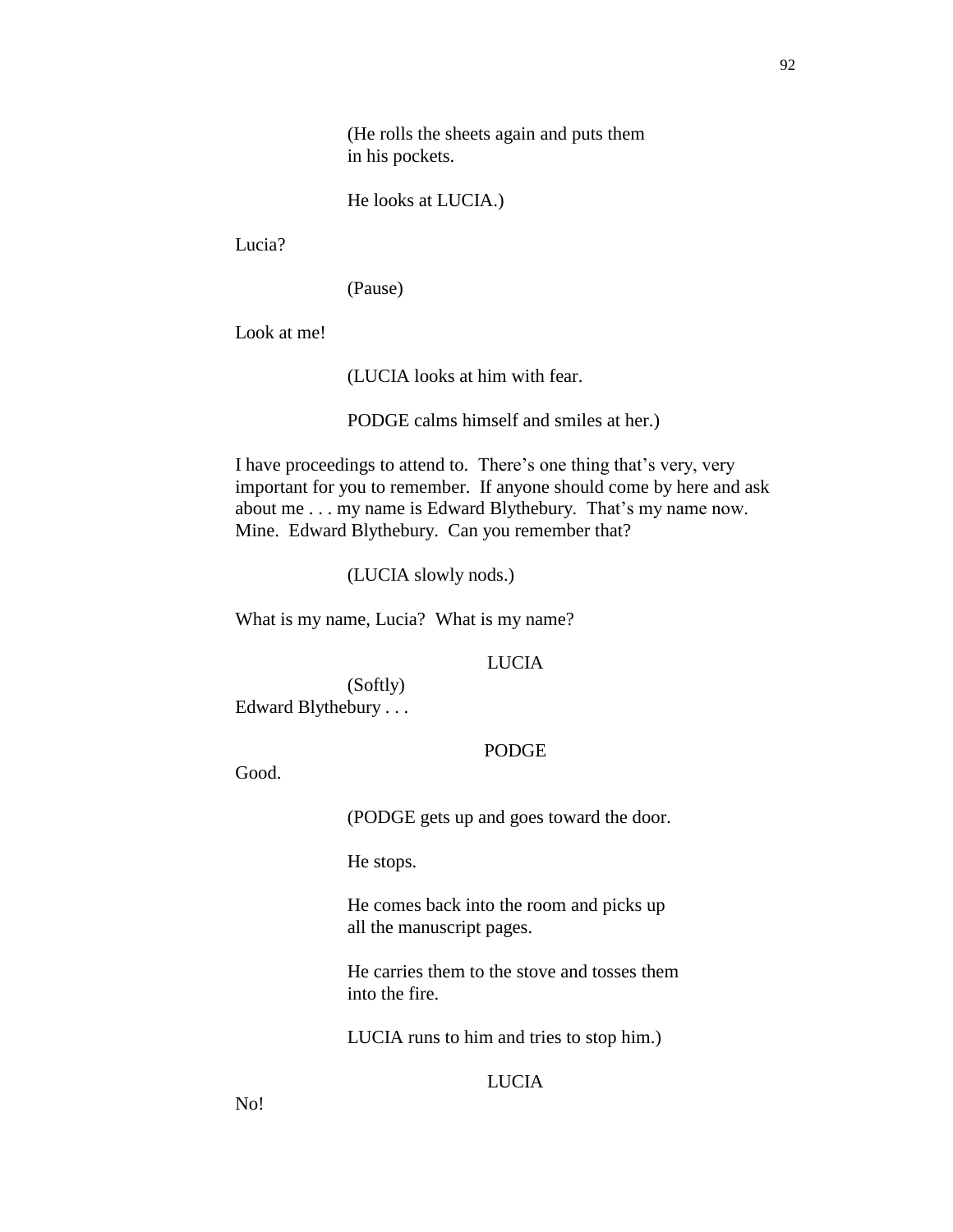(He rolls the sheets again and puts them in his pockets.

He looks at LUCIA.)

Lucia?

(Pause)

Look at me!

(LUCIA looks at him with fear.

PODGE calms himself and smiles at her.)

I have proceedings to attend to.  There's one thing that's very, very important for you to remember.  If anyone should come by here and ask about me . . . my name is Edward Blythebury.  That's my name now.  Mine.  Edward Blythebury.  Can you remember that?

(LUCIA slowly nods.)

What is my name, Lucia?  What is my name?

LUCIA

(Softly)

Edward Blythebury . . .

PODGE

Good.

(PODGE gets up and goes toward the door.

He stops.

He comes back into the room and picks up all the manuscript pages.

He carries them to the stove and tosses them into the fire.

LUCIA runs to him and tries to stop him.)

LUCIA

No!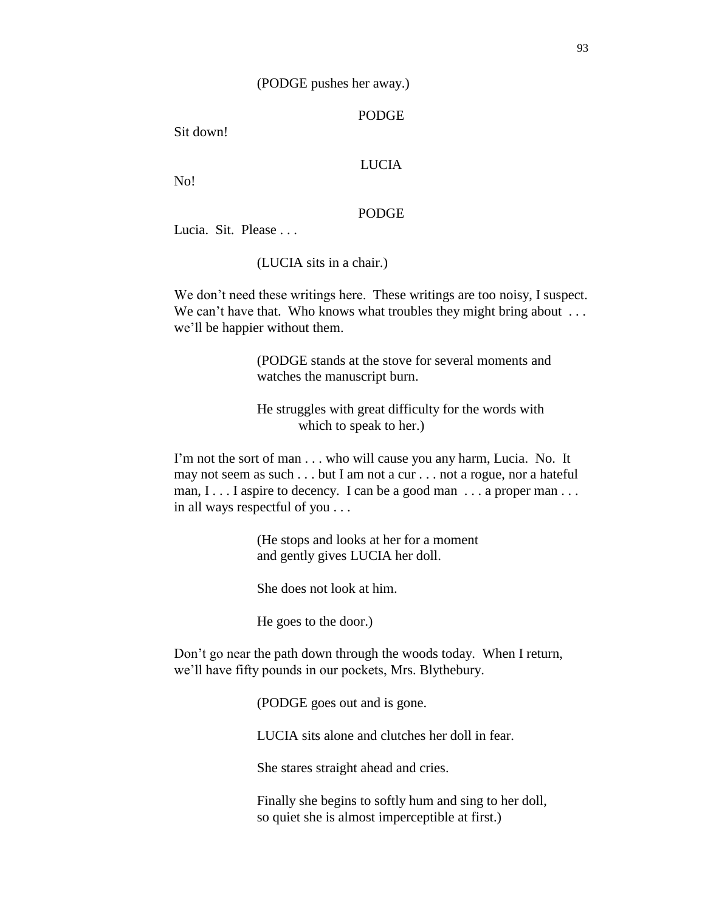(PODGE pushes her away.)

PODGE

Sit down!

LUCIA

No!

PODGE

Lucia. Sit. Please . . .

(LUCIA sits in a chair.)

We don't need these writings here. These writings are too noisy, I suspect. We can't have that. Who knows what troubles they might bring about . . . we'll be happier without them.

(PODGE stands at the stove for several moments and watches the manuscript burn.

He struggles with great difficulty for the words with which to speak to her.)

I'm not the sort of man . . . who will cause you any harm, Lucia. No. It may not seem as such . . . but I am not a cur . . . not a rogue, nor a hateful man, I . . . I aspire to decency. I can be a good man . . . a proper man . . . in all ways respectful of you . . .

(He stops and looks at her for a moment and gently gives LUCIA her doll.

She does not look at him.

He goes to the door.)

Don't go near the path down through the woods today. When I return, we'll have fifty pounds in our pockets, Mrs. Blythebury.

(PODGE goes out and is gone.

LUCIA sits alone and clutches her doll in fear.

She stares straight ahead and cries.

Finally she begins to softly hum and sing to her doll, so quiet she is almost imperceptible at first.)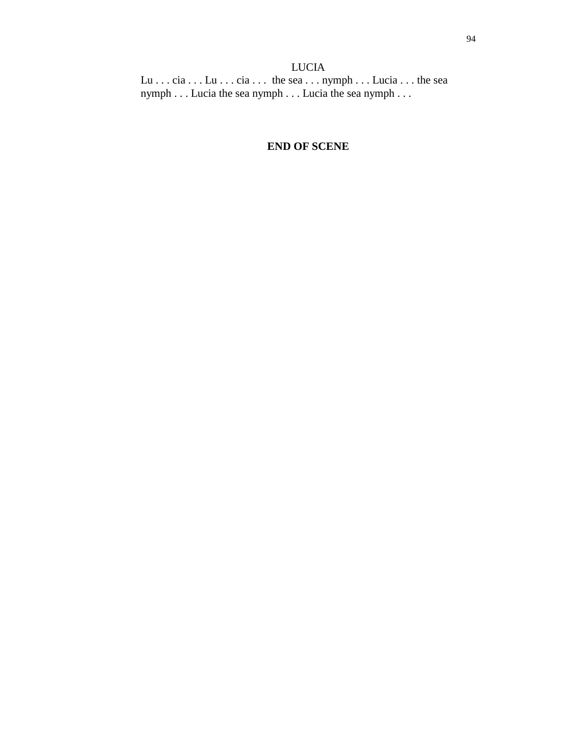LUCIA

Lu . . . cia . . . Lu . . . cia . . .  the sea . . . nymph . . . Lucia . . . the sea nymph . . . Lucia the sea nymph . . . Lucia the sea nymph . . .

**END OF SCENE**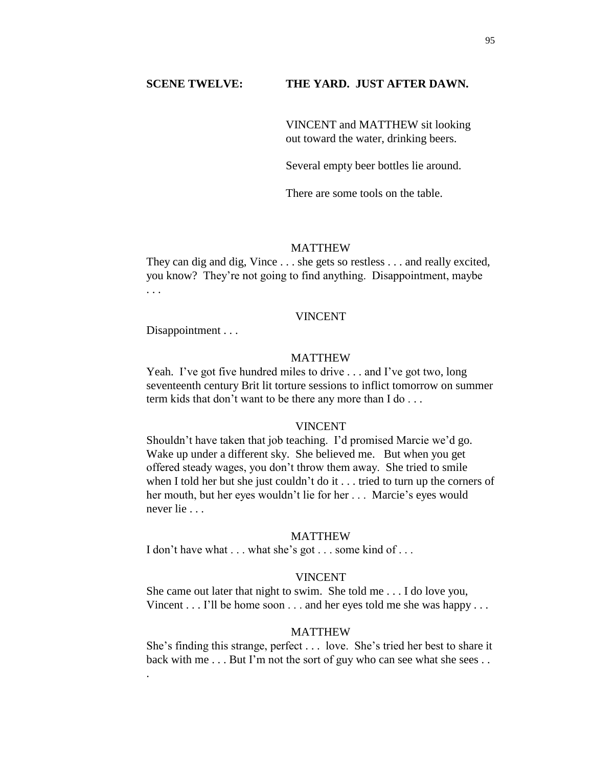**SCENE TWELVE: THE YARD. JUST AFTER DAWN.**

VINCENT and MATTHEW sit looking out toward the water, drinking beers.

Several empty beer bottles lie around.

There are some tools on the table.

MATTHEW

They can dig and dig, Vince . . . she gets so restless . . . and really excited, you know? They're not going to find anything. Disappointment, maybe . . .

VINCENT

Disappointment . . .

MATTHEW

Yeah. I've got five hundred miles to drive . . . and I've got two, long seventeenth century Brit lit torture sessions to inflict tomorrow on summer term kids that don't want to be there any more than I do . . .

VINCENT

Shouldn't have taken that job teaching. I'd promised Marcie we'd go. Wake up under a different sky. She believed me. But when you get offered steady wages, you don't throw them away. She tried to smile when I told her but she just couldn't do it . . . tried to turn up the corners of her mouth, but her eyes wouldn't lie for her . . . Marcie's eyes would never lie . . .

MATTHEW

I don't have what . . . what she's got . . . some kind of . . .

VINCENT

She came out later that night to swim. She told me . . . I do love you, Vincent . . . I'll be home soon . . . and her eyes told me she was happy . . .

MATTHEW

She's finding this strange, perfect . . . love. She's tried her best to share it back with me . . . But I'm not the sort of guy who can see what she sees . . .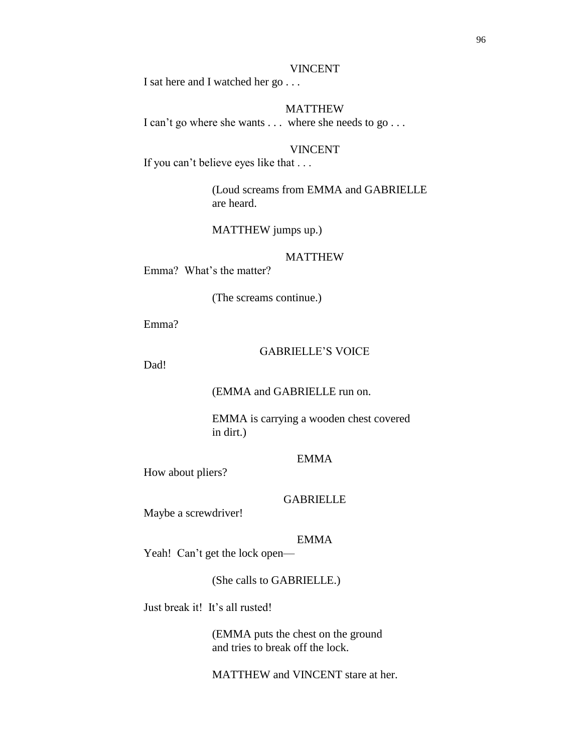VINCENT

I sat here and I watched her go . . .

MATTHEW

I can't go where she wants . . . where she needs to go . . .

VINCENT

If you can't believe eyes like that . . .

(Loud screams from EMMA and GABRIELLE are heard.

MATTHEW jumps up.)

MATTHEW

Emma? What's the matter?

(The screams continue.)

Emma?

GABRIELLE'S VOICE

Dad!

(EMMA and GABRIELLE run on.

EMMA is carrying a wooden chest covered in dirt.)

EMMA

How about pliers?

GABRIELLE

Maybe a screwdriver!

EMMA

Yeah! Can't get the lock open—

(She calls to GABRIELLE.)

Just break it! It's all rusted!

(EMMA puts the chest on the ground and tries to break off the lock.

MATTHEW and VINCENT stare at her.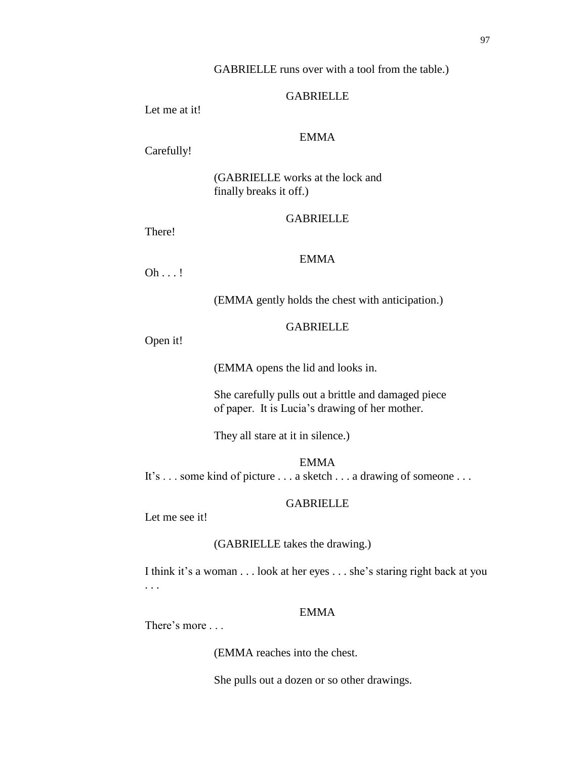GABRIELLE runs over with a tool from the table.)

GABRIELLE

Let me at it!

EMMA

Carefully!

(GABRIELLE works at the lock and finally breaks it off.)

GABRIELLE

There!

EMMA

Oh . . . !

(EMMA gently holds the chest with anticipation.)

GABRIELLE

Open it!

(EMMA opens the lid and looks in.

She carefully pulls out a brittle and damaged piece of paper. It is Lucia's drawing of her mother.

They all stare at it in silence.)

EMMA

It's . . . some kind of picture . . . a sketch . . . a drawing of someone . . .

GABRIELLE

Let me see it!

(GABRIELLE takes the drawing.)

I think it's a woman . . . look at her eyes . . . she's staring right back at you . . .

EMMA

There's more . . .

(EMMA reaches into the chest.

She pulls out a dozen or so other drawings.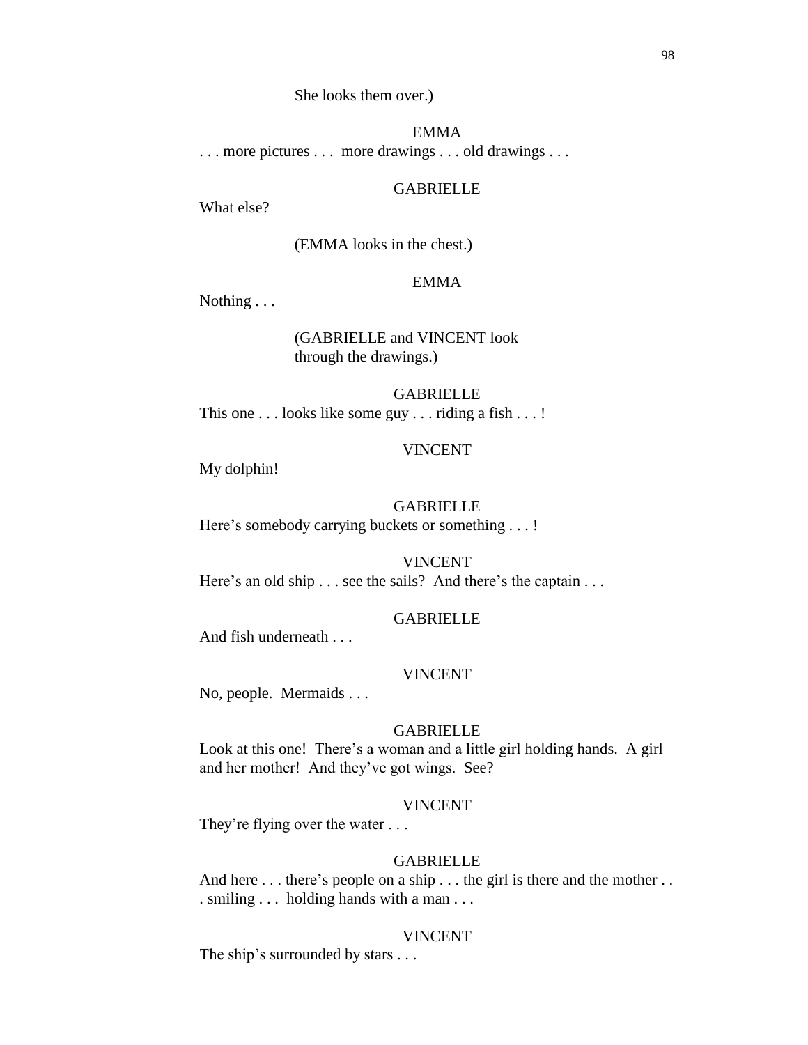She looks them over.)

EMMA

. . . more pictures . . .  more drawings . . . old drawings . . .

GABRIELLE

What else?

(EMMA looks in the chest.)

EMMA

Nothing . . .

(GABRIELLE and VINCENT look through the drawings.)

GABRIELLE

This one . . . looks like some guy . . . riding a fish . . . !

VINCENT

My dolphin!

GABRIELLE

Here's somebody carrying buckets or something . . . !

VINCENT

Here's an old ship . . . see the sails?  And there's the captain . . .

GABRIELLE

And fish underneath . . .

VINCENT

No, people.  Mermaids . . .

GABRIELLE

Look at this one!  There's a woman and a little girl holding hands.  A girl and her mother!  And they've got wings.  See?

VINCENT

They're flying over the water . . .

GABRIELLE

And here . . . there's people on a ship . . . the girl is there and the mother . . . smiling . . .  holding hands with a man . . .

VINCENT

The ship's surrounded by stars . . .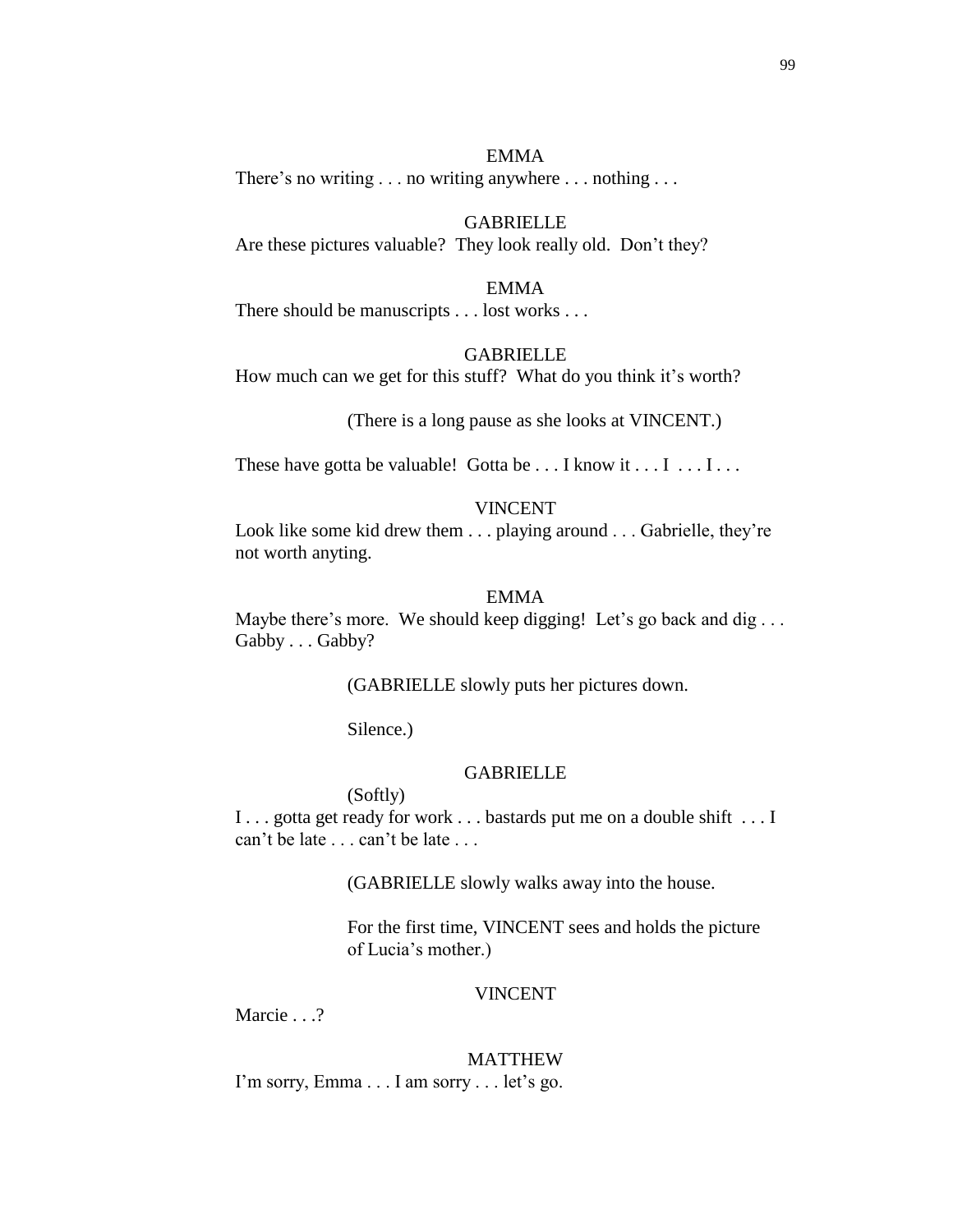EMMA

There's no writing . . . no writing anywhere . . . nothing . . .

GABRIELLE

Are these pictures valuable? They look really old. Don't they?

EMMA

There should be manuscripts . . . lost works . . .

GABRIELLE

How much can we get for this stuff? What do you think it's worth?

(There is a long pause as she looks at VINCENT.)

These have gotta be valuable! Gotta be . . . I know it . . . I . . . I . . .

VINCENT

Look like some kid drew them . . . playing around . . . Gabrielle, they're not worth anyting.

EMMA

Maybe there's more. We should keep digging! Let's go back and dig . . . Gabby . . . Gabby?

(GABRIELLE slowly puts her pictures down.

Silence.)

GABRIELLE

(Softly)

I . . . gotta get ready for work . . . bastards put me on a double shift . . . I can't be late . . . can't be late . . .

(GABRIELLE slowly walks away into the house.

For the first time, VINCENT sees and holds the picture of Lucia's mother.)

VINCENT

Marcie . . .?

MATTHEW

I'm sorry, Emma . . . I am sorry . . . let's go.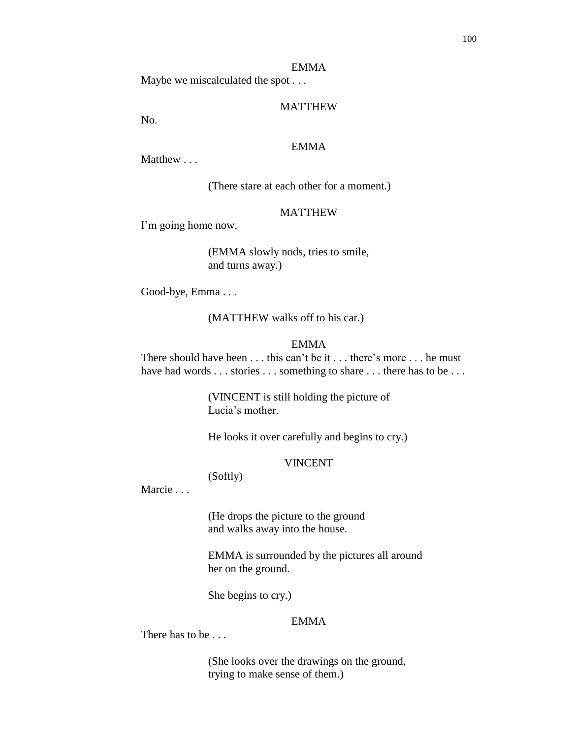EMMA

Maybe we miscalculated the spot . . .

MATTHEW

No.

EMMA

Matthew . . .

(There stare at each other for a moment.)

MATTHEW

I'm going home now.

(EMMA slowly nods, tries to smile, and turns away.)

Good-bye, Emma . . .

(MATTHEW walks off to his car.)

EMMA

There should have been . . . this can't be it . . . there's more . . . he must have had words . . . stories . . . something to share . . . there has to be . . .

(VINCENT is still holding the picture of Lucia's mother.

He looks it over carefully and begins to cry.)

VINCENT

(Softly)

Marcie . . .

(He drops the picture to the ground and walks away into the house.

EMMA is surrounded by the pictures all around her on the ground.

She begins to cry.)

EMMA

There has to be . . .

(She looks over the drawings on the ground, trying to make sense of them.)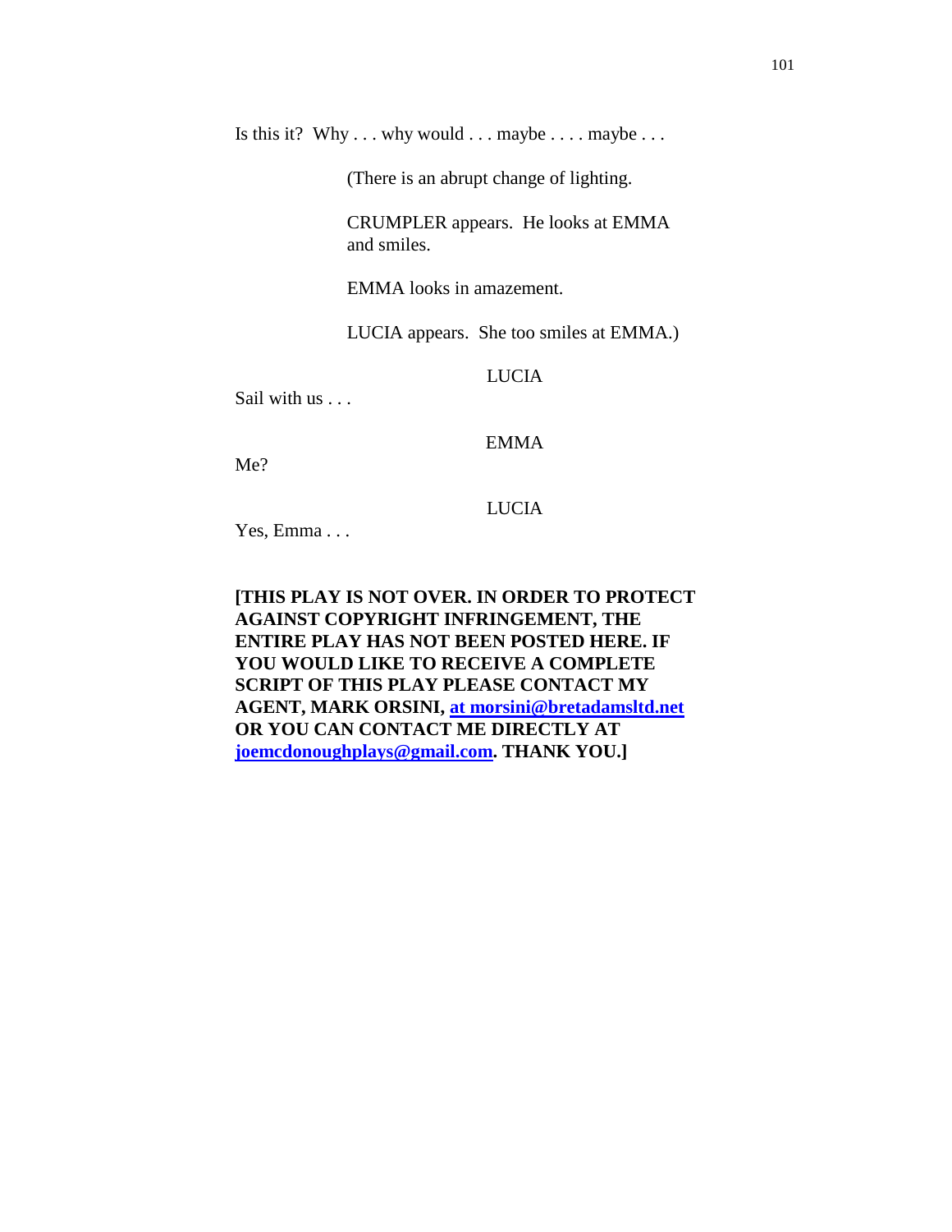Is this it? Why . . . why would . . . maybe . . . . maybe . . .

(There is an abrupt change of lighting.

CRUMPLER appears. He looks at EMMA and smiles.

EMMA looks in amazement.

LUCIA appears. She too smiles at EMMA.)

LUCIA

Sail with us . . .

EMMA

Me?

LUCIA

Yes, Emma . . .

**[THIS PLAY IS NOT OVER. IN ORDER TO PROTECT AGAINST COPYRIGHT INFRINGEMENT, THE ENTIRE PLAY HAS NOT BEEN POSTED HERE. IF YOU WOULD LIKE TO RECEIVE A COMPLETE SCRIPT OF THIS PLAY PLEASE CONTACT MY AGENT, MARK ORSINI, at morsini@bretadamsltd.net OR YOU CAN CONTACT ME DIRECTLY AT joemcdonoughplays@gmail.com. THANK YOU.]**